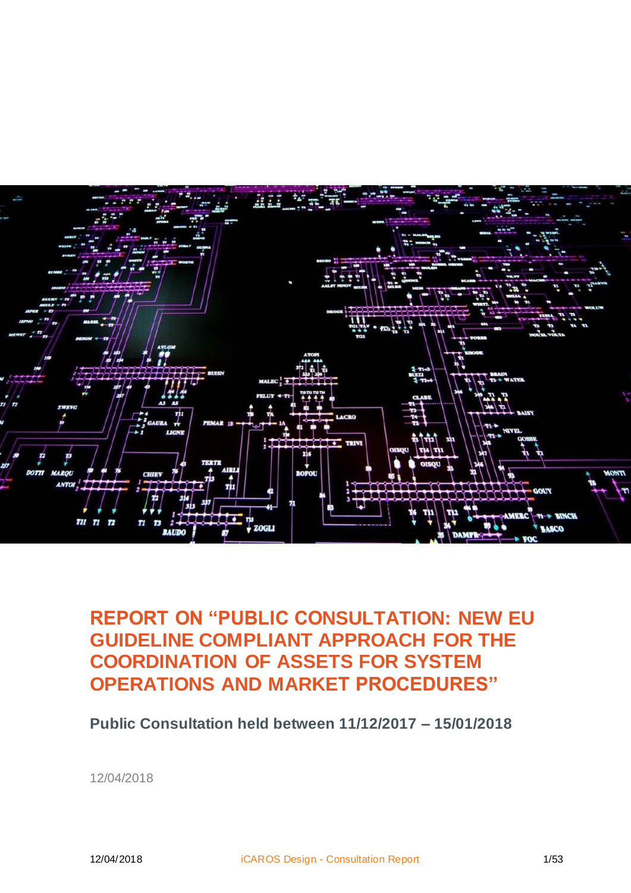# REPORT ON "PUBLIC CONSULTATION: NEW EU GUIDELINE COMPLIANT APPROACH FOR THE COORDINATION OF ASSETS FOR SYSTEM OPERATIONS AND MARKET PROCEDURES"

**Public Consultation held between 11/12/2017 – 15/01/2018**

12/04/2018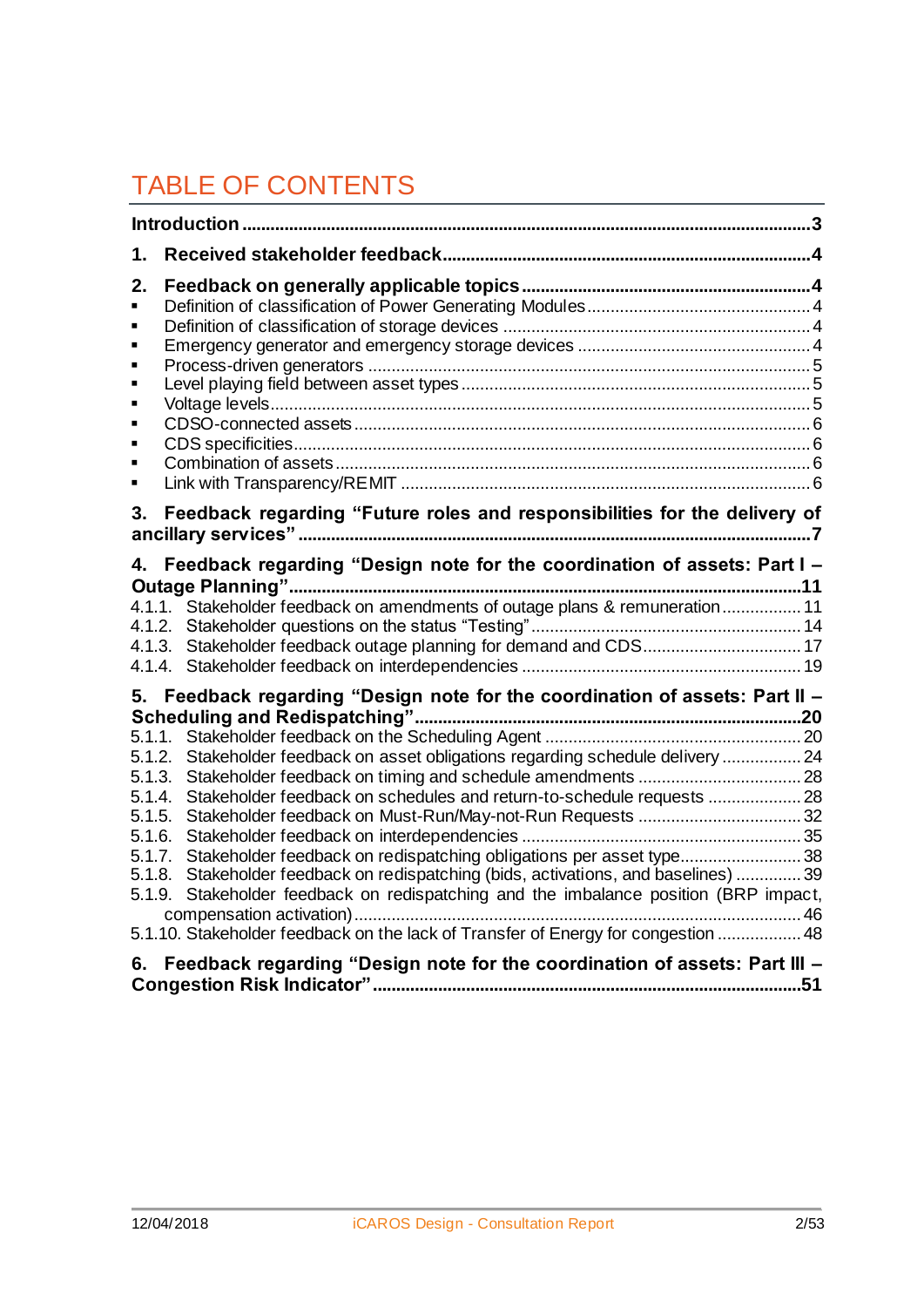# TABLE OF CONTENTS

**Introduction** ..... **3**

**1. Received stakeholder feedback** ..... **4**

**2. Feedback on generally applicable topics** ..... **4**

- Definition of classification of Power Generating Modules ..... 4
- Definition of classification of storage devices ..... 4
- Emergency generator and emergency storage devices ..... 4
- Process-driven generators ..... 5
- Level playing field between asset types ..... 5
- Voltage levels ..... 5
- CDSO-connected assets ..... 6
- CDS specificities ..... 6
- Combination of assets ..... 6
- Link with Transparency/REMIT ..... 6

**3. Feedback regarding "Future roles and responsibilities for the delivery of ancillary services"** ..... **7**

**4. Feedback regarding "Design note for the coordination of assets: Part I – Outage Planning"** ..... **11**

4.1.1. Stakeholder feedback on amendments of outage plans & remuneration ..... 11
4.1.2. Stakeholder questions on the status "Testing" ..... 14
4.1.3. Stakeholder feedback outage planning for demand and CDS ..... 17
4.1.4. Stakeholder feedback on interdependencies ..... 19

**5. Feedback regarding "Design note for the coordination of assets: Part II – Scheduling and Redispatching"** ..... **20**

5.1.1. Stakeholder feedback on the Scheduling Agent ..... 20
5.1.2. Stakeholder feedback on asset obligations regarding schedule delivery ..... 24
5.1.3. Stakeholder feedback on timing and schedule amendments ..... 28
5.1.4. Stakeholder feedback on schedules and return-to-schedule requests ..... 28
5.1.5. Stakeholder feedback on Must-Run/May-not-Run Requests ..... 32
5.1.6. Stakeholder feedback on interdependencies ..... 35
5.1.7. Stakeholder feedback on redispatching obligations per asset type ..... 38
5.1.8. Stakeholder feedback on redispatching (bids, activations, and baselines) ..... 39
5.1.9. Stakeholder feedback on redispatching and the imbalance position (BRP impact, compensation activation) ..... 46
5.1.10. Stakeholder feedback on the lack of Transfer of Energy for congestion ..... 48

**6. Feedback regarding "Design note for the coordination of assets: Part III – Congestion Risk Indicator"** ..... **51**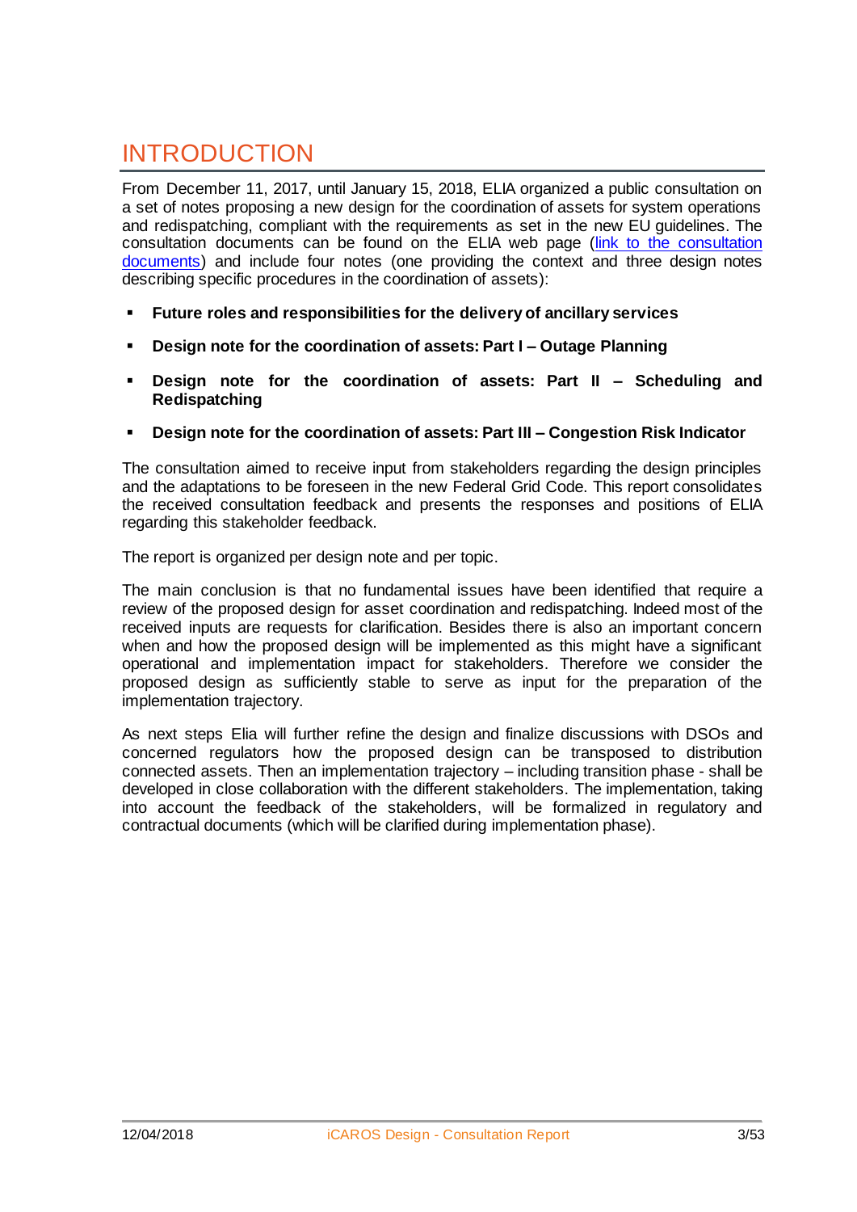# INTRODUCTION

From December 11, 2017, until January 15, 2018, ELIA organized a public consultation on a set of notes proposing a new design for the coordination of assets for system operations and redispatching, compliant with the requirements as set in the new EU guidelines. The consultation documents can be found on the ELIA web page (link to the consultation documents) and include four notes (one providing the context and three design notes describing specific procedures in the coordination of assets):

- **Future roles and responsibilities for the delivery of ancillary services**
- **Design note for the coordination of assets: Part I – Outage Planning**
- **Design note for the coordination of assets: Part II – Scheduling and Redispatching**
- **Design note for the coordination of assets: Part III – Congestion Risk Indicator**

The consultation aimed to receive input from stakeholders regarding the design principles and the adaptations to be foreseen in the new Federal Grid Code. This report consolidates the received consultation feedback and presents the responses and positions of ELIA regarding this stakeholder feedback.

The report is organized per design note and per topic.

The main conclusion is that no fundamental issues have been identified that require a review of the proposed design for asset coordination and redispatching. Indeed most of the received inputs are requests for clarification. Besides there is also an important concern when and how the proposed design will be implemented as this might have a significant operational and implementation impact for stakeholders. Therefore we consider the proposed design as sufficiently stable to serve as input for the preparation of the implementation trajectory.

As next steps Elia will further refine the design and finalize discussions with DSOs and concerned regulators how the proposed design can be transposed to distribution connected assets. Then an implementation trajectory – including transition phase - shall be developed in close collaboration with the different stakeholders. The implementation, taking into account the feedback of the stakeholders, will be formalized in regulatory and contractual documents (which will be clarified during implementation phase).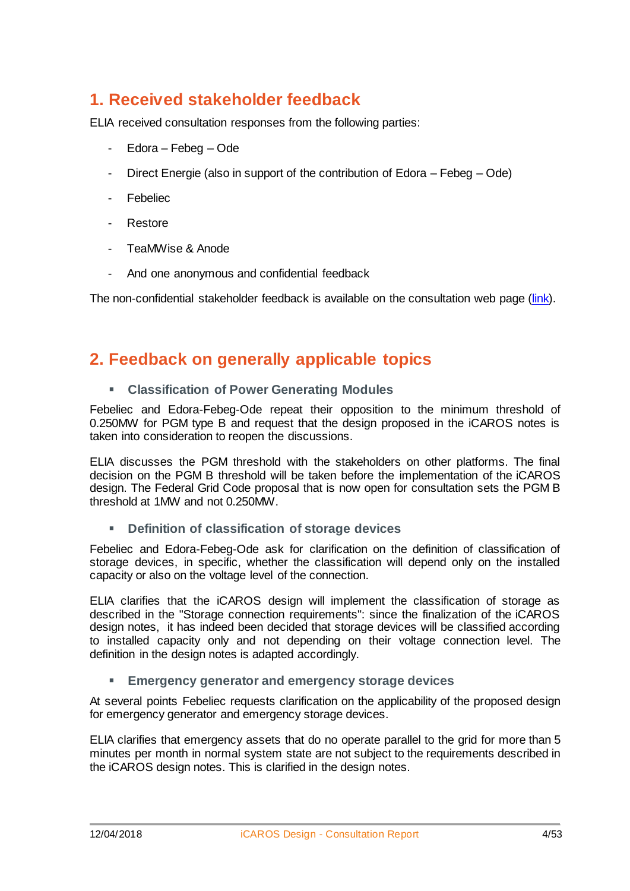# 1. Received stakeholder feedback

ELIA received consultation responses from the following parties:

- Edora – Febeg – Ode
- Direct Energie (also in support of the contribution of Edora – Febeg – Ode)
- Febeliec
- Restore
- TeaMWise & Anode
- And one anonymous and confidential feedback

The non-confidential stakeholder feedback is available on the consultation web page (link).

# 2. Feedback on generally applicable topics

- **Classification of Power Generating Modules**

Febeliec and Edora-Febeg-Ode repeat their opposition to the minimum threshold of 0.250MW for PGM type B and request that the design proposed in the iCAROS notes is taken into consideration to reopen the discussions.

ELIA discusses the PGM threshold with the stakeholders on other platforms. The final decision on the PGM B threshold will be taken before the implementation of the iCAROS design. The Federal Grid Code proposal that is now open for consultation sets the PGM B threshold at 1MW and not 0.250MW.

- **Definition of classification of storage devices**

Febeliec and Edora-Febeg-Ode ask for clarification on the definition of classification of storage devices, in specific, whether the classification will depend only on the installed capacity or also on the voltage level of the connection.

ELIA clarifies that the iCAROS design will implement the classification of storage as described in the "Storage connection requirements": since the finalization of the iCAROS design notes, it has indeed been decided that storage devices will be classified according to installed capacity only and not depending on their voltage connection level. The definition in the design notes is adapted accordingly.

- **Emergency generator and emergency storage devices**

At several points Febeliec requests clarification on the applicability of the proposed design for emergency generator and emergency storage devices.

ELIA clarifies that emergency assets that do no operate parallel to the grid for more than 5 minutes per month in normal system state are not subject to the requirements described in the iCAROS design notes. This is clarified in the design notes.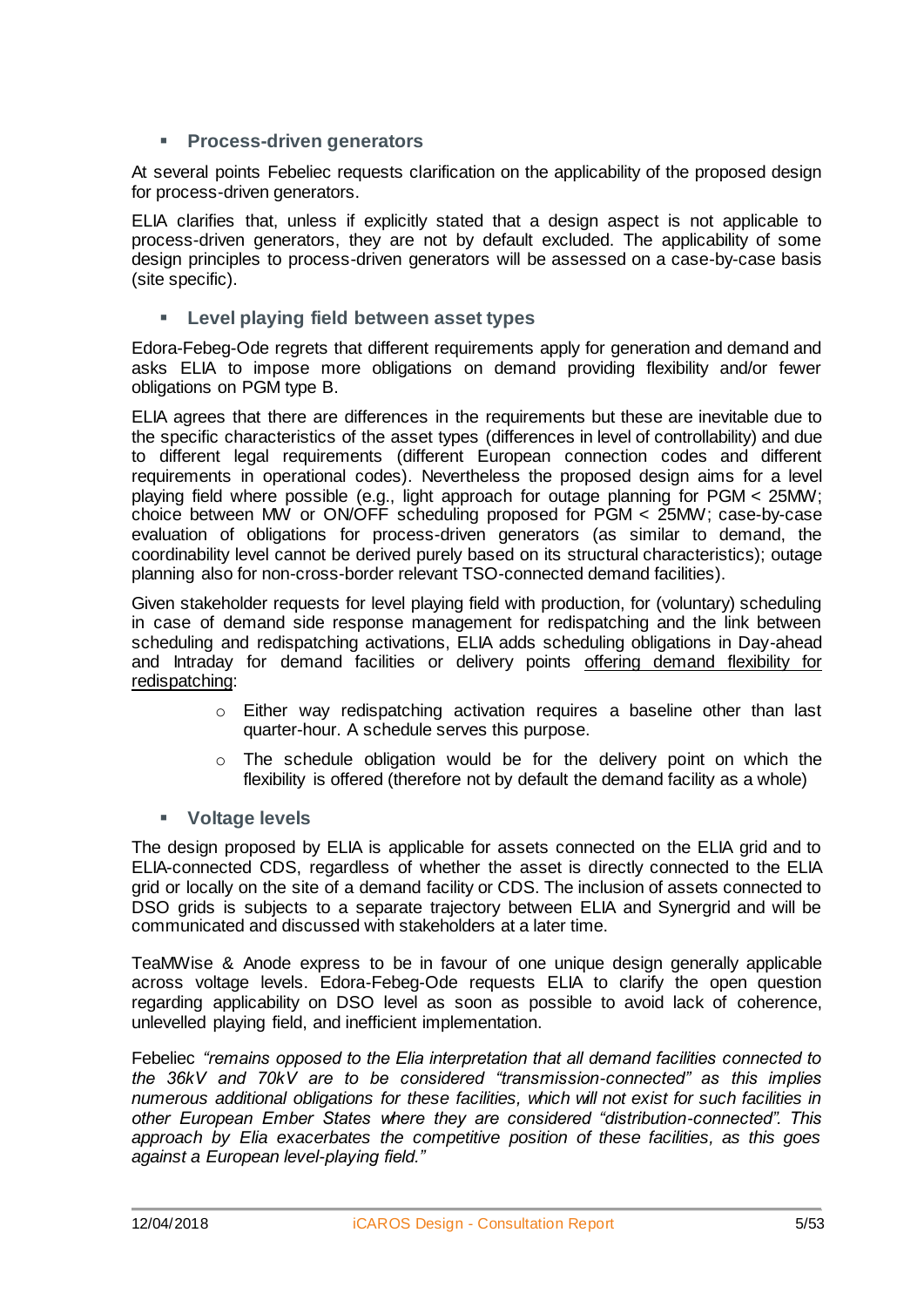- **Process-driven generators**

At several points Febeliec requests clarification on the applicability of the proposed design for process-driven generators.

ELIA clarifies that, unless if explicitly stated that a design aspect is not applicable to process-driven generators, they are not by default excluded. The applicability of some design principles to process-driven generators will be assessed on a case-by-case basis (site specific).

- **Level playing field between asset types**

Edora-Febeg-Ode regrets that different requirements apply for generation and demand and asks ELIA to impose more obligations on demand providing flexibility and/or fewer obligations on PGM type B.

ELIA agrees that there are differences in the requirements but these are inevitable due to the specific characteristics of the asset types (differences in level of controllability) and due to different legal requirements (different European connection codes and different requirements in operational codes). Nevertheless the proposed design aims for a level playing field where possible (e.g., light approach for outage planning for PGM < 25MW; choice between MW or ON/OFF scheduling proposed for PGM < 25MW; case-by-case evaluation of obligations for process-driven generators (as similar to demand, the coordinability level cannot be derived purely based on its structural characteristics); outage planning also for non-cross-border relevant TSO-connected demand facilities).

Given stakeholder requests for level playing field with production, for (voluntary) scheduling in case of demand side response management for redispatching and the link between scheduling and redispatching activations, ELIA adds scheduling obligations in Day-ahead and Intraday for demand facilities or delivery points <u>offering demand flexibility for redispatching</u>:

  - Either way redispatching activation requires a baseline other than last quarter-hour. A schedule serves this purpose.
  - The schedule obligation would be for the delivery point on which the flexibility is offered (therefore not by default the demand facility as a whole)

- **Voltage levels**

The design proposed by ELIA is applicable for assets connected on the ELIA grid and to ELIA-connected CDS, regardless of whether the asset is directly connected to the ELIA grid or locally on the site of a demand facility or CDS. The inclusion of assets connected to DSO grids is subjects to a separate trajectory between ELIA and Synergrid and will be communicated and discussed with stakeholders at a later time.

TeaMWise & Anode express to be in favour of one unique design generally applicable across voltage levels. Edora-Febeg-Ode requests ELIA to clarify the open question regarding applicability on DSO level as soon as possible to avoid lack of coherence, unlevelled playing field, and inefficient implementation.

Febeliec *"remains opposed to the Elia interpretation that all demand facilities connected to the 36kV and 70kV are to be considered "transmission-connected" as this implies numerous additional obligations for these facilities, which will not exist for such facilities in other European Ember States where they are considered "distribution-connected". This approach by Elia exacerbates the competitive position of these facilities, as this goes against a European level-playing field."*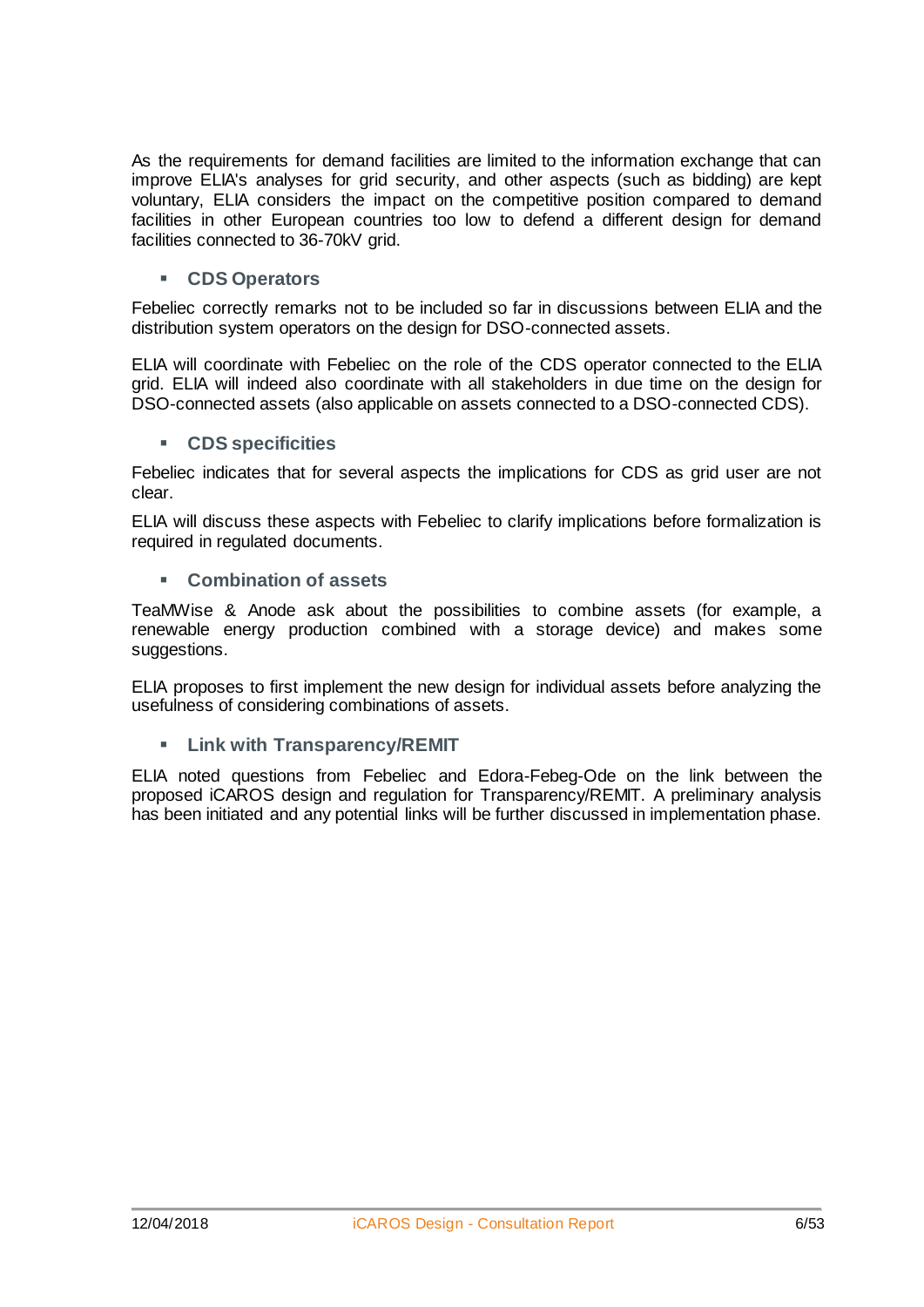As the requirements for demand facilities are limited to the information exchange that can improve ELIA's analyses for grid security, and other aspects (such as bidding) are kept voluntary, ELIA considers the impact on the competitive position compared to demand facilities in other European countries too low to defend a different design for demand facilities connected to 36-70kV grid.

- **CDS Operators**

Febeliec correctly remarks not to be included so far in discussions between ELIA and the distribution system operators on the design for DSO-connected assets.

ELIA will coordinate with Febeliec on the role of the CDS operator connected to the ELIA grid. ELIA will indeed also coordinate with all stakeholders in due time on the design for DSO-connected assets (also applicable on assets connected to a DSO-connected CDS).

- **CDS specificities**

Febeliec indicates that for several aspects the implications for CDS as grid user are not clear.

ELIA will discuss these aspects with Febeliec to clarify implications before formalization is required in regulated documents.

- **Combination of assets**

TeaMWise & Anode ask about the possibilities to combine assets (for example, a renewable energy production combined with a storage device) and makes some suggestions.

ELIA proposes to first implement the new design for individual assets before analyzing the usefulness of considering combinations of assets.

- **Link with Transparency/REMIT**

ELIA noted questions from Febeliec and Edora-Febeg-Ode on the link between the proposed iCAROS design and regulation for Transparency/REMIT. A preliminary analysis has been initiated and any potential links will be further discussed in implementation phase.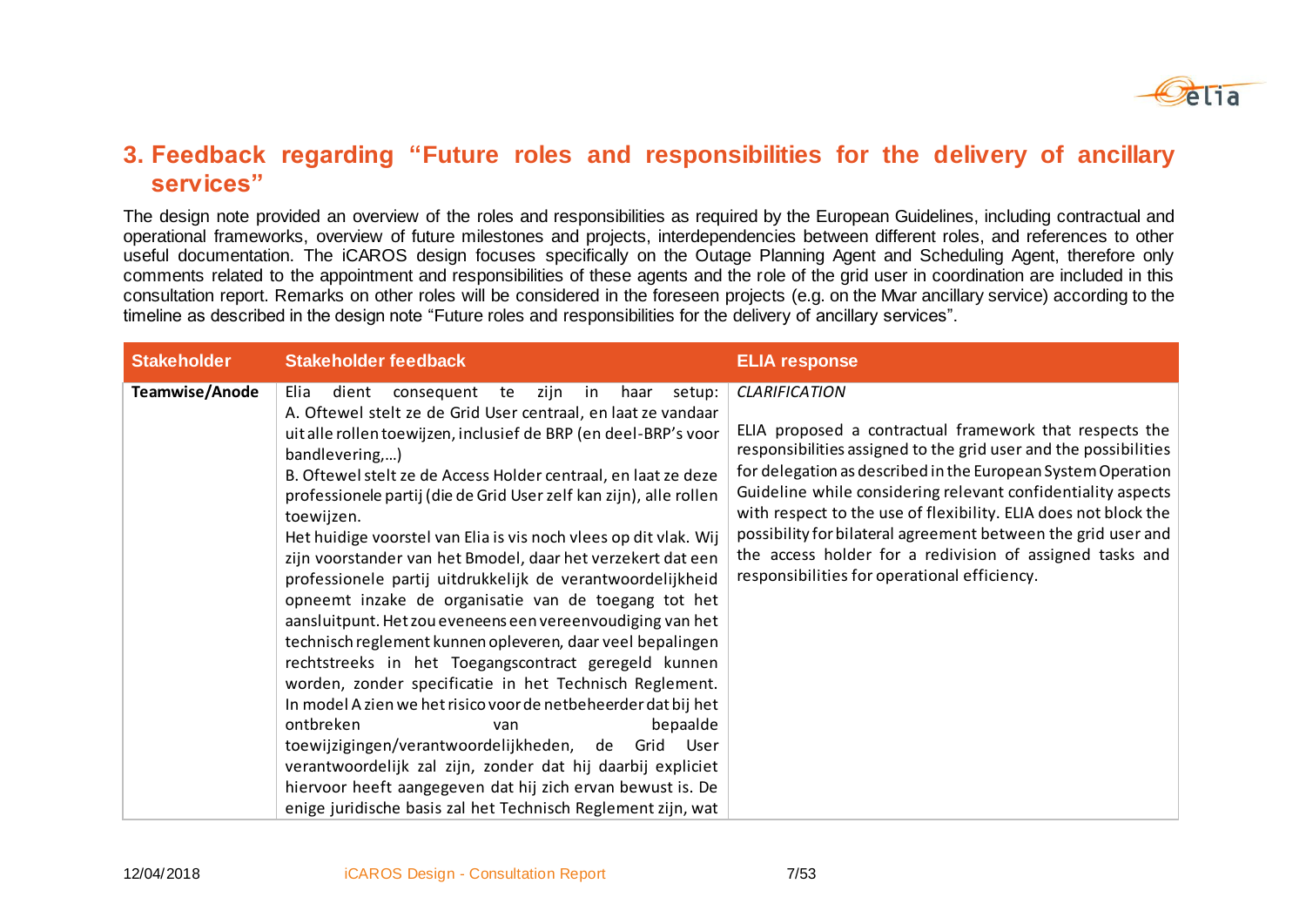## 3. Feedback regarding "Future roles and responsibilities for the delivery of ancillary services"

The design note provided an overview of the roles and responsibilities as required by the European Guidelines, including contractual and operational frameworks, overview of future milestones and projects, interdependencies between different roles, and references to other useful documentation. The iCAROS design focuses specifically on the Outage Planning Agent and Scheduling Agent, therefore only comments related to the appointment and responsibilities of these agents and the role of the grid user in coordination are included in this consultation report. Remarks on other roles will be considered in the foreseen projects (e.g. on the Mvar ancillary service) according to the timeline as described in the design note "Future roles and responsibilities for the delivery of ancillary services".

| Stakeholder | Stakeholder feedback | ELIA response |
|---|---|---|
| **Teamwise/Anode** | Elia dient consequent te zijn in haar setup:<br>A. Oftewel stelt ze de Grid User centraal, en laat ze vandaar uit alle rollen toewijzen, inclusief de BRP (en deel-BRP's voor bandlevering,…)<br>B. Oftewel stelt ze de Access Holder centraal, en laat ze deze professionele partij (die de Grid User zelf kan zijn), alle rollen toewijzen.<br>Het huidige voorstel van Elia is vis noch vlees op dit vlak. Wij zijn voorstander van het Bmodel, daar het verzekert dat een professionele partij uitdrukkelijk de verantwoordelijkheid opneemt inzake de organisatie van de toegang tot het aansluitpunt. Het zou eveneens een vereenvoudiging van het technisch reglement kunnen opleveren, daar veel bepalingen rechtstreeks in het Toegangscontract geregeld kunnen worden, zonder specificatie in het Technisch Reglement.<br>In model A zien we het risico voor de netbeheerder dat bij het ontbreken van bepaalde toewijzigingen/verantwoordelijkheden, de Grid User verantwoordelijk zal zijn, zonder dat hij daarbij expliciet hiervoor heeft aangegeven dat hij zich ervan bewust is. De enige juridische basis zal het Technisch Reglement zijn, wat | *CLARIFICATION*<br><br>ELIA proposed a contractual framework that respects the responsibilities assigned to the grid user and the possibilities for delegation as described in the European System Operation Guideline while considering relevant confidentiality aspects with respect to the use of flexibility. ELIA does not block the possibility for bilateral agreement between the grid user and the access holder for a redivision of assigned tasks and responsibilities for operational efficiency. |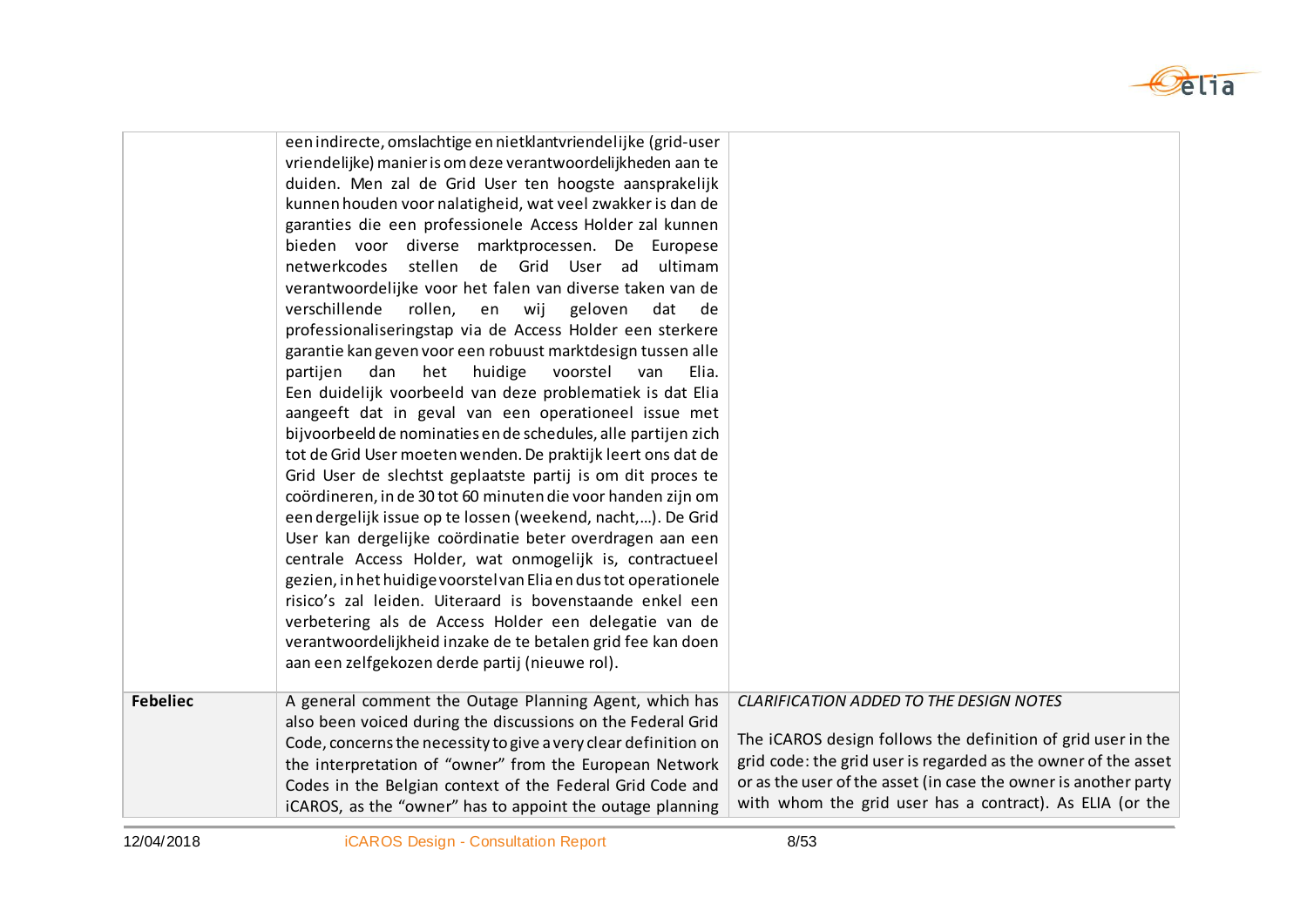| | | |
|---|---|---|
| | een indirecte, omslachtige en nietklantvriendelijke (grid-user vriendelijke) manier is om deze verantwoordelijkheden aan te duiden. Men zal de Grid User ten hoogste aansprakelijk kunnen houden voor nalatigheid, wat veel zwakker is dan de garanties die een professionele Access Holder zal kunnen bieden voor diverse marktprocessen. De Europese netwerkcodes stellen de Grid User ad ultimam verantwoordelijke voor het falen van diverse taken van de verschillende rollen, en wij geloven dat de professionaliseringstap via de Access Holder een sterkere garantie kan geven voor een robuust marktdesign tussen alle partijen dan het huidige voorstel van Elia. Een duidelijk voorbeeld van deze problematiek is dat Elia aangeeft dat in geval van een operationeel issue met bijvoorbeeld de nominaties en de schedules, alle partijen zich tot de Grid User moeten wenden. De praktijk leert ons dat de Grid User de slechtst geplaatste partij is om dit proces te coördineren, in de 30 tot 60 minuten die voor handen zijn om een dergelijk issue op te lossen (weekend, nacht,…). De Grid User kan dergelijke coördinatie beter overdragen aan een centrale Access Holder, wat onmogelijk is, contractueel gezien, in het huidige voorstel van Elia en dus tot operationele risico's zal leiden. Uiteraard is bovenstaande enkel een verbetering als de Access Holder een delegatie van de verantwoordelijkheid inzake de te betalen grid fee kan doen aan een zelfgekozen derde partij (nieuwe rol). | |
| **Febeliec** | A general comment the Outage Planning Agent, which has also been voiced during the discussions on the Federal Grid Code, concerns the necessity to give a very clear definition on the interpretation of "owner" from the European Network Codes in the Belgian context of the Federal Grid Code and iCAROS, as the "owner" has to appoint the outage planning | *CLARIFICATION ADDED TO THE DESIGN NOTES*<br><br>The iCAROS design follows the definition of grid user in the grid code: the grid user is regarded as the owner of the asset or as the user of the asset (in case the owner is another party with whom the grid user has a contract). As ELIA (or the |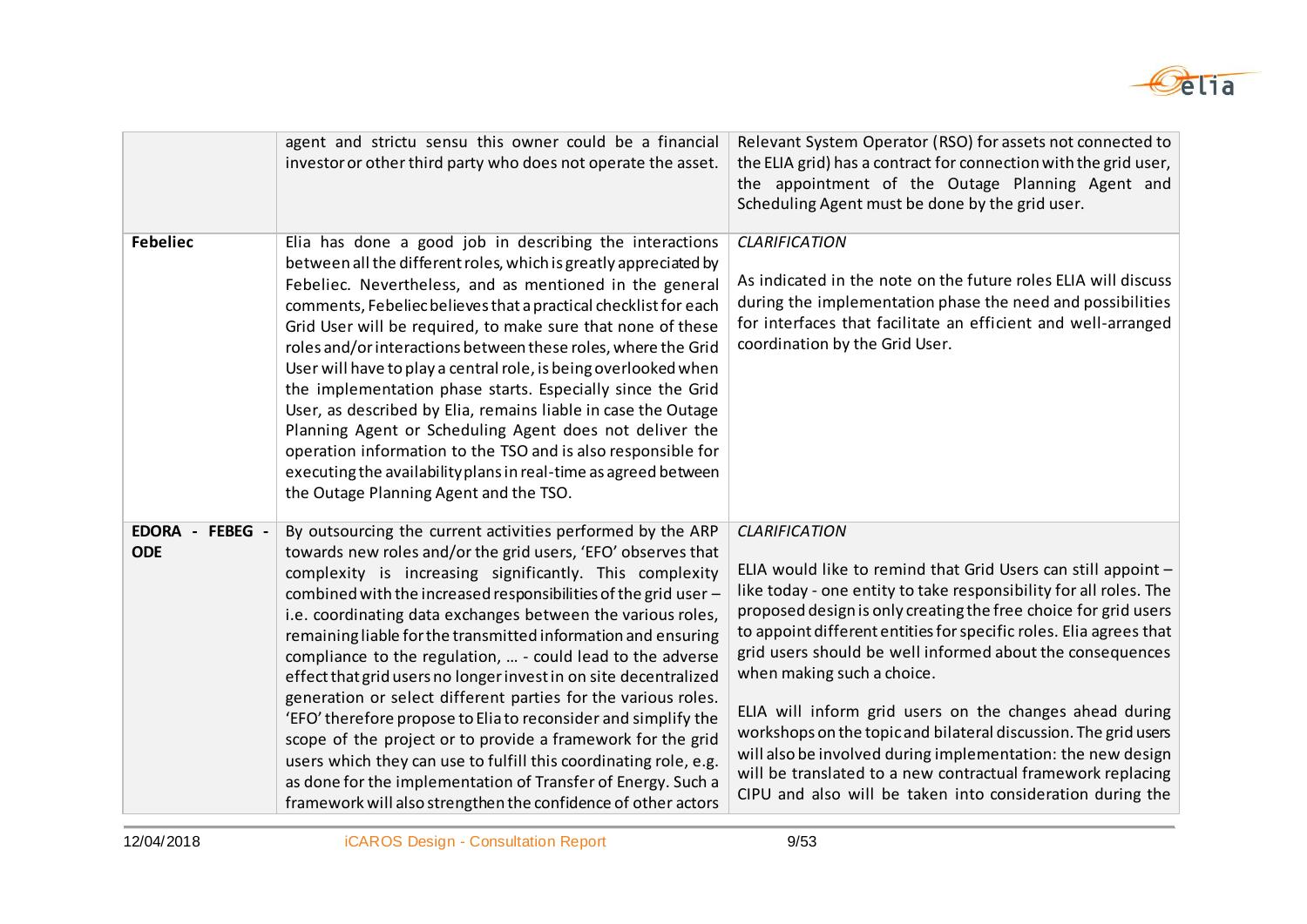| | | |
|---|---|---|
| | agent and strictu sensu this owner could be a financial investor or other third party who does not operate the asset. | Relevant System Operator (RSO) for assets not connected to the ELIA grid) has a contract for connection with the grid user, the appointment of the Outage Planning Agent and Scheduling Agent must be done by the grid user. |
| **Febeliec** | Elia has done a good job in describing the interactions between all the different roles, which is greatly appreciated by Febeliec. Nevertheless, and as mentioned in the general comments, Febeliec believes that a practical checklist for each Grid User will be required, to make sure that none of these roles and/or interactions between these roles, where the Grid User will have to play a central role, is being overlooked when the implementation phase starts. Especially since the Grid User, as described by Elia, remains liable in case the Outage Planning Agent or Scheduling Agent does not deliver the operation information to the TSO and is also responsible for executing the availability plans in real-time as agreed between the Outage Planning Agent and the TSO. | *CLARIFICATION*<br><br>As indicated in the note on the future roles ELIA will discuss during the implementation phase the need and possibilities for interfaces that facilitate an efficient and well-arranged coordination by the Grid User. |
| **EDORA - FEBEG - ODE** | By outsourcing the current activities performed by the ARP towards new roles and/or the grid users, 'EFO' observes that complexity is increasing significantly. This complexity combined with the increased responsibilities of the grid user – i.e. coordinating data exchanges between the various roles, remaining liable for the transmitted information and ensuring compliance to the regulation, … - could lead to the adverse effect that grid users no longer invest in on site decentralized generation or select different parties for the various roles. 'EFO' therefore propose to Elia to reconsider and simplify the scope of the project or to provide a framework for the grid users which they can use to fulfill this coordinating role, e.g. as done for the implementation of Transfer of Energy. Such a framework will also strengthen the confidence of other actors | *CLARIFICATION*<br><br>ELIA would like to remind that Grid Users can still appoint – like today - one entity to take responsibility for all roles. The proposed design is only creating the free choice for grid users to appoint different entities for specific roles. Elia agrees that grid users should be well informed about the consequences when making such a choice.<br><br>ELIA will inform grid users on the changes ahead during workshops on the topic and bilateral discussion. The grid users will also be involved during implementation: the new design will be translated to a new contractual framework replacing CIPU and also will be taken into consideration during the |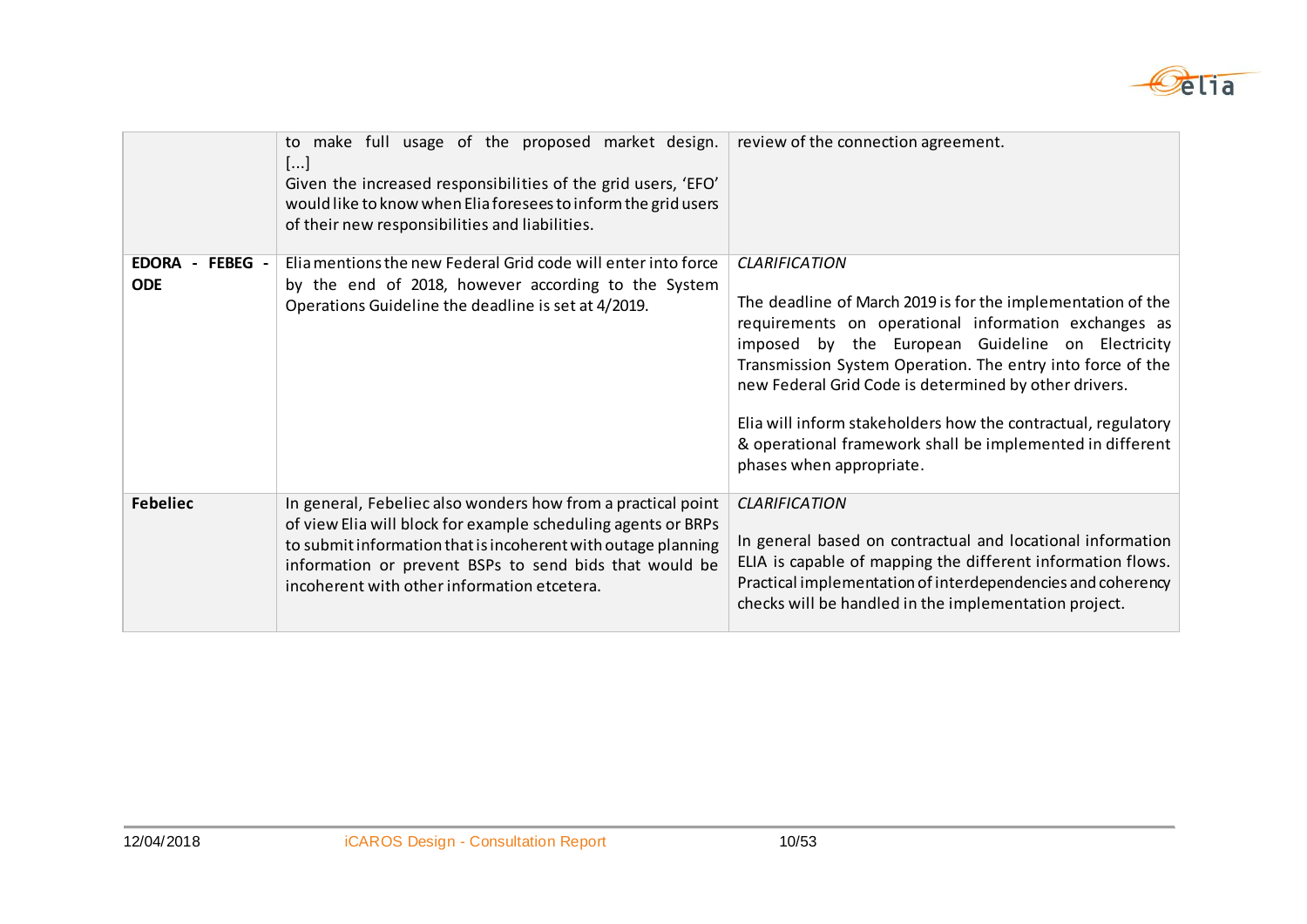| | | |
|---|---|---|
| | to make full usage of the proposed market design. [...] <br> Given the increased responsibilities of the grid users, 'EFO' would like to know when Elia foresees to inform the grid users of their new responsibilities and liabilities. | review of the connection agreement. |
| **EDORA - FEBEG - ODE** | Elia mentions the new Federal Grid code will enter into force by the end of 2018, however according to the System Operations Guideline the deadline is set at 4/2019. | *CLARIFICATION* <br><br> The deadline of March 2019 is for the implementation of the requirements on operational information exchanges as imposed by the European Guideline on Electricity Transmission System Operation. The entry into force of the new Federal Grid Code is determined by other drivers. <br><br> Elia will inform stakeholders how the contractual, regulatory & operational framework shall be implemented in different phases when appropriate. |
| **Febeliec** | In general, Febeliec also wonders how from a practical point of view Elia will block for example scheduling agents or BRPs to submit information that is incoherent with outage planning information or prevent BSPs to send bids that would be incoherent with other information etcetera. | *CLARIFICATION* <br><br> In general based on contractual and locational information ELIA is capable of mapping the different information flows. Practical implementation of interdependencies and coherency checks will be handled in the implementation project. |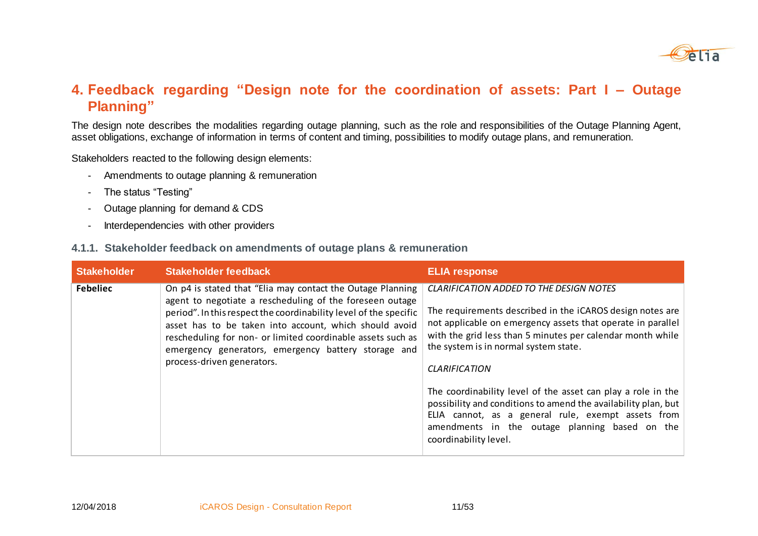# 4. Feedback regarding "Design note for the coordination of assets: Part I – Outage Planning"

The design note describes the modalities regarding outage planning, such as the role and responsibilities of the Outage Planning Agent, asset obligations, exchange of information in terms of content and timing, possibilities to modify outage plans, and remuneration.

Stakeholders reacted to the following design elements:

- Amendments to outage planning & remuneration
- The status "Testing"
- Outage planning for demand & CDS
- Interdependencies with other providers

### 4.1.1. Stakeholder feedback on amendments of outage plans & remuneration

| Stakeholder | Stakeholder feedback | ELIA response |
|---|---|---|
| **Febeliec** | On p4 is stated that "Elia may contact the Outage Planning agent to negotiate a rescheduling of the foreseen outage period". In this respect the coordinability level of the specific asset has to be taken into account, which should avoid rescheduling for non- or limited coordinable assets such as emergency generators, emergency battery storage and process-driven generators. | *CLARIFICATION ADDED TO THE DESIGN NOTES*<br><br>The requirements described in the iCAROS design notes are not applicable on emergency assets that operate in parallel with the grid less than 5 minutes per calendar month while the system is in normal system state.<br><br>*CLARIFICATION*<br><br>The coordinability level of the asset can play a role in the possibility and conditions to amend the availability plan, but ELIA cannot, as a general rule, exempt assets from amendments in the outage planning based on the coordinability level. |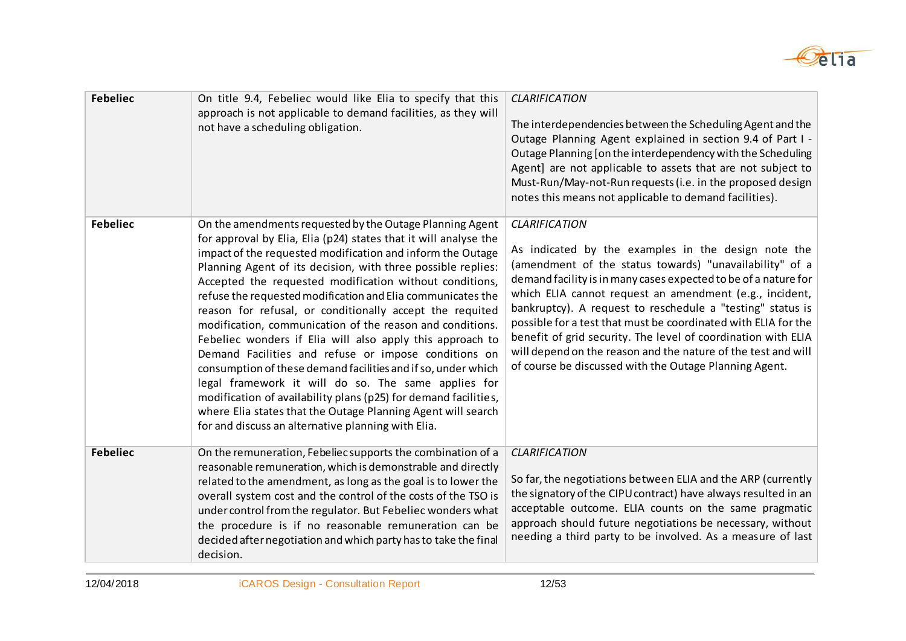| | | |
|---|---|---|
| **Febeliec** | On title 9.4, Febeliec would like Elia to specify that this approach is not applicable to demand facilities, as they will not have a scheduling obligation. | *CLARIFICATION*<br><br>The interdependencies between the Scheduling Agent and the Outage Planning Agent explained in section 9.4 of Part I - Outage Planning [on the interdependency with the Scheduling Agent] are not applicable to assets that are not subject to Must-Run/May-not-Run requests (i.e. in the proposed design notes this means not applicable to demand facilities). |
| **Febeliec** | On the amendments requested by the Outage Planning Agent for approval by Elia, Elia (p24) states that it will analyse the impact of the requested modification and inform the Outage Planning Agent of its decision, with three possible replies: Accepted the requested modification without conditions, refuse the requested modification and Elia communicates the reason for refusal, or conditionally accept the requited modification, communication of the reason and conditions. Febeliec wonders if Elia will also apply this approach to Demand Facilities and refuse or impose conditions on consumption of these demand facilities and if so, under which legal framework it will do so. The same applies for modification of availability plans (p25) for demand facilities, where Elia states that the Outage Planning Agent will search for and discuss an alternative planning with Elia. | *CLARIFICATION*<br><br>As indicated by the examples in the design note the (amendment of the status towards) "unavailability" of a demand facility is in many cases expected to be of a nature for which ELIA cannot request an amendment (e.g., incident, bankruptcy). A request to reschedule a "testing" status is possible for a test that must be coordinated with ELIA for the benefit of grid security. The level of coordination with ELIA will depend on the reason and the nature of the test and will of course be discussed with the Outage Planning Agent. |
| **Febeliec** | On the remuneration, Febeliec supports the combination of a reasonable remuneration, which is demonstrable and directly related to the amendment, as long as the goal is to lower the overall system cost and the control of the costs of the TSO is under control from the regulator. But Febeliec wonders what the procedure is if no reasonable remuneration can be decided after negotiation and which party has to take the final decision. | *CLARIFICATION*<br><br>So far, the negotiations between ELIA and the ARP (currently the signatory of the CIPU contract) have always resulted in an acceptable outcome. ELIA counts on the same pragmatic approach should future negotiations be necessary, without needing a third party to be involved. As a measure of last |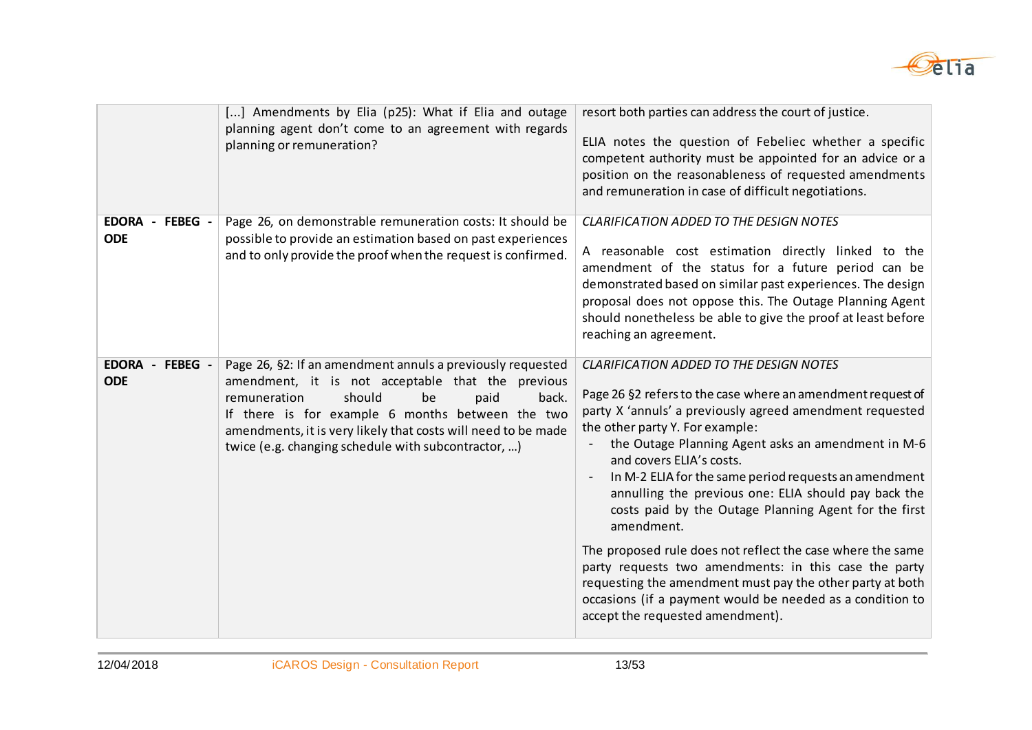| | | |
|---|---|---|
| | [...] Amendments by Elia (p25): What if Elia and outage planning agent don't come to an agreement with regards planning or remuneration? | resort both parties can address the court of justice.<br><br>ELIA notes the question of Febeliec whether a specific competent authority must be appointed for an advice or a position on the reasonableness of requested amendments and remuneration in case of difficult negotiations. |
| **EDORA - FEBEG - ODE** | Page 26, on demonstrable remuneration costs: It should be possible to provide an estimation based on past experiences and to only provide the proof when the request is confirmed. | *CLARIFICATION ADDED TO THE DESIGN NOTES*<br><br>A reasonable cost estimation directly linked to the amendment of the status for a future period can be demonstrated based on similar past experiences. The design proposal does not oppose this. The Outage Planning Agent should nonetheless be able to give the proof at least before reaching an agreement. |
| **EDORA - FEBEG - ODE** | Page 26, §2: If an amendment annuls a previously requested amendment, it is not acceptable that the previous remuneration should be paid back. If there is for example 6 months between the two amendments, it is very likely that costs will need to be made twice (e.g. changing schedule with subcontractor, …) | *CLARIFICATION ADDED TO THE DESIGN NOTES*<br><br>Page 26 §2 refers to the case where an amendment request of party X 'annuls' a previously agreed amendment requested the other party Y. For example:<br>- the Outage Planning Agent asks an amendment in M-6 and covers ELIA's costs.<br>- In M-2 ELIA for the same period requests an amendment annulling the previous one: ELIA should pay back the costs paid by the Outage Planning Agent for the first amendment.<br><br>The proposed rule does not reflect the case where the same party requests two amendments: in this case the party requesting the amendment must pay the other party at both occasions (if a payment would be needed as a condition to accept the requested amendment). |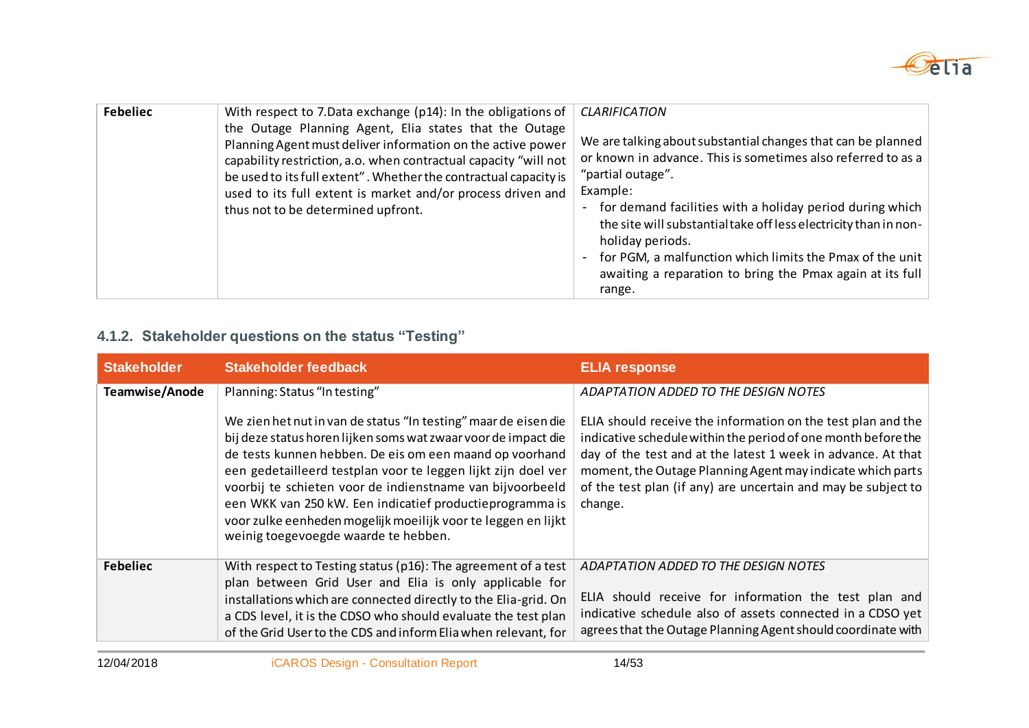| | | |
|---|---|---|
| **Febeliec** | With respect to 7.Data exchange (p14): In the obligations of the Outage Planning Agent, Elia states that the Outage Planning Agent must deliver information on the active power capability restriction, a.o. when contractual capacity "will not be used to its full extent". Whether the contractual capacity is used to its full extent is market and/or process driven and thus not to be determined upfront. | *CLARIFICATION*<br><br>We are talking about substantial changes that can be planned or known in advance. This is sometimes also referred to as a "partial outage".<br>Example:<br>- for demand facilities with a holiday period during which the site will substantial take off less electricity than in non-holiday periods.<br>- for PGM, a malfunction which limits the Pmax of the unit awaiting a reparation to bring the Pmax again at its full range. |

### 4.1.2. Stakeholder questions on the status "Testing"

| Stakeholder | Stakeholder feedback | ELIA response |
|---|---|---|
| **Teamwise/Anode** | Planning: Status "In testing"<br><br>We zien het nut in van de status "In testing" maar de eisen die bij deze status horen lijken soms wat zwaar voor de impact die de tests kunnen hebben. De eis om een maand op voorhand een gedetailleerd testplan voor te leggen lijkt zijn doel ver voorbij te schieten voor de indienstname van bijvoorbeeld een WKK van 250 kW. Een indicatief productieprogramma is voor zulke eenheden mogelijk moeilijk voor te leggen en lijkt weinig toegevoegde waarde te hebben. | *ADAPTATION ADDED TO THE DESIGN NOTES*<br><br>ELIA should receive the information on the test plan and the indicative schedule within the period of one month before the day of the test and at the latest 1 week in advance. At that moment, the Outage Planning Agent may indicate which parts of the test plan (if any) are uncertain and may be subject to change. |
| **Febeliec** | With respect to Testing status (p16): The agreement of a test plan between Grid User and Elia is only applicable for installations which are connected directly to the Elia-grid. On a CDS level, it is the CDSO who should evaluate the test plan of the Grid User to the CDS and inform Elia when relevant, for | *ADAPTATION ADDED TO THE DESIGN NOTES*<br><br>ELIA should receive for information the test plan and indicative schedule also of assets connected in a CDSO yet agrees that the Outage Planning Agent should coordinate with |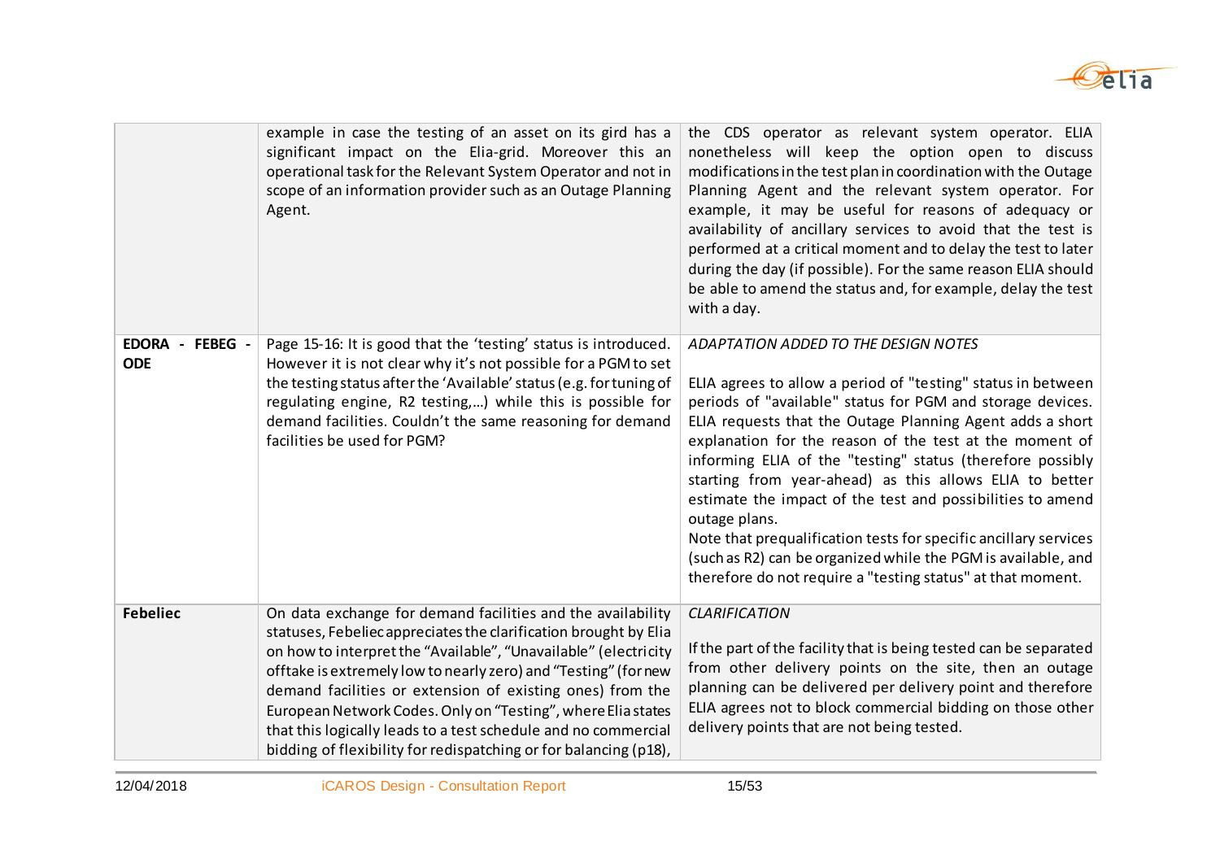| | | |
|---|---|---|
| | example in case the testing of an asset on its gird has a significant impact on the Elia-grid. Moreover this an operational task for the Relevant System Operator and not in scope of an information provider such as an Outage Planning Agent. | the CDS operator as relevant system operator. ELIA nonetheless will keep the option open to discuss modifications in the test plan in coordination with the Outage Planning Agent and the relevant system operator. For example, it may be useful for reasons of adequacy or availability of ancillary services to avoid that the test is performed at a critical moment and to delay the test to later during the day (if possible). For the same reason ELIA should be able to amend the status and, for example, delay the test with a day. |
| **EDORA - FEBEG - ODE** | Page 15-16: It is good that the 'testing' status is introduced. However it is not clear why it's not possible for a PGM to set the testing status after the 'Available' status (e.g. for tuning of regulating engine, R2 testing,…) while this is possible for demand facilities. Couldn't the same reasoning for demand facilities be used for PGM? | *ADAPTATION ADDED TO THE DESIGN NOTES*<br><br>ELIA agrees to allow a period of "testing" status in between periods of "available" status for PGM and storage devices. ELIA requests that the Outage Planning Agent adds a short explanation for the reason of the test at the moment of informing ELIA of the "testing" status (therefore possibly starting from year-ahead) as this allows ELIA to better estimate the impact of the test and possibilities to amend outage plans.<br>Note that prequalification tests for specific ancillary services (such as R2) can be organized while the PGM is available, and therefore do not require a "testing status" at that moment. |
| **Febeliec** | On data exchange for demand facilities and the availability statuses, Febeliec appreciates the clarification brought by Elia on how to interpret the "Available", "Unavailable" (electricity offtake is extremely low to nearly zero) and "Testing" (for new demand facilities or extension of existing ones) from the European Network Codes. Only on "Testing", where Elia states that this logically leads to a test schedule and no commercial bidding of flexibility for redispatching or for balancing (p18), | *CLARIFICATION*<br><br>If the part of the facility that is being tested can be separated from other delivery points on the site, then an outage planning can be delivered per delivery point and therefore ELIA agrees not to block commercial bidding on those other delivery points that are not being tested. |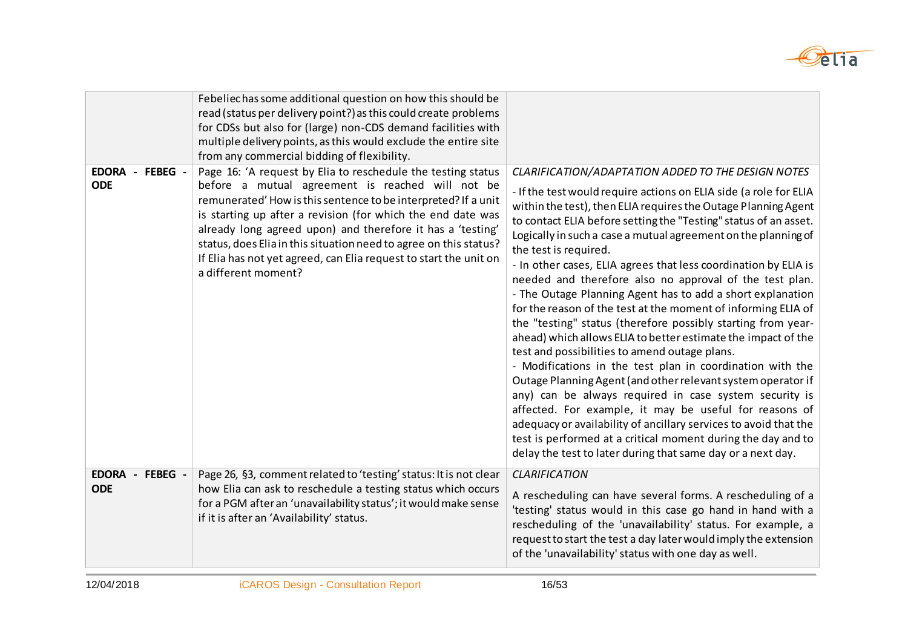| | | |
|---|---|---|
| | Febeliec has some additional question on how this should be read (status per delivery point?) as this could create problems for CDSs but also for (large) non-CDS demand facilities with multiple delivery points, as this would exclude the entire site from any commercial bidding of flexibility. | |
| **EDORA - FEBEG - ODE** | Page 16: 'A request by Elia to reschedule the testing status before a mutual agreement is reached will not be remunerated' How is this sentence to be interpreted? If a unit is starting up after a revision (for which the end date was already long agreed upon) and therefore it has a 'testing' status, does Elia in this situation need to agree on this status? If Elia has not yet agreed, can Elia request to start the unit on a different moment? | *CLARIFICATION/ADAPTATION ADDED TO THE DESIGN NOTES*<br><br>- If the test would require actions on ELIA side (a role for ELIA within the test), then ELIA requires the Outage Planning Agent to contact ELIA before setting the "Testing" status of an asset. Logically in such a case a mutual agreement on the planning of the test is required.<br>- In other cases, ELIA agrees that less coordination by ELIA is needed and therefore also no approval of the test plan.<br>- The Outage Planning Agent has to add a short explanation for the reason of the test at the moment of informing ELIA of the "testing" status (therefore possibly starting from year-ahead) which allows ELIA to better estimate the impact of the test and possibilities to amend outage plans.<br>- Modifications in the test plan in coordination with the Outage Planning Agent (and other relevant system operator if any) can be always required in case system security is affected. For example, it may be useful for reasons of adequacy or availability of ancillary services to avoid that the test is performed at a critical moment during the day and to delay the test to later during that same day or a next day. |
| **EDORA - FEBEG - ODE** | Page 26, §3, comment related to 'testing' status: It is not clear how Elia can ask to reschedule a testing status which occurs for a PGM after an 'unavailability status'; it would make sense if it is after an 'Availability' status. | *CLARIFICATION*<br><br>A rescheduling can have several forms. A rescheduling of a 'testing' status would in this case go hand in hand with a rescheduling of the 'unavailability' status. For example, a request to start the test a day later would imply the extension of the 'unavailability' status with one day as well. |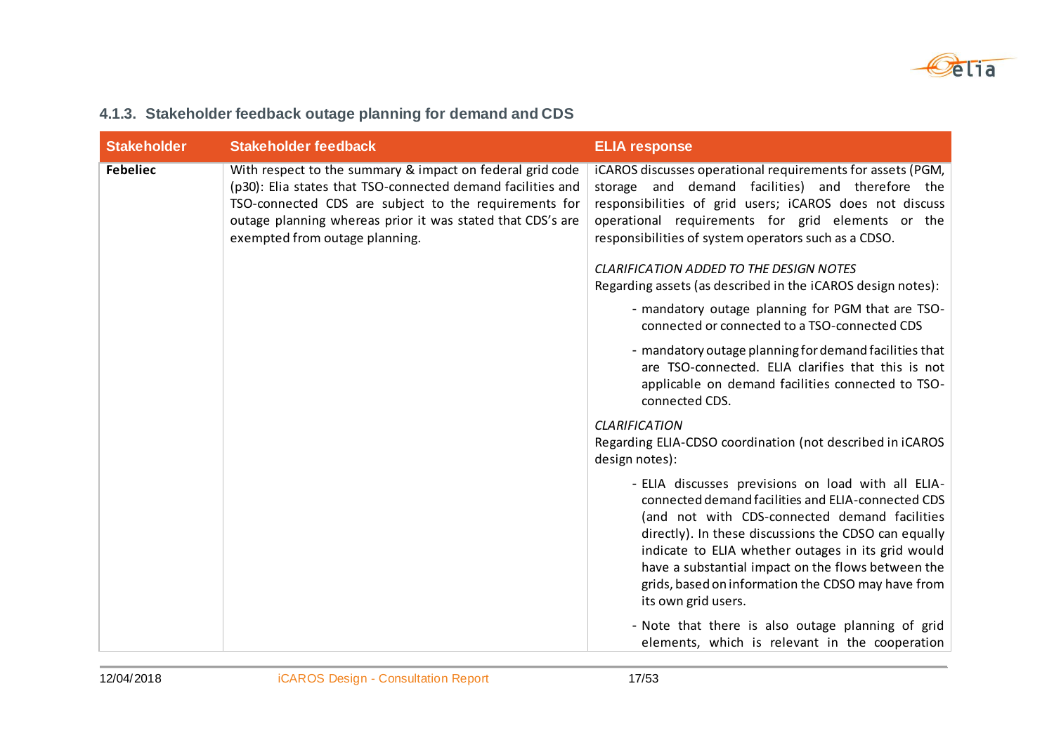### 4.1.3. Stakeholder feedback outage planning for demand and CDS

| Stakeholder | Stakeholder feedback | ELIA response |
|---|---|---|
| **Febeliec** | With respect to the summary & impact on federal grid code (p30): Elia states that TSO-connected demand facilities and TSO-connected CDS are subject to the requirements for outage planning whereas prior it was stated that CDS's are exempted from outage planning. | iCAROS discusses operational requirements for assets (PGM, storage and demand facilities) and therefore the responsibilities of grid users; iCAROS does not discuss operational requirements for grid elements or the responsibilities of system operators such as a CDSO.<br><br>*CLARIFICATION ADDED TO THE DESIGN NOTES*<br>Regarding assets (as described in the iCAROS design notes):<br>- mandatory outage planning for PGM that are TSO-connected or connected to a TSO-connected CDS<br>- mandatory outage planning for demand facilities that are TSO-connected. ELIA clarifies that this is not applicable on demand facilities connected to TSO-connected CDS.<br><br>*CLARIFICATION*<br>Regarding ELIA-CDSO coordination (not described in iCAROS design notes):<br>- ELIA discusses previsions on load with all ELIA-connected demand facilities and ELIA-connected CDS (and not with CDS-connected demand facilities directly). In these discussions the CDSO can equally indicate to ELIA whether outages in its grid would have a substantial impact on the flows between the grids, based on information the CDSO may have from its own grid users.<br>- Note that there is also outage planning of grid elements, which is relevant in the cooperation |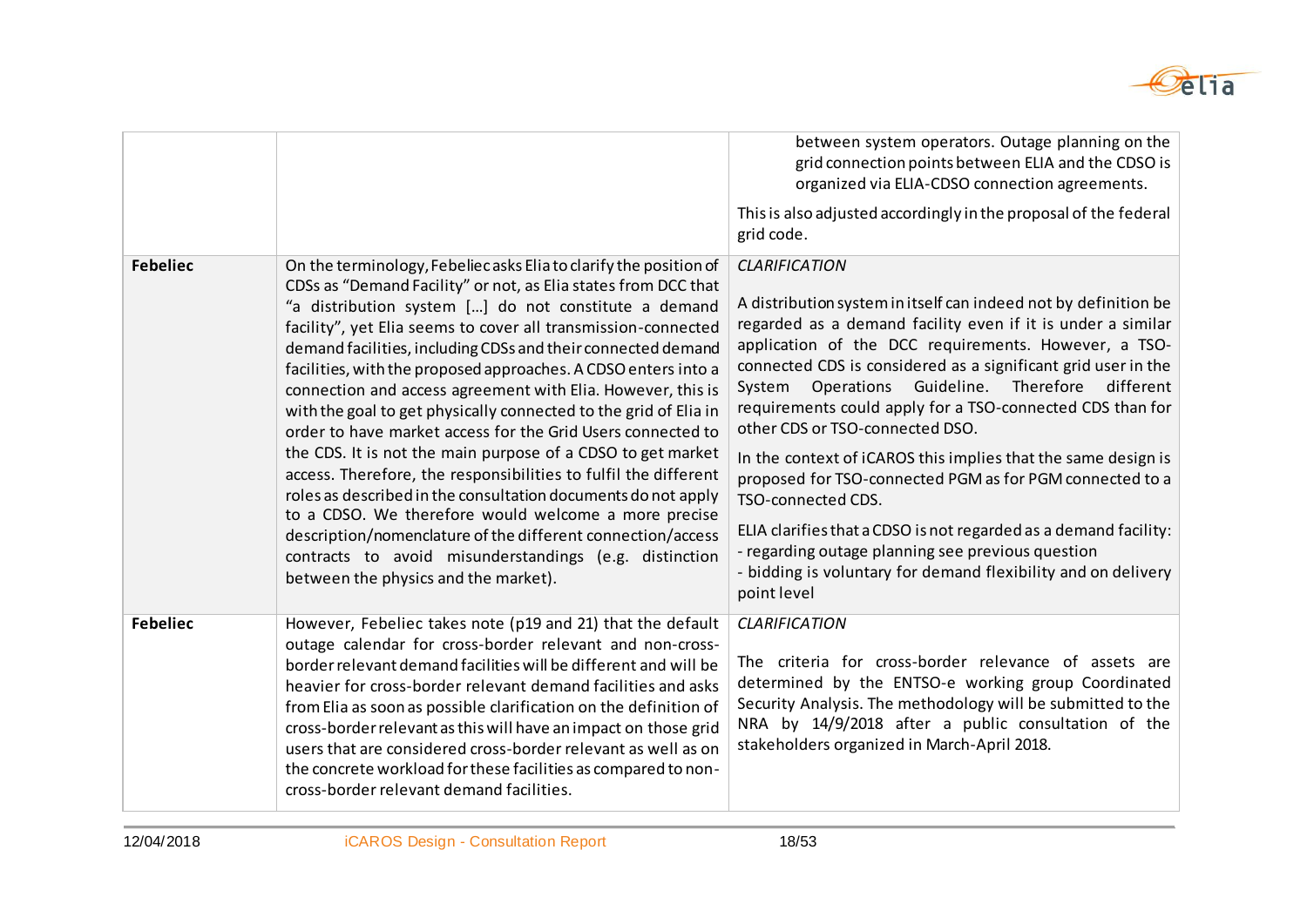| | | |
|---|---|---|
| | | between system operators. Outage planning on the grid connection points between ELIA and the CDSO is organized via ELIA-CDSO connection agreements.<br><br>This is also adjusted accordingly in the proposal of the federal grid code. |
| **Febeliec** | On the terminology, Febeliec asks Elia to clarify the position of CDSs as "Demand Facility" or not, as Elia states from DCC that "a distribution system […] do not constitute a demand facility", yet Elia seems to cover all transmission-connected demand facilities, including CDSs and their connected demand facilities, with the proposed approaches. A CDSO enters into a connection and access agreement with Elia. However, this is with the goal to get physically connected to the grid of Elia in order to have market access for the Grid Users connected to the CDS. It is not the main purpose of a CDSO to get market access. Therefore, the responsibilities to fulfil the different roles as described in the consultation documents do not apply to a CDSO. We therefore would welcome a more precise description/nomenclature of the different connection/access contracts to avoid misunderstandings (e.g. distinction between the physics and the market). | *CLARIFICATION*<br><br>A distribution system in itself can indeed not by definition be regarded as a demand facility even if it is under a similar application of the DCC requirements. However, a TSO-connected CDS is considered as a significant grid user in the System Operations Guideline. Therefore different requirements could apply for a TSO-connected CDS than for other CDS or TSO-connected DSO.<br><br>In the context of iCAROS this implies that the same design is proposed for TSO-connected PGM as for PGM connected to a TSO-connected CDS.<br><br>ELIA clarifies that a CDSO is not regarded as a demand facility:<br>- regarding outage planning see previous question<br>- bidding is voluntary for demand flexibility and on delivery point level |
| **Febeliec** | However, Febeliec takes note (p19 and 21) that the default outage calendar for cross-border relevant and non-cross-border relevant demand facilities will be different and will be heavier for cross-border relevant demand facilities and asks from Elia as soon as possible clarification on the definition of cross-border relevant as this will have an impact on those grid users that are considered cross-border relevant as well as on the concrete workload for these facilities as compared to non-cross-border relevant demand facilities. | *CLARIFICATION*<br><br>The criteria for cross-border relevance of assets are determined by the ENTSO-e working group Coordinated Security Analysis. The methodology will be submitted to the NRA by 14/9/2018 after a public consultation of the stakeholders organized in March-April 2018. |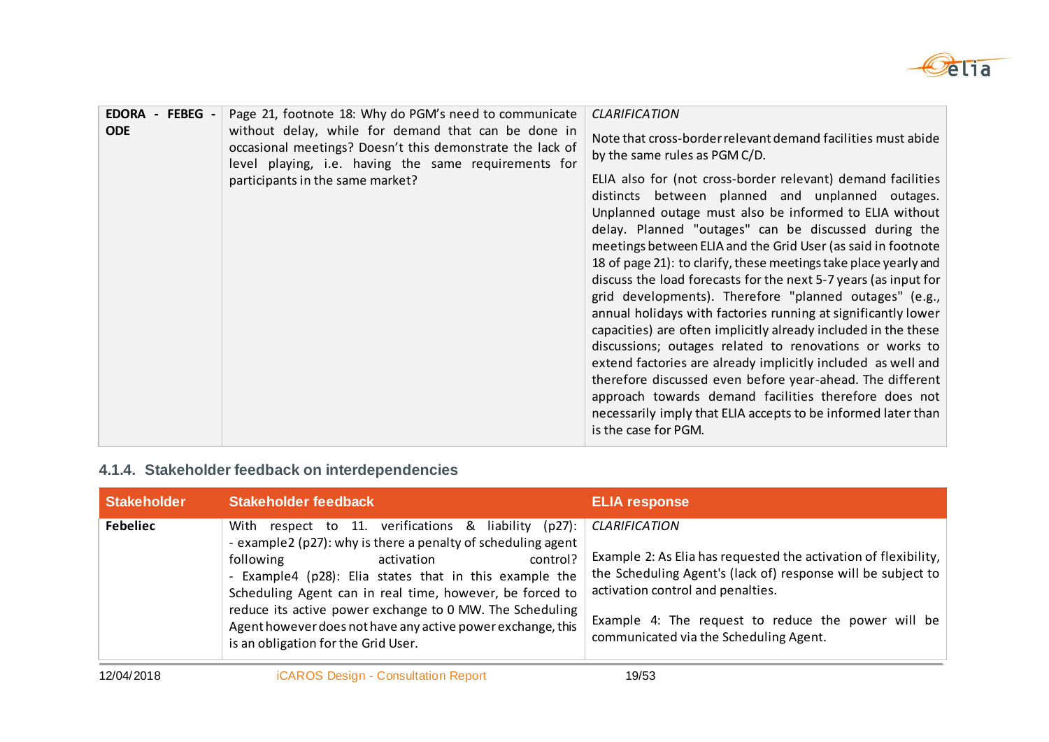| | | |
|---|---|---|
| **EDORA - FEBEG - ODE** | Page 21, footnote 18: Why do PGM's need to communicate without delay, while for demand that can be done in occasional meetings? Doesn't this demonstrate the lack of level playing, i.e. having the same requirements for participants in the same market? | *CLARIFICATION*<br><br>Note that cross-border relevant demand facilities must abide by the same rules as PGM C/D.<br><br>ELIA also for (not cross-border relevant) demand facilities distincts between planned and unplanned outages. Unplanned outage must also be informed to ELIA without delay. Planned "outages" can be discussed during the meetings between ELIA and the Grid User (as said in footnote 18 of page 21): to clarify, these meetings take place yearly and discuss the load forecasts for the next 5-7 years (as input for grid developments). Therefore "planned outages" (e.g., annual holidays with factories running at significantly lower capacities) are often implicitly already included in the these discussions; outages related to renovations or works to extend factories are already implicitly included as well and therefore discussed even before year-ahead. The different approach towards demand facilities therefore does not necessarily imply that ELIA accepts to be informed later than is the case for PGM. |

### 4.1.4. Stakeholder feedback on interdependencies

| Stakeholder | Stakeholder feedback | ELIA response |
|---|---|---|
| **Febeliec** | With respect to 11. verifications & liability (p27):<br>- example2 (p27): why is there a penalty of scheduling agent following activation control?<br>- Example4 (p28): Elia states that in this example the Scheduling Agent can in real time, however, be forced to reduce its active power exchange to 0 MW. The Scheduling Agent however does not have any active power exchange, this is an obligation for the Grid User. | *CLARIFICATION*<br><br>Example 2: As Elia has requested the activation of flexibility, the Scheduling Agent's (lack of) response will be subject to activation control and penalties.<br><br>Example 4: The request to reduce the power will be communicated via the Scheduling Agent. |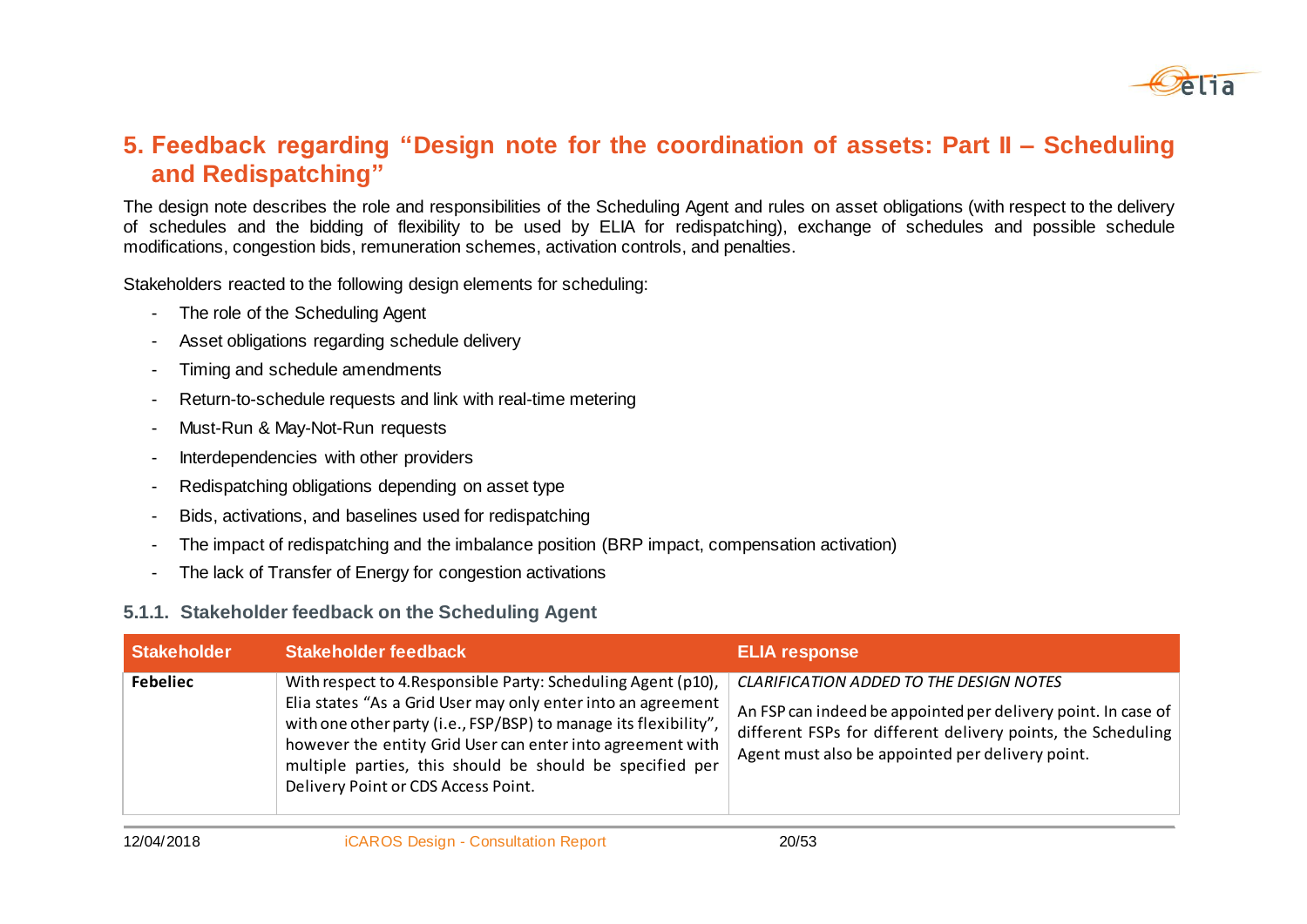# 5. Feedback regarding "Design note for the coordination of assets: Part II – Scheduling and Redispatching"

The design note describes the role and responsibilities of the Scheduling Agent and rules on asset obligations (with respect to the delivery of schedules and the bidding of flexibility to be used by ELIA for redispatching), exchange of schedules and possible schedule modifications, congestion bids, remuneration schemes, activation controls, and penalties.

Stakeholders reacted to the following design elements for scheduling:

- The role of the Scheduling Agent
- Asset obligations regarding schedule delivery
- Timing and schedule amendments
- Return-to-schedule requests and link with real-time metering
- Must-Run & May-Not-Run requests
- Interdependencies with other providers
- Redispatching obligations depending on asset type
- Bids, activations, and baselines used for redispatching
- The impact of redispatching and the imbalance position (BRP impact, compensation activation)
- The lack of Transfer of Energy for congestion activations

### 5.1.1. Stakeholder feedback on the Scheduling Agent

| Stakeholder | Stakeholder feedback | ELIA response |
|---|---|---|
| **Febeliec** | With respect to 4.Responsible Party: Scheduling Agent (p10), Elia states "As a Grid User may only enter into an agreement with one other party (i.e., FSP/BSP) to manage its flexibility", however the entity Grid User can enter into agreement with multiple parties, this should be should be specified per Delivery Point or CDS Access Point. | *CLARIFICATION ADDED TO THE DESIGN NOTES*<br><br>An FSP can indeed be appointed per delivery point. In case of different FSPs for different delivery points, the Scheduling Agent must also be appointed per delivery point. |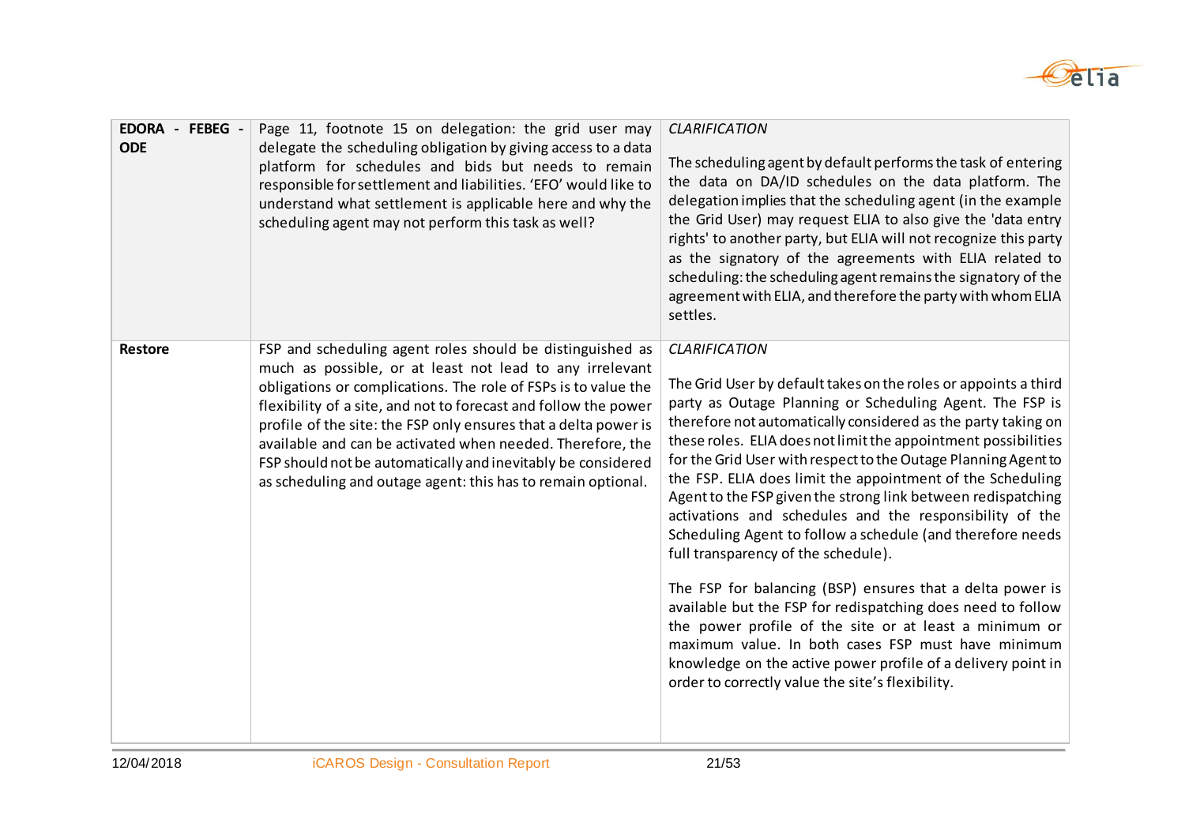| | | |
|---|---|---|
| **EDORA - FEBEG - ODE** | Page 11, footnote 15 on delegation: the grid user may delegate the scheduling obligation by giving access to a data platform for schedules and bids but needs to remain responsible for settlement and liabilities. 'EFO' would like to understand what settlement is applicable here and why the scheduling agent may not perform this task as well? | *CLARIFICATION*<br><br>The scheduling agent by default performs the task of entering the data on DA/ID schedules on the data platform. The delegation implies that the scheduling agent (in the example the Grid User) may request ELIA to also give the 'data entry rights' to another party, but ELIA will not recognize this party as the signatory of the agreements with ELIA related to scheduling: the scheduling agent remains the signatory of the agreement with ELIA, and therefore the party with whom ELIA settles. |
| **Restore** | FSP and scheduling agent roles should be distinguished as much as possible, or at least not lead to any irrelevant obligations or complications. The role of FSPs is to value the flexibility of a site, and not to forecast and follow the power profile of the site: the FSP only ensures that a delta power is available and can be activated when needed. Therefore, the FSP should not be automatically and inevitably be considered as scheduling and outage agent: this has to remain optional. | *CLARIFICATION*<br><br>The Grid User by default takes on the roles or appoints a third party as Outage Planning or Scheduling Agent. The FSP is therefore not automatically considered as the party taking on these roles. ELIA does not limit the appointment possibilities for the Grid User with respect to the Outage Planning Agent to the FSP. ELIA does limit the appointment of the Scheduling Agent to the FSP given the strong link between redispatching activations and schedules and the responsibility of the Scheduling Agent to follow a schedule (and therefore needs full transparency of the schedule).<br><br>The FSP for balancing (BSP) ensures that a delta power is available but the FSP for redispatching does need to follow the power profile of the site or at least a minimum or maximum value. In both cases FSP must have minimum knowledge on the active power profile of a delivery point in order to correctly value the site's flexibility. |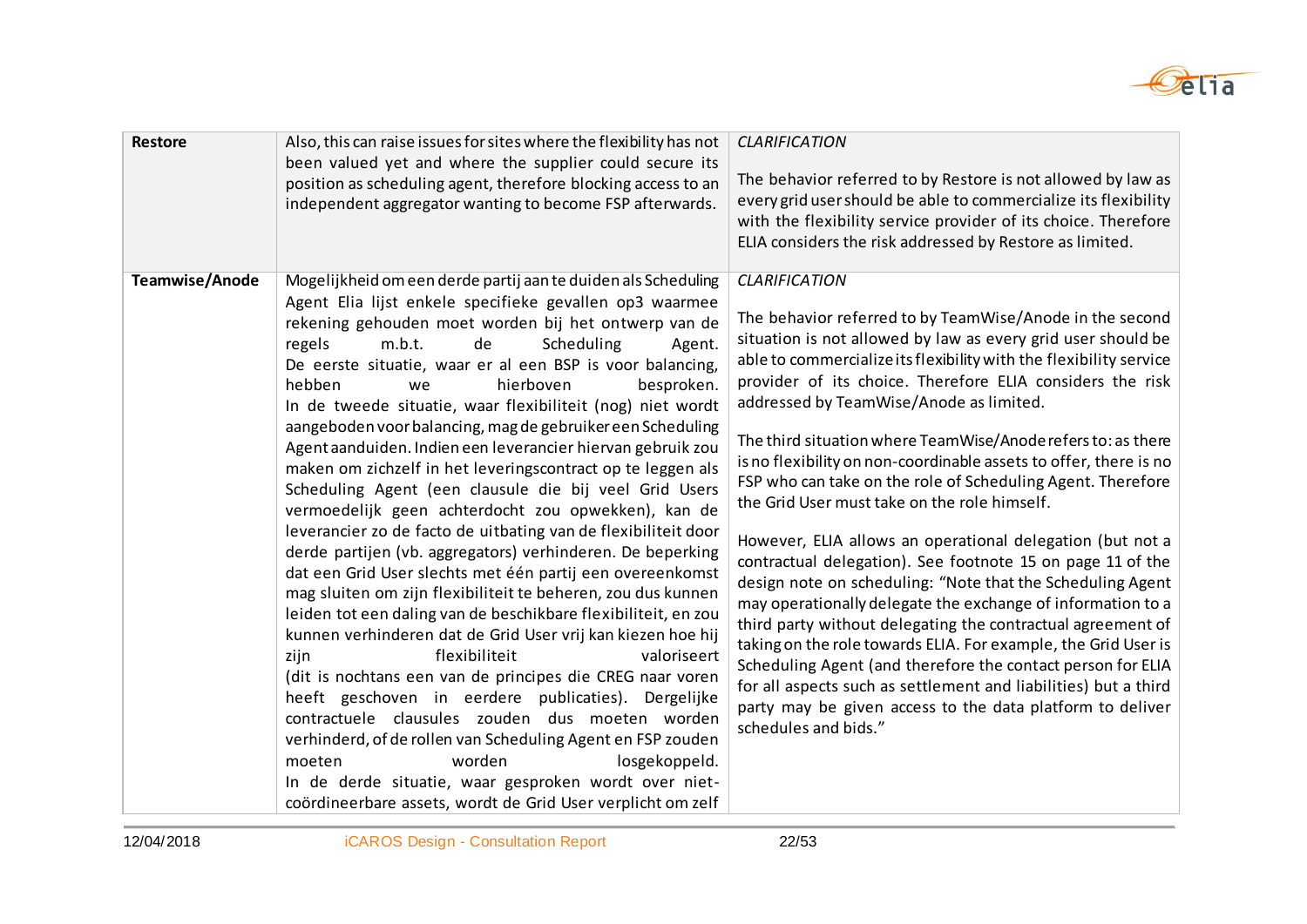| | | |
|---|---|---|
| **Restore** | Also, this can raise issues for sites where the flexibility has not been valued yet and where the supplier could secure its position as scheduling agent, therefore blocking access to an independent aggregator wanting to become FSP afterwards. | *CLARIFICATION*<br><br>The behavior referred to by Restore is not allowed by law as every grid user should be able to commercialize its flexibility with the flexibility service provider of its choice. Therefore ELIA considers the risk addressed by Restore as limited. |
| **Teamwise/Anode** | Mogelijkheid om een derde partij aan te duiden als Scheduling Agent Elia lijst enkele specifieke gevallen op3 waarmee rekening gehouden moet worden bij het ontwerp van de regels m.b.t. de Scheduling Agent.<br>De eerste situatie, waar er al een BSP is voor balancing, hebben we hierboven besproken.<br>In de tweede situatie, waar flexibiliteit (nog) niet wordt aangeboden voor balancing, mag de gebruiker een Scheduling Agent aanduiden. Indien een leverancier hiervan gebruik zou maken om zichzelf in het leveringscontract op te leggen als Scheduling Agent (een clausule die bij veel Grid Users vermoedelijk geen achterdocht zou opwekken), kan de leverancier zo de facto de uitbating van de flexibiliteit door derde partijen (vb. aggregators) verhinderen. De beperking dat een Grid User slechts met één partij een overeenkomst mag sluiten om zijn flexibiliteit te beheren, zou dus kunnen leiden tot een daling van de beschikbare flexibiliteit, en zou kunnen verhinderen dat de Grid User vrij kan kiezen hoe hij zijn flexibiliteit valoriseert (dit is nochtans een van de principes die CREG naar voren heeft geschoven in eerdere publicaties). Dergelijke contractuele clausules zouden dus moeten worden verhinderd, of de rollen van Scheduling Agent en FSP zouden moeten worden losgekoppeld.<br>In de derde situatie, waar gesproken wordt over niet-coördineerbare assets, wordt de Grid User verplicht om zelf | *CLARIFICATION*<br><br>The behavior referred to by TeamWise/Anode in the second situation is not allowed by law as every grid user should be able to commercialize its flexibility with the flexibility service provider of its choice. Therefore ELIA considers the risk addressed by TeamWise/Anode as limited.<br><br>The third situation where TeamWise/Anode refers to: as there is no flexibility on non-coordinable assets to offer, there is no FSP who can take on the role of Scheduling Agent. Therefore the Grid User must take on the role himself.<br><br>However, ELIA allows an operational delegation (but not a contractual delegation). See footnote 15 on page 11 of the design note on scheduling: "Note that the Scheduling Agent may operationally delegate the exchange of information to a third party without delegating the contractual agreement of taking on the role towards ELIA. For example, the Grid User is Scheduling Agent (and therefore the contact person for ELIA for all aspects such as settlement and liabilities) but a third party may be given access to the data platform to deliver schedules and bids." |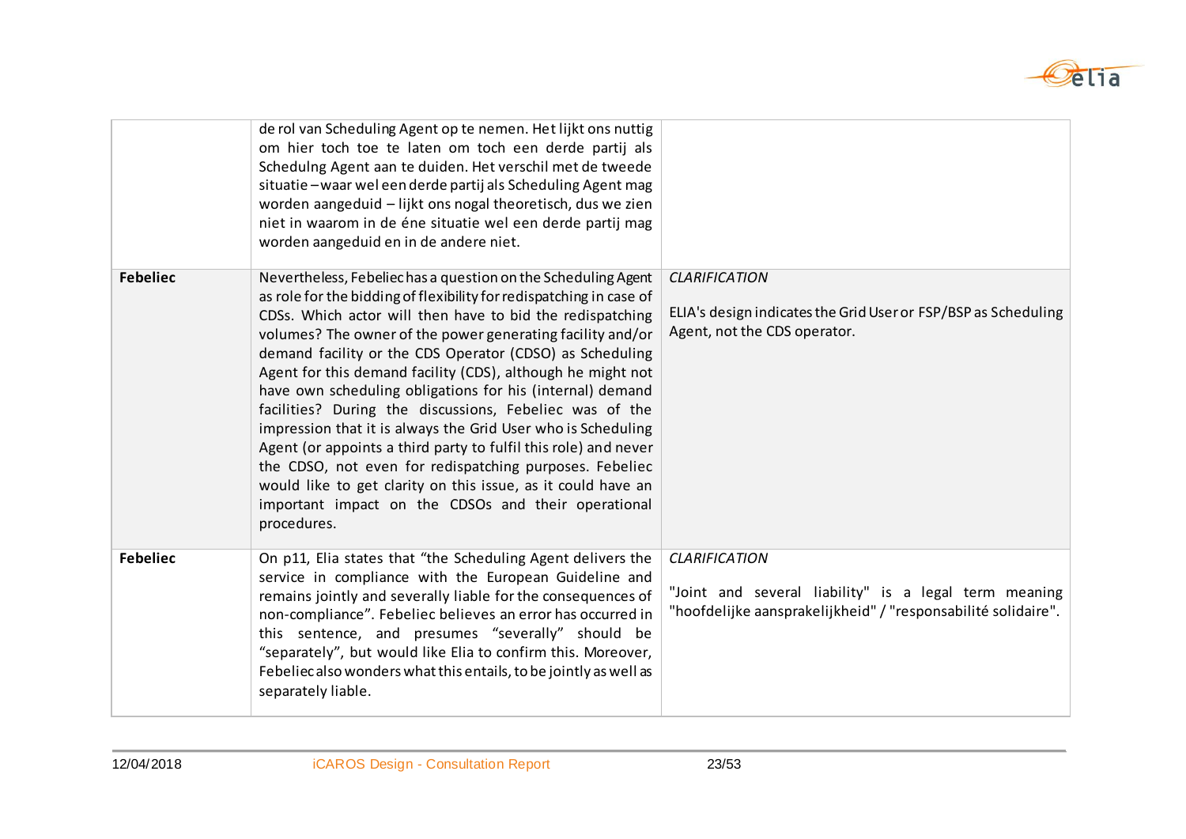| | | |
|---|---|---|
| | de rol van Scheduling Agent op te nemen. Het lijkt ons nuttig om hier toch toe te laten om toch een derde partij als Schedulng Agent aan te duiden. Het verschil met de tweede situatie – waar wel een derde partij als Scheduling Agent mag worden aangeduid – lijkt ons nogal theoretisch, dus we zien niet in waarom in de éne situatie wel een derde partij mag worden aangeduid en in de andere niet. | |
| **Febeliec** | Nevertheless, Febeliec has a question on the Scheduling Agent as role for the bidding of flexibility for redispatching in case of CDSs. Which actor will then have to bid the redispatching volumes? The owner of the power generating facility and/or demand facility or the CDS Operator (CDSO) as Scheduling Agent for this demand facility (CDS), although he might not have own scheduling obligations for his (internal) demand facilities? During the discussions, Febeliec was of the impression that it is always the Grid User who is Scheduling Agent (or appoints a third party to fulfil this role) and never the CDSO, not even for redispatching purposes. Febeliec would like to get clarity on this issue, as it could have an important impact on the CDSOs and their operational procedures. | *CLARIFICATION*<br><br>ELIA's design indicates the Grid User or FSP/BSP as Scheduling Agent, not the CDS operator. |
| **Febeliec** | On p11, Elia states that "the Scheduling Agent delivers the service in compliance with the European Guideline and remains jointly and severally liable for the consequences of non-compliance". Febeliec believes an error has occurred in this sentence, and presumes "severally" should be "separately", but would like Elia to confirm this. Moreover, Febeliec also wonders what this entails, to be jointly as well as separately liable. | *CLARIFICATION*<br><br>"Joint and several liability" is a legal term meaning "hoofdelijke aansprakelijkheid" / "responsabilité solidaire". |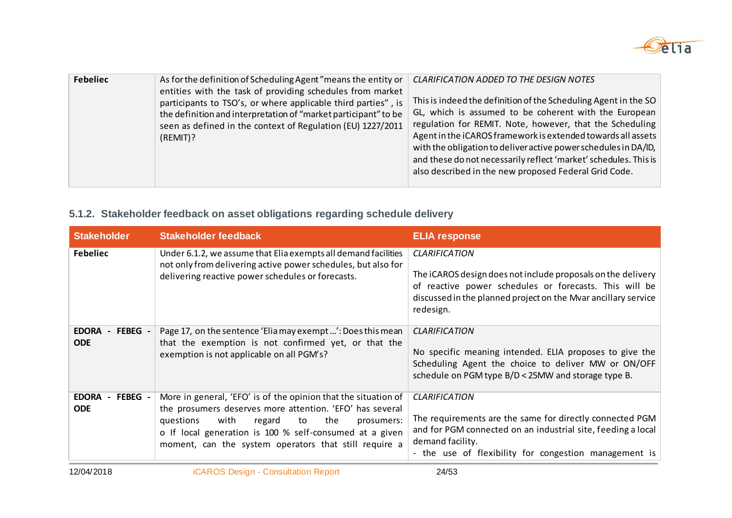| | | |
|---|---|---|
| **Febeliec** | As for the definition of Scheduling Agent "means the entity or entities with the task of providing schedules from market participants to TSO's, or where applicable third parties" , is the definition and interpretation of "market participant" to be seen as defined in the context of Regulation (EU) 1227/2011 (REMIT)? | *CLARIFICATION ADDED TO THE DESIGN NOTES*<br><br>This is indeed the definition of the Scheduling Agent in the SO GL, which is assumed to be coherent with the European regulation for REMIT. Note, however, that the Scheduling Agent in the iCAROS framework is extended towards all assets with the obligation to deliver active power schedules in DA/ID, and these do not necessarily reflect 'market' schedules. This is also described in the new proposed Federal Grid Code. |

### 5.1.2. Stakeholder feedback on asset obligations regarding schedule delivery

| Stakeholder | Stakeholder feedback | ELIA response |
|---|---|---|
| **Febeliec** | Under 6.1.2, we assume that Elia exempts all demand facilities not only from delivering active power schedules, but also for delivering reactive power schedules or forecasts. | *CLARIFICATION*<br><br>The iCAROS design does not include proposals on the delivery of reactive power schedules or forecasts. This will be discussed in the planned project on the Mvar ancillary service redesign. |
| **EDORA - FEBEG - ODE** | Page 17, on the sentence 'Elia may exempt …': Does this mean that the exemption is not confirmed yet, or that the exemption is not applicable on all PGM's? | *CLARIFICATION*<br><br>No specific meaning intended. ELIA proposes to give the Scheduling Agent the choice to deliver MW or ON/OFF schedule on PGM type B/D < 25MW and storage type B. |
| **EDORA - FEBEG - ODE** | More in general, 'EFO' is of the opinion that the situation of the prosumers deserves more attention. 'EFO' has several questions with regard to the prosumers:<br>o If local generation is 100 % self-consumed at a given moment, can the system operators that still require a | *CLARIFICATION*<br><br>The requirements are the same for directly connected PGM and for PGM connected on an industrial site, feeding a local demand facility.<br>- the use of flexibility for congestion management is |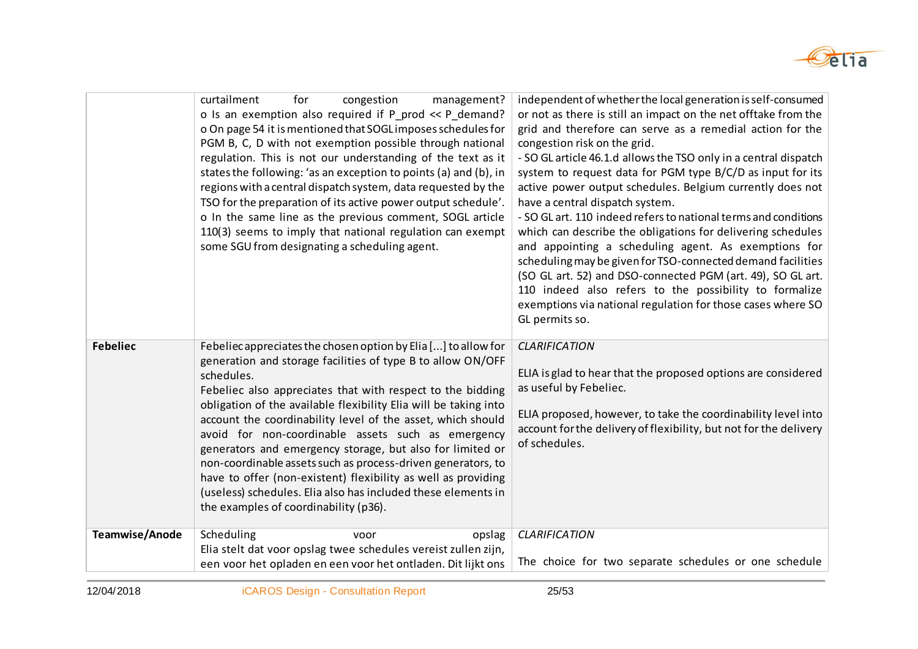| | | |
|---|---|---|
| | curtailment for congestion management?<br>o Is an exemption also required if P_prod << P_demand?<br>o On page 54 it is mentioned that SOGL imposes schedules for PGM B, C, D with not exemption possible through national regulation. This is not our understanding of the text as it states the following: 'as an exception to points (a) and (b), in regions with a central dispatch system, data requested by the TSO for the preparation of its active power output schedule'.<br>o In the same line as the previous comment, SOGL article 110(3) seems to imply that national regulation can exempt some SGU from designating a scheduling agent. | independent of whether the local generation is self-consumed or not as there is still an impact on the net offtake from the grid and therefore can serve as a remedial action for the congestion risk on the grid.<br>- SO GL article 46.1.d allows the TSO only in a central dispatch system to request data for PGM type B/C/D as input for its active power output schedules. Belgium currently does not have a central dispatch system.<br>- SO GL art. 110 indeed refers to national terms and conditions which can describe the obligations for delivering schedules and appointing a scheduling agent. As exemptions for scheduling may be given for TSO-connected demand facilities (SO GL art. 52) and DSO-connected PGM (art. 49), SO GL art. 110 indeed also refers to the possibility to formalize exemptions via national regulation for those cases where SO GL permits so. |
| **Febeliec** | Febeliec appreciates the chosen option by Elia [...] to allow for generation and storage facilities of type B to allow ON/OFF schedules.<br>Febeliec also appreciates that with respect to the bidding obligation of the available flexibility Elia will be taking into account the coordinability level of the asset, which should avoid for non-coordinable assets such as emergency generators and emergency storage, but also for limited or non-coordinable assets such as process-driven generators, to have to offer (non-existent) flexibility as well as providing (useless) schedules. Elia also has included these elements in the examples of coordinability (p36). | *CLARIFICATION*<br><br>ELIA is glad to hear that the proposed options are considered as useful by Febeliec.<br><br>ELIA proposed, however, to take the coordinability level into account for the delivery of flexibility, but not for the delivery of schedules. |
| **Teamwise/Anode** | Scheduling voor opslag<br>Elia stelt dat voor opslag twee schedules vereist zullen zijn, een voor het opladen en een voor het ontladen. Dit lijkt ons | *CLARIFICATION*<br><br>The choice for two separate schedules or one schedule |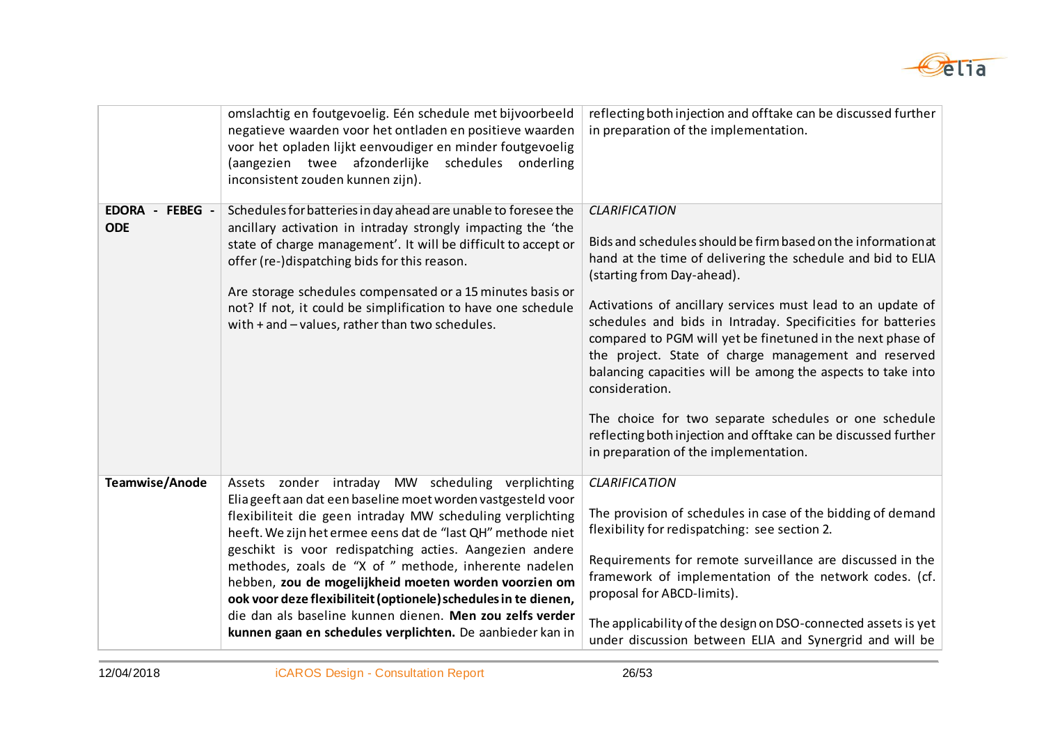| | | |
|---|---|---|
| | omslachtig en foutgevoelig. Eén schedule met bijvoorbeeld negatieve waarden voor het ontladen en positieve waarden voor het opladen lijkt eenvoudiger en minder foutgevoelig (aangezien twee afzonderlijke schedules onderling inconsistent zouden kunnen zijn). | reflecting both injection and offtake can be discussed further in preparation of the implementation. |
| **EDORA - FEBEG - ODE** | Schedules for batteries in day ahead are unable to foresee the ancillary activation in intraday strongly impacting the 'the state of charge management'. It will be difficult to accept or offer (re-)dispatching bids for this reason.<br><br>Are storage schedules compensated or a 15 minutes basis or not? If not, it could be simplification to have one schedule with + and – values, rather than two schedules. | *CLARIFICATION*<br><br>Bids and schedules should be firm based on the information at hand at the time of delivering the schedule and bid to ELIA (starting from Day-ahead).<br><br>Activations of ancillary services must lead to an update of schedules and bids in Intraday. Specificities for batteries compared to PGM will yet be finetuned in the next phase of the project. State of charge management and reserved balancing capacities will be among the aspects to take into consideration.<br><br>The choice for two separate schedules or one schedule reflecting both injection and offtake can be discussed further in preparation of the implementation. |
| **Teamwise/Anode** | Assets zonder intraday MW scheduling verplichting Elia geeft aan dat een baseline moet worden vastgesteld voor flexibiliteit die geen intraday MW scheduling verplichting heeft. We zijn het ermee eens dat de "last QH" methode niet geschikt is voor redispatching acties. Aangezien andere methodes, zoals de "X of " methode, inherente nadelen hebben, **zou de mogelijkheid moeten worden voorzien om ook voor deze flexibiliteit (optionele) schedules in te dienen,** die dan als baseline kunnen dienen. **Men zou zelfs verder kunnen gaan en schedules verplichten.** De aanbieder kan in | *CLARIFICATION*<br><br>The provision of schedules in case of the bidding of demand flexibility for redispatching: see section 2.<br><br>Requirements for remote surveillance are discussed in the framework of implementation of the network codes. (cf. proposal for ABCD-limits).<br><br>The applicability of the design on DSO-connected assets is yet under discussion between ELIA and Synergrid and will be |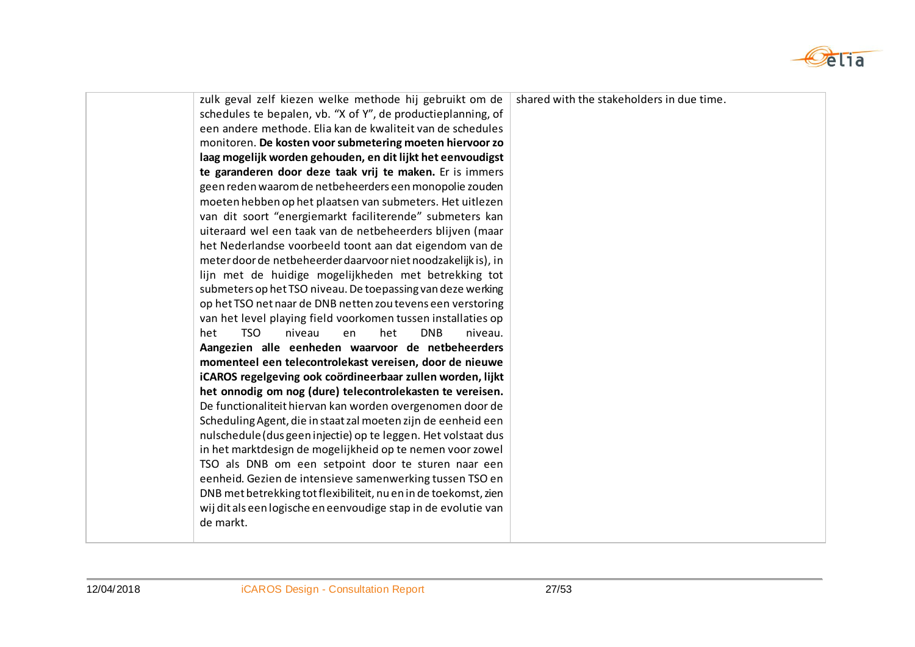| | | |
|---|---|---|
| | zulk geval zelf kiezen welke methode hij gebruikt om de schedules te bepalen, vb. "X of Y", de productieplanning, of een andere methode. Elia kan de kwaliteit van de schedules monitoren. **De kosten voor submetering moeten hiervoor zo laag mogelijk worden gehouden, en dit lijkt het eenvoudigst te garanderen door deze taak vrij te maken.** Er is immers geen reden waarom de netbeheerders een monopolie zouden moeten hebben op het plaatsen van submeters. Het uitlezen van dit soort "energiemarkt faciliterende" submeters kan uiteraard wel een taak van de netbeheerders blijven (maar het Nederlandse voorbeeld toont aan dat eigendom van de meter door de netbeheerder daarvoor niet noodzakelijk is), in lijn met de huidige mogelijkheden met betrekking tot submeters op het TSO niveau. De toepassing van deze werking op het TSO net naar de DNB netten zou tevens een verstoring van het level playing field voorkomen tussen installaties op het TSO niveau en het DNB niveau. **Aangezien alle eenheden waarvoor de netbeheerders momenteel een telecontrolekast vereisen, door de nieuwe iCAROS regelgeving ook coördineerbaar zullen worden, lijkt het onnodig om nog (dure) telecontrolekasten te vereisen.** De functionaliteit hiervan kan worden overgenomen door de Scheduling Agent, die in staat zal moeten zijn de eenheid een nulschedule (dus geen injectie) op te leggen. Het volstaat dus in het marktdesign de mogelijkheid op te nemen voor zowel TSO als DNB om een setpoint door te sturen naar een eenheid. Gezien de intensieve samenwerking tussen TSO en DNB met betrekking tot flexibiliteit, nu en in de toekomst, zien wij dit als een logische en eenvoudige stap in de evolutie van de markt. | shared with the stakeholders in due time. |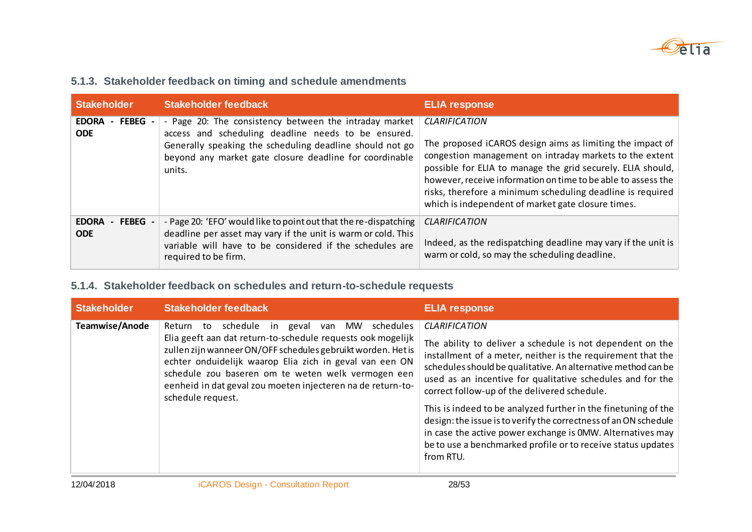### 5.1.3. Stakeholder feedback on timing and schedule amendments

| Stakeholder | Stakeholder feedback | ELIA response |
|---|---|---|
| **EDORA - FEBEG - ODE** | - Page 20: The consistency between the intraday market access and scheduling deadline needs to be ensured. Generally speaking the scheduling deadline should not go beyond any market gate closure deadline for coordinable units. | *CLARIFICATION*<br><br>The proposed iCAROS design aims as limiting the impact of congestion management on intraday markets to the extent possible for ELIA to manage the grid securely. ELIA should, however, receive information on time to be able to assess the risks, therefore a minimum scheduling deadline is required which is independent of market gate closure times. |
| **EDORA - FEBEG - ODE** | - Page 20: 'EFO' would like to point out that the re-dispatching deadline per asset may vary if the unit is warm or cold. This variable will have to be considered if the schedules are required to be firm. | *CLARIFICATION*<br><br>Indeed, as the redispatching deadline may vary if the unit is warm or cold, so may the scheduling deadline. |

### 5.1.4. Stakeholder feedback on schedules and return-to-schedule requests

| Stakeholder | Stakeholder feedback | ELIA response |
|---|---|---|
| **Teamwise/Anode** | Return to schedule in geval van MW schedules Elia geeft aan dat return-to-schedule requests ook mogelijk zullen zijn wanneer ON/OFF schedules gebruikt worden. Het is echter onduidelijk waarop Elia zich in geval van een ON schedule zou baseren om te weten welk vermogen een eenheid in dat geval zou moeten injecteren na de return-to-schedule request. | *CLARIFICATION*<br><br>The ability to deliver a schedule is not dependent on the installment of a meter, neither is the requirement that the schedules should be qualitative. An alternative method can be used as an incentive for qualitative schedules and for the correct follow-up of the delivered schedule.<br><br>This is indeed to be analyzed further in the finetuning of the design: the issue is to verify the correctness of an ON schedule in case the active power exchange is 0MW. Alternatives may be to use a benchmarked profile or to receive status updates from RTU. |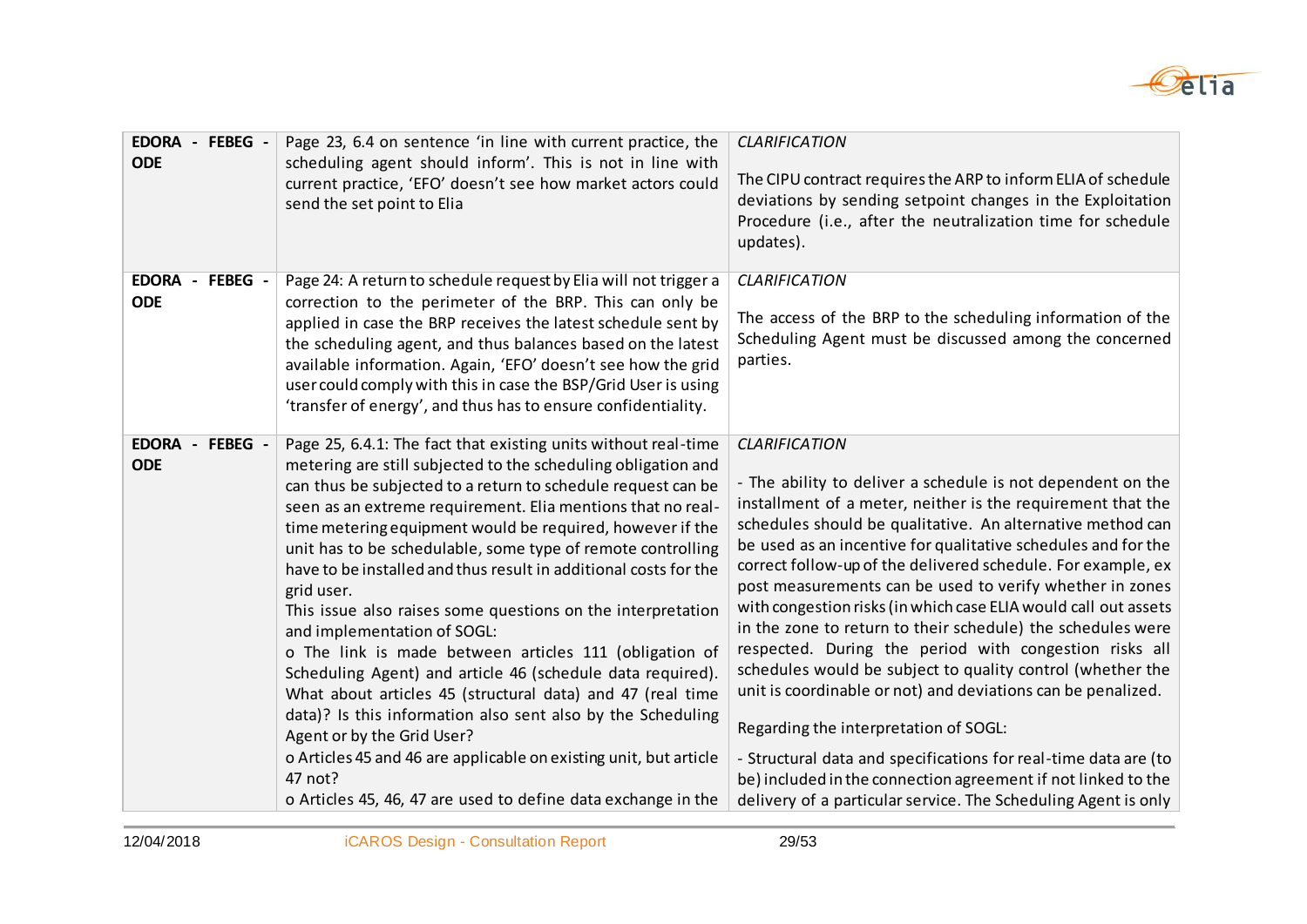| | | |
|---|---|---|
| **EDORA - FEBEG - ODE** | Page 23, 6.4 on sentence 'in line with current practice, the scheduling agent should inform'. This is not in line with current practice, 'EFO' doesn't see how market actors could send the set point to Elia | *CLARIFICATION*<br><br>The CIPU contract requires the ARP to inform ELIA of schedule deviations by sending setpoint changes in the Exploitation Procedure (i.e., after the neutralization time for schedule updates). |
| **EDORA - FEBEG - ODE** | Page 24: A return to schedule request by Elia will not trigger a correction to the perimeter of the BRP. This can only be applied in case the BRP receives the latest schedule sent by the scheduling agent, and thus balances based on the latest available information. Again, 'EFO' doesn't see how the grid user could comply with this in case the BSP/Grid User is using 'transfer of energy', and thus has to ensure confidentiality. | *CLARIFICATION*<br><br>The access of the BRP to the scheduling information of the Scheduling Agent must be discussed among the concerned parties. |
| **EDORA - FEBEG - ODE** | Page 25, 6.4.1: The fact that existing units without real-time metering are still subjected to the scheduling obligation and can thus be subjected to a return to schedule request can be seen as an extreme requirement. Elia mentions that no real-time metering equipment would be required, however if the unit has to be schedulable, some type of remote controlling have to be installed and thus result in additional costs for the grid user.<br>This issue also raises some questions on the interpretation and implementation of SOGL:<br>o The link is made between articles 111 (obligation of Scheduling Agent) and article 46 (schedule data required). What about articles 45 (structural data) and 47 (real time data)? Is this information also sent also by the Scheduling Agent or by the Grid User?<br>o Articles 45 and 46 are applicable on existing unit, but article 47 not?<br>o Articles 45, 46, 47 are used to define data exchange in the | *CLARIFICATION*<br><br>- The ability to deliver a schedule is not dependent on the installment of a meter, neither is the requirement that the schedules should be qualitative. An alternative method can be used as an incentive for qualitative schedules and for the correct follow-up of the delivered schedule. For example, ex post measurements can be used to verify whether in zones with congestion risks (in which case ELIA would call out assets in the zone to return to their schedule) the schedules were respected. During the period with congestion risks all schedules would be subject to quality control (whether the unit is coordinable or not) and deviations can be penalized.<br><br>Regarding the interpretation of SOGL:<br><br>- Structural data and specifications for real-time data are (to be) included in the connection agreement if not linked to the delivery of a particular service. The Scheduling Agent is only |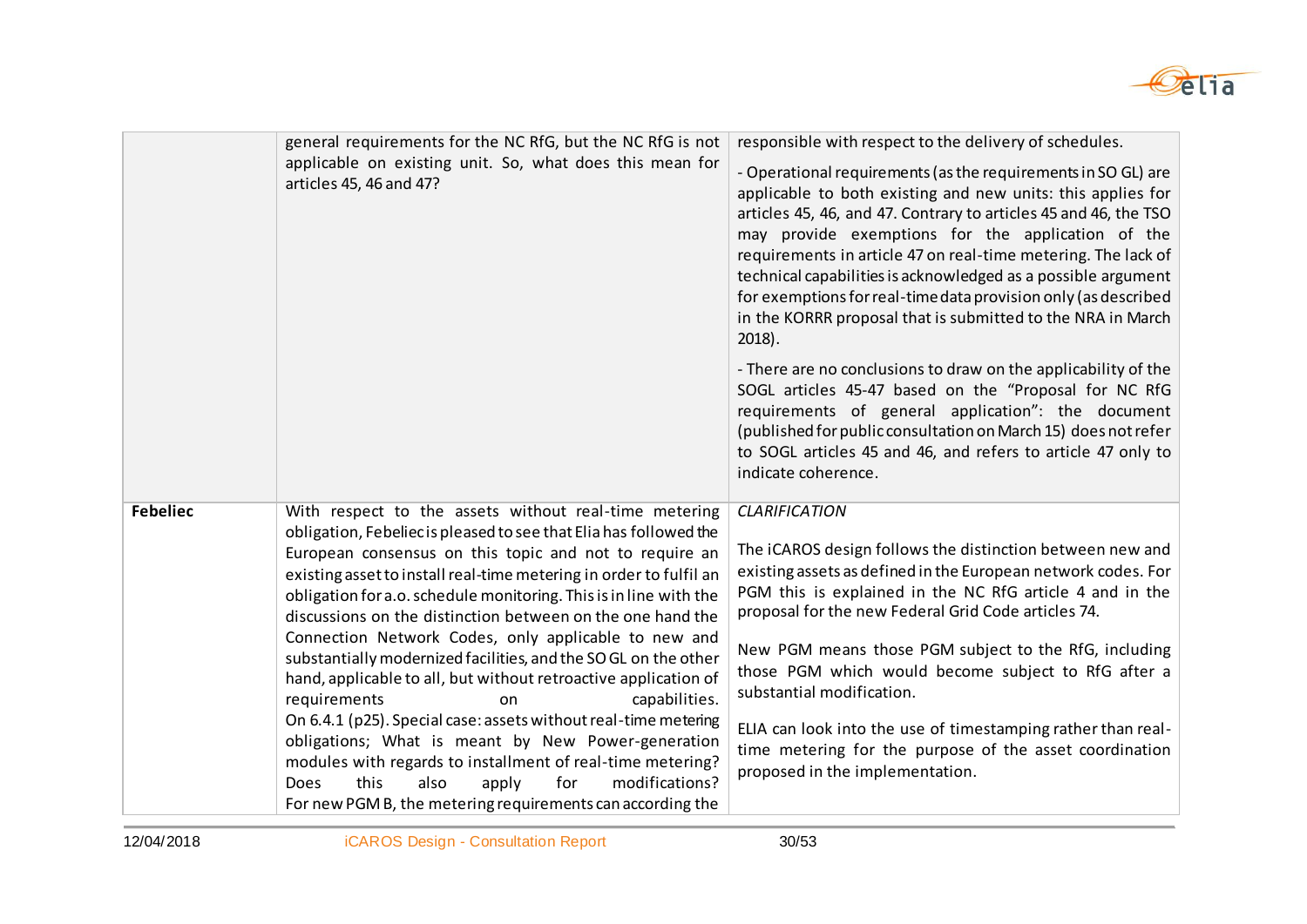| | | |
|---|---|---|
| | general requirements for the NC RfG, but the NC RfG is not applicable on existing unit. So, what does this mean for articles 45, 46 and 47? | responsible with respect to the delivery of schedules.<br><br>- Operational requirements (as the requirements in SO GL) are applicable to both existing and new units: this applies for articles 45, 46, and 47. Contrary to articles 45 and 46, the TSO may provide exemptions for the application of the requirements in article 47 on real-time metering. The lack of technical capabilities is acknowledged as a possible argument for exemptions for real-time data provision only (as described in the KORRR proposal that is submitted to the NRA in March 2018).<br><br>- There are no conclusions to draw on the applicability of the SOGL articles 45-47 based on the "Proposal for NC RfG requirements of general application": the document (published for public consultation on March 15) does not refer to SOGL articles 45 and 46, and refers to article 47 only to indicate coherence. |
| **Febeliec** | With respect to the assets without real-time metering obligation, Febeliec is pleased to see that Elia has followed the European consensus on this topic and not to require an existing asset to install real-time metering in order to fulfil an obligation for a.o. schedule monitoring. This is in line with the discussions on the distinction between on the one hand the Connection Network Codes, only applicable to new and substantially modernized facilities, and the SO GL on the other hand, applicable to all, but without retroactive application of requirements on capabilities.<br>On 6.4.1 (p25). Special case: assets without real-time metering obligations; What is meant by New Power-generation modules with regards to installment of real-time metering? Does this also apply for modifications? For new PGM B, the metering requirements can according the | *CLARIFICATION*<br><br>The iCAROS design follows the distinction between new and existing assets as defined in the European network codes. For PGM this is explained in the NC RfG article 4 and in the proposal for the new Federal Grid Code articles 74.<br><br>New PGM means those PGM subject to the RfG, including those PGM which would become subject to RfG after a substantial modification.<br><br>ELIA can look into the use of timestamping rather than real-time metering for the purpose of the asset coordination proposed in the implementation. |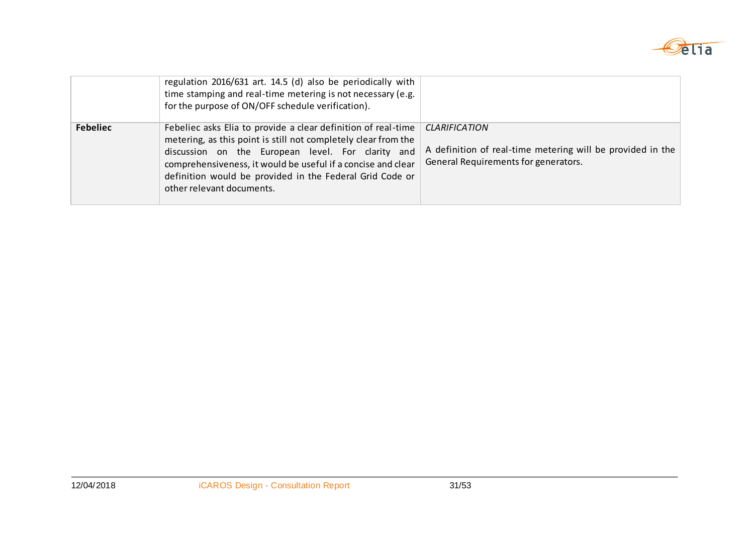| | | |
|---|---|---|
| | regulation 2016/631 art. 14.5 (d) also be periodically with time stamping and real-time metering is not necessary (e.g. for the purpose of ON/OFF schedule verification). | |
| **Febeliec** | Febeliec asks Elia to provide a clear definition of real-time metering, as this point is still not completely clear from the discussion on the European level. For clarity and comprehensiveness, it would be useful if a concise and clear definition would be provided in the Federal Grid Code or other relevant documents. | *CLARIFICATION*<br><br>A definition of real-time metering will be provided in the General Requirements for generators. |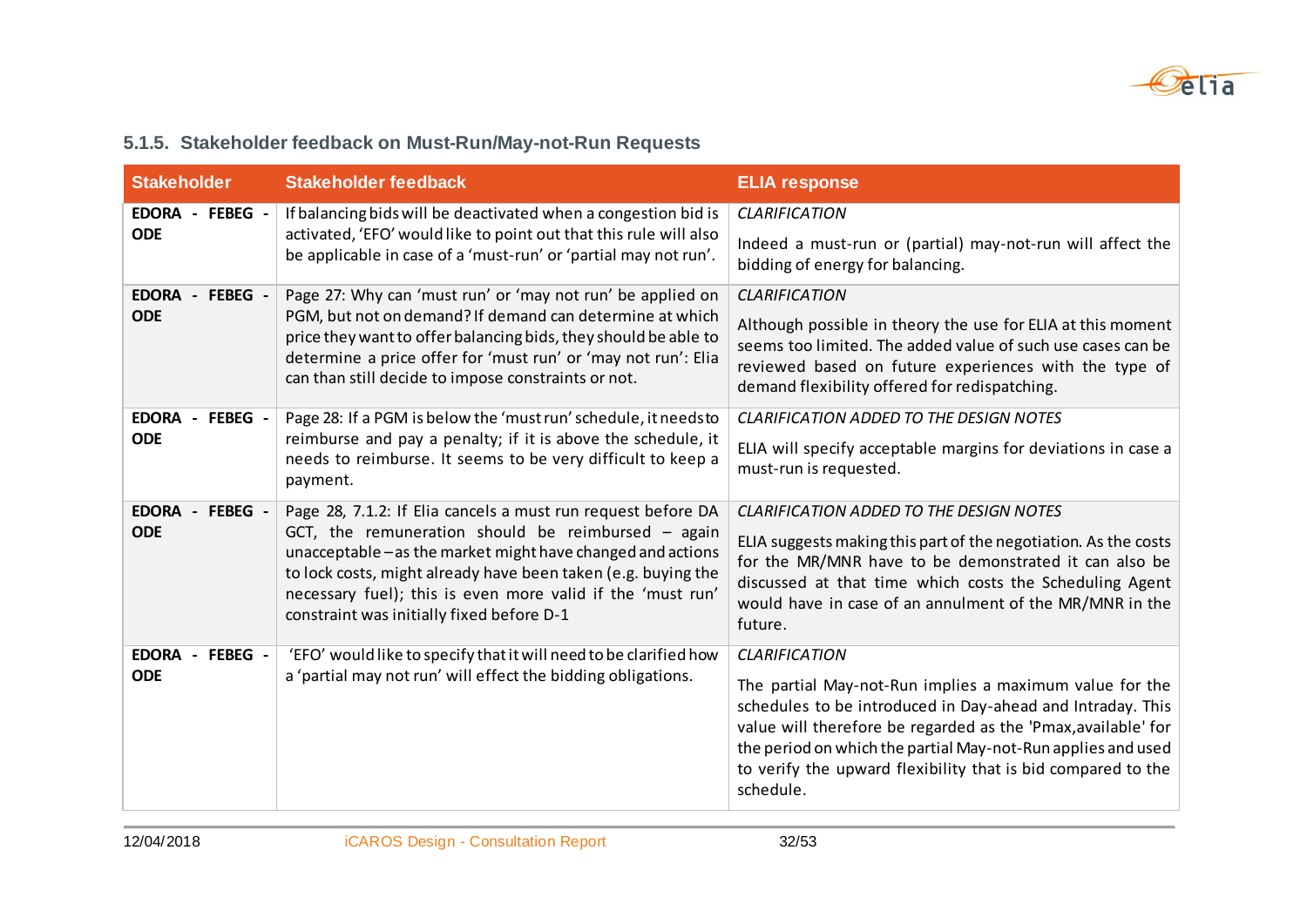### 5.1.5. Stakeholder feedback on Must-Run/May-not-Run Requests

| Stakeholder | Stakeholder feedback | ELIA response |
|---|---|---|
| **EDORA - FEBEG - ODE** | If balancing bids will be deactivated when a congestion bid is activated, 'EFO' would like to point out that this rule will also be applicable in case of a 'must-run' or 'partial may not run'. | *CLARIFICATION*<br><br>Indeed a must-run or (partial) may-not-run will affect the bidding of energy for balancing. |
| **EDORA - FEBEG - ODE** | Page 27: Why can 'must run' or 'may not run' be applied on PGM, but not on demand? If demand can determine at which price they want to offer balancing bids, they should be able to determine a price offer for 'must run' or 'may not run': Elia can than still decide to impose constraints or not. | *CLARIFICATION*<br><br>Although possible in theory the use for ELIA at this moment seems too limited. The added value of such use cases can be reviewed based on future experiences with the type of demand flexibility offered for redispatching. |
| **EDORA - FEBEG - ODE** | Page 28: If a PGM is below the 'must run' schedule, it needs to reimburse and pay a penalty; if it is above the schedule, it needs to reimburse. It seems to be very difficult to keep a payment. | *CLARIFICATION ADDED TO THE DESIGN NOTES*<br><br>ELIA will specify acceptable margins for deviations in case a must-run is requested. |
| **EDORA - FEBEG - ODE** | Page 28, 7.1.2: If Elia cancels a must run request before DA GCT, the remuneration should be reimbursed – again unacceptable – as the market might have changed and actions to lock costs, might already have been taken (e.g. buying the necessary fuel); this is even more valid if the 'must run' constraint was initially fixed before D-1 | *CLARIFICATION ADDED TO THE DESIGN NOTES*<br><br>ELIA suggests making this part of the negotiation. As the costs for the MR/MNR have to be demonstrated it can also be discussed at that time which costs the Scheduling Agent would have in case of an annulment of the MR/MNR in the future. |
| **EDORA - FEBEG - ODE** | 'EFO' would like to specify that it will need to be clarified how a 'partial may not run' will effect the bidding obligations. | *CLARIFICATION*<br><br>The partial May-not-Run implies a maximum value for the schedules to be introduced in Day-ahead and Intraday. This value will therefore be regarded as the 'Pmax,available' for the period on which the partial May-not-Run applies and used to verify the upward flexibility that is bid compared to the schedule. |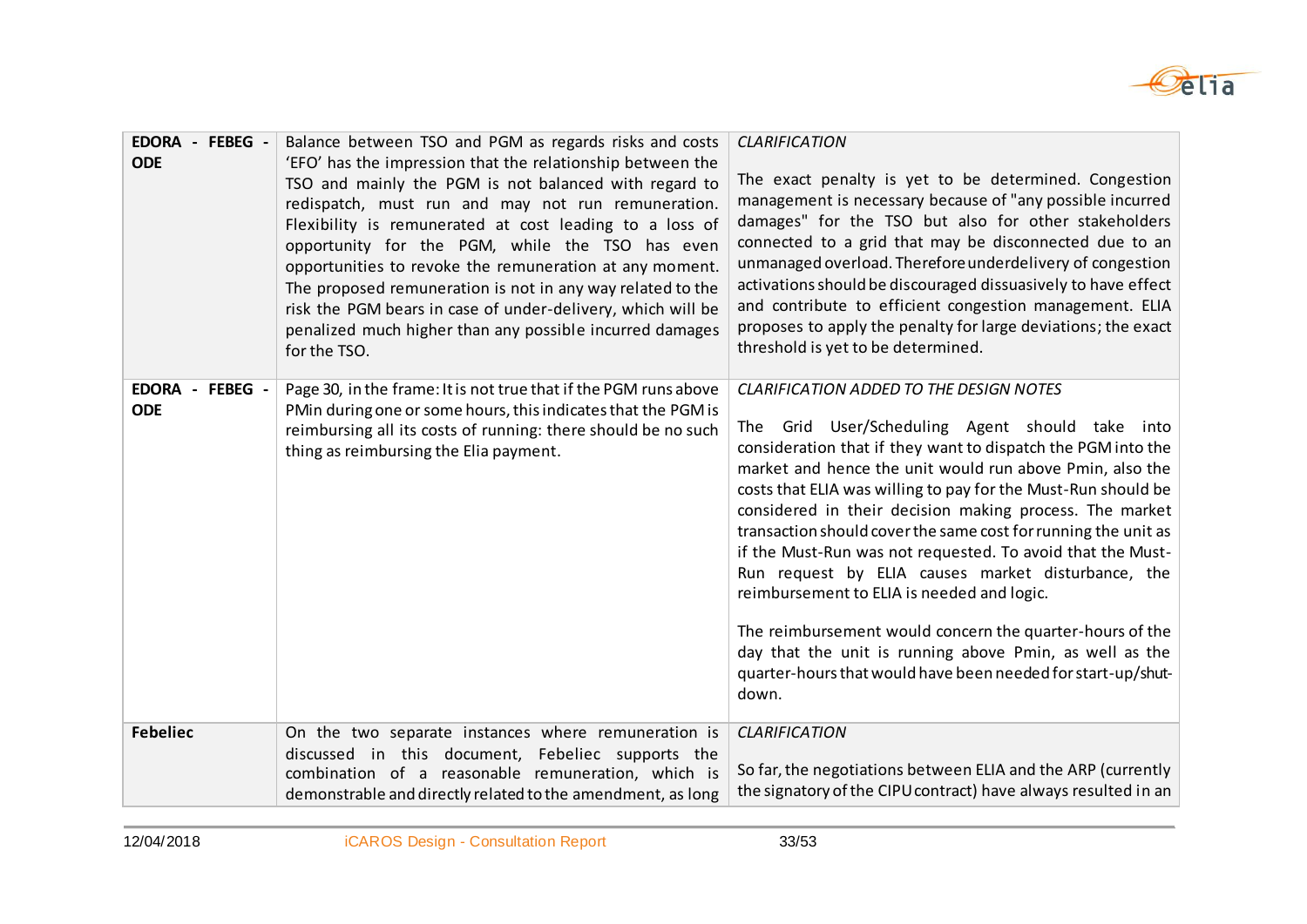| | | |
|---|---|---|
| **EDORA - FEBEG - ODE** | Balance between TSO and PGM as regards risks and costs 'EFO' has the impression that the relationship between the TSO and mainly the PGM is not balanced with regard to redispatch, must run and may not run remuneration. Flexibility is remunerated at cost leading to a loss of opportunity for the PGM, while the TSO has even opportunities to revoke the remuneration at any moment. The proposed remuneration is not in any way related to the risk the PGM bears in case of under-delivery, which will be penalized much higher than any possible incurred damages for the TSO. | *CLARIFICATION*<br><br>The exact penalty is yet to be determined. Congestion management is necessary because of "any possible incurred damages" for the TSO but also for other stakeholders connected to a grid that may be disconnected due to an unmanaged overload. Therefore underdelivery of congestion activations should be discouraged dissuasively to have effect and contribute to efficient congestion management. ELIA proposes to apply the penalty for large deviations; the exact threshold is yet to be determined. |
| **EDORA - FEBEG - ODE** | Page 30, in the frame: It is not true that if the PGM runs above PMin during one or some hours, this indicates that the PGM is reimbursing all its costs of running: there should be no such thing as reimbursing the Elia payment. | *CLARIFICATION ADDED TO THE DESIGN NOTES*<br><br>The Grid User/Scheduling Agent should take into consideration that if they want to dispatch the PGM into the market and hence the unit would run above Pmin, also the costs that ELIA was willing to pay for the Must-Run should be considered in their decision making process. The market transaction should cover the same cost for running the unit as if the Must-Run was not requested. To avoid that the Must-Run request by ELIA causes market disturbance, the reimbursement to ELIA is needed and logic.<br><br>The reimbursement would concern the quarter-hours of the day that the unit is running above Pmin, as well as the quarter-hours that would have been needed for start-up/shut-down. |
| **Febeliec** | On the two separate instances where remuneration is discussed in this document, Febeliec supports the combination of a reasonable remuneration, which is demonstrable and directly related to the amendment, as long | *CLARIFICATION*<br><br>So far, the negotiations between ELIA and the ARP (currently the signatory of the CIPU contract) have always resulted in an |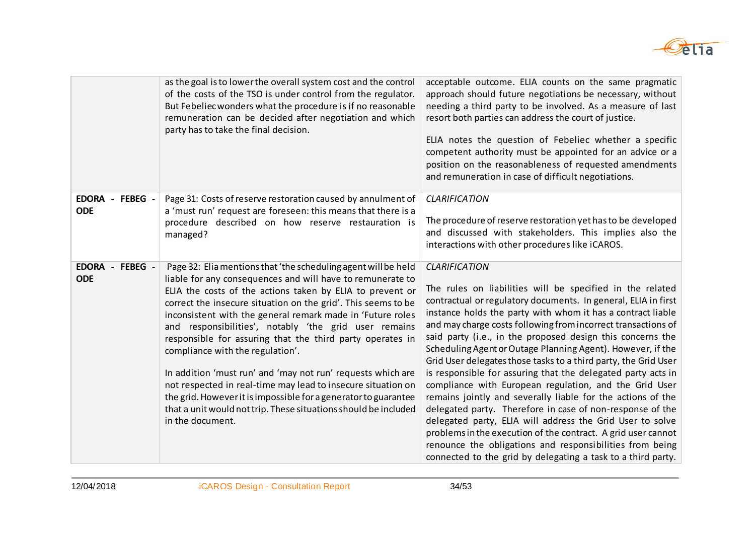| | | |
|---|---|---|
| | as the goal is to lower the overall system cost and the control of the costs of the TSO is under control from the regulator. But Febeliec wonders what the procedure is if no reasonable remuneration can be decided after negotiation and which party has to take the final decision. | acceptable outcome. ELIA counts on the same pragmatic approach should future negotiations be necessary, without needing a third party to be involved. As a measure of last resort both parties can address the court of justice.<br><br>ELIA notes the question of Febeliec whether a specific competent authority must be appointed for an advice or a position on the reasonableness of requested amendments and remuneration in case of difficult negotiations. |
| **EDORA - FEBEG - ODE** | Page 31: Costs of reserve restoration caused by annulment of a 'must run' request are foreseen: this means that there is a procedure described on how reserve restauration is managed? | *CLARIFICATION*<br><br>The procedure of reserve restoration yet has to be developed and discussed with stakeholders. This implies also the interactions with other procedures like iCAROS. |
| **EDORA - FEBEG - ODE** | Page 32: Elia mentions that 'the scheduling agent will be held liable for any consequences and will have to remunerate to ELIA the costs of the actions taken by ELIA to prevent or correct the insecure situation on the grid'. This seems to be inconsistent with the general remark made in 'Future roles and responsibilities', notably 'the grid user remains responsible for assuring that the third party operates in compliance with the regulation'.<br><br>In addition 'must run' and 'may not run' requests which are not respected in real-time may lead to insecure situation on the grid. However it is impossible for a generator to guarantee that a unit would not trip. These situations should be included in the document. | *CLARIFICATION*<br><br>The rules on liabilities will be specified in the related contractual or regulatory documents. In general, ELIA in first instance holds the party with whom it has a contract liable and may charge costs following from incorrect transactions of said party (i.e., in the proposed design this concerns the Scheduling Agent or Outage Planning Agent). However, if the Grid User delegates those tasks to a third party, the Grid User is responsible for assuring that the delegated party acts in compliance with European regulation, and the Grid User remains jointly and severally liable for the actions of the delegated party. Therefore in case of non-response of the delegated party, ELIA will address the Grid User to solve problems in the execution of the contract. A grid user cannot renounce the obligations and responsibilities from being connected to the grid by delegating a task to a third party. |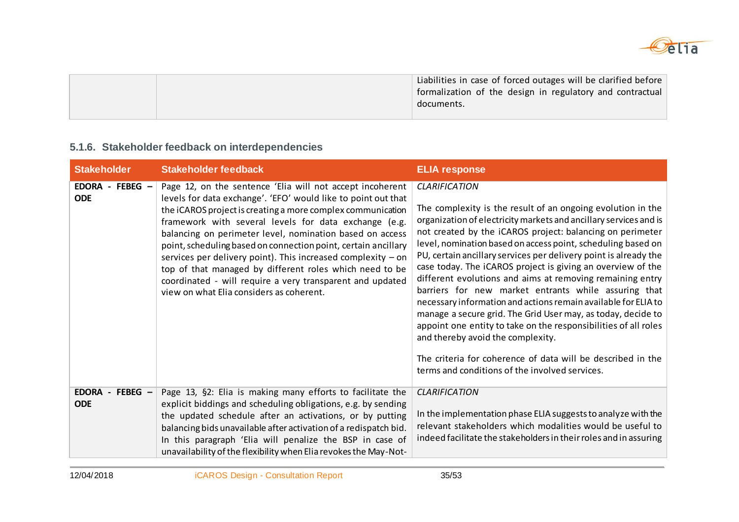| | | |
|---|---|---|
| | | Liabilities in case of forced outages will be clarified before formalization of the design in regulatory and contractual documents. |

### 5.1.6. Stakeholder feedback on interdependencies

| Stakeholder | Stakeholder feedback | ELIA response |
|---|---|---|
| **EDORA - FEBEG – ODE** | Page 12, on the sentence 'Elia will not accept incoherent levels for data exchange'. 'EFO' would like to point out that the iCAROS project is creating a more complex communication framework with several levels for data exchange (e.g. balancing on perimeter level, nomination based on access point, scheduling based on connection point, certain ancillary services per delivery point). This increased complexity – on top of that managed by different roles which need to be coordinated - will require a very transparent and updated view on what Elia considers as coherent. | *CLARIFICATION*<br><br>The complexity is the result of an ongoing evolution in the organization of electricity markets and ancillary services and is not created by the iCAROS project: balancing on perimeter level, nomination based on access point, scheduling based on PU, certain ancillary services per delivery point is already the case today. The iCAROS project is giving an overview of the different evolutions and aims at removing remaining entry barriers for new market entrants while assuring that necessary information and actions remain available for ELIA to manage a secure grid. The Grid User may, as today, decide to appoint one entity to take on the responsibilities of all roles and thereby avoid the complexity.<br><br>The criteria for coherence of data will be described in the terms and conditions of the involved services. |
| **EDORA - FEBEG – ODE** | Page 13, §2: Elia is making many efforts to facilitate the explicit biddings and scheduling obligations, e.g. by sending the updated schedule after an activations, or by putting balancing bids unavailable after activation of a redispatch bid. In this paragraph 'Elia will penalize the BSP in case of unavailability of the flexibility when Elia revokes the May-Not- | *CLARIFICATION*<br><br>In the implementation phase ELIA suggests to analyze with the relevant stakeholders which modalities would be useful to indeed facilitate the stakeholders in their roles and in assuring |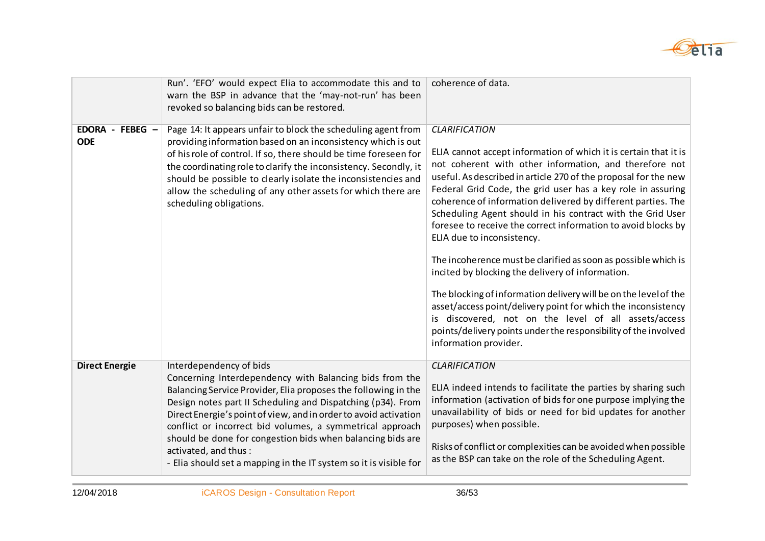|  |  |  |
|---|---|---|
|  | Run'. 'EFO' would expect Elia to accommodate this and to warn the BSP in advance that the 'may-not-run' has been revoked so balancing bids can be restored. | coherence of data. |
| **EDORA - FEBEG – ODE** | Page 14: It appears unfair to block the scheduling agent from providing information based on an inconsistency which is out of his role of control. If so, there should be time foreseen for the coordinating role to clarify the inconsistency. Secondly, it should be possible to clearly isolate the inconsistencies and allow the scheduling of any other assets for which there are scheduling obligations. | *CLARIFICATION*<br><br>ELIA cannot accept information of which it is certain that it is not coherent with other information, and therefore not useful. As described in article 270 of the proposal for the new Federal Grid Code, the grid user has a key role in assuring coherence of information delivered by different parties. The Scheduling Agent should in his contract with the Grid User foresee to receive the correct information to avoid blocks by ELIA due to inconsistency.<br><br>The incoherence must be clarified as soon as possible which is incited by blocking the delivery of information.<br><br>The blocking of information delivery will be on the level of the asset/access point/delivery point for which the inconsistency is discovered, not on the level of all assets/access points/delivery points under the responsibility of the involved information provider. |
| **Direct Energie** | Interdependency of bids<br>Concerning Interdependency with Balancing bids from the Balancing Service Provider, Elia proposes the following in the Design notes part II Scheduling and Dispatching (p34). From Direct Energie's point of view, and in order to avoid activation conflict or incorrect bid volumes, a symmetrical approach should be done for congestion bids when balancing bids are activated, and thus :<br>- Elia should set a mapping in the IT system so it is visible for | *CLARIFICATION*<br><br>ELIA indeed intends to facilitate the parties by sharing such information (activation of bids for one purpose implying the unavailability of bids or need for bid updates for another purposes) when possible.<br><br>Risks of conflict or complexities can be avoided when possible as the BSP can take on the role of the Scheduling Agent. |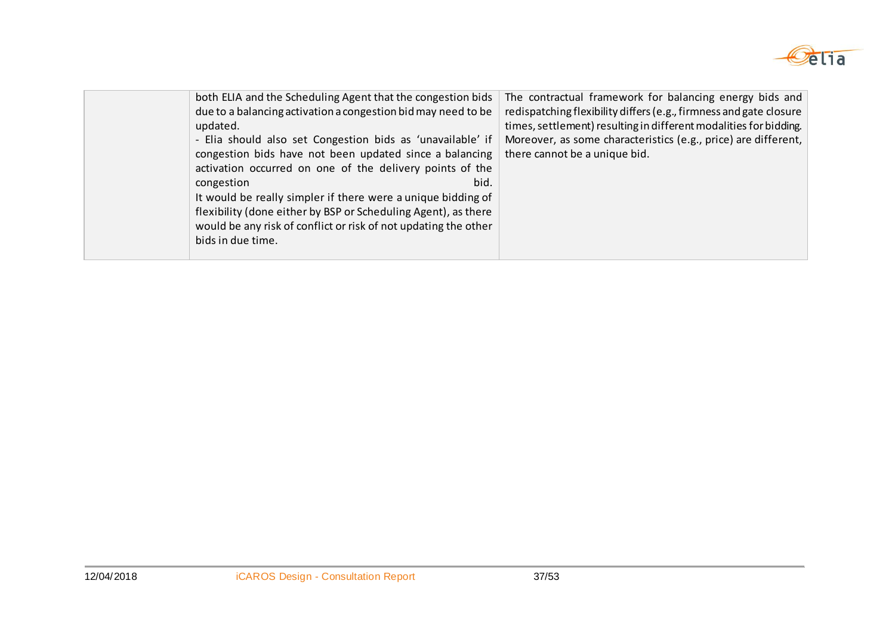| | | |
|---|---|---|
| | both ELIA and the Scheduling Agent that the congestion bids due to a balancing activation a congestion bid may need to be updated.<br>- Elia should also set Congestion bids as 'unavailable' if congestion bids have not been updated since a balancing activation occurred on one of the delivery points of the congestion bid.<br>It would be really simpler if there were a unique bidding of flexibility (done either by BSP or Scheduling Agent), as there would be any risk of conflict or risk of not updating the other bids in due time. | The contractual framework for balancing energy bids and redispatching flexibility differs (e.g., firmness and gate closure times, settlement) resulting in different modalities for bidding. Moreover, as some characteristics (e.g., price) are different, there cannot be a unique bid. |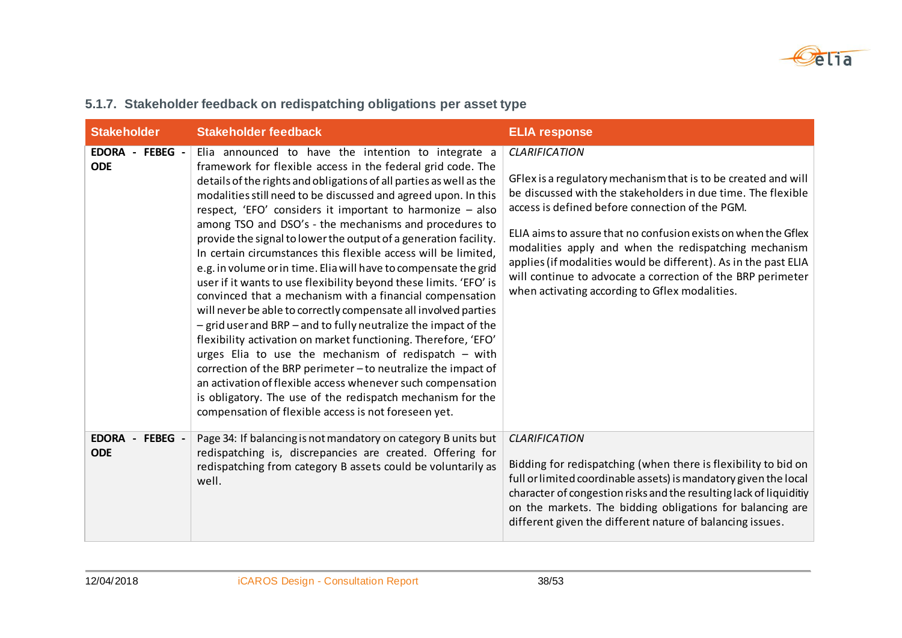### 5.1.7. Stakeholder feedback on redispatching obligations per asset type

| Stakeholder | Stakeholder feedback | ELIA response |
|---|---|---|
| **EDORA - FEBEG - ODE** | Elia announced to have the intention to integrate a framework for flexible access in the federal grid code. The details of the rights and obligations of all parties as well as the modalities still need to be discussed and agreed upon. In this respect, 'EFO' considers it important to harmonize – also among TSO and DSO's - the mechanisms and procedures to provide the signal to lower the output of a generation facility. In certain circumstances this flexible access will be limited, e.g. in volume or in time. Elia will have to compensate the grid user if it wants to use flexibility beyond these limits. 'EFO' is convinced that a mechanism with a financial compensation will never be able to correctly compensate all involved parties – grid user and BRP – and to fully neutralize the impact of the flexibility activation on market functioning. Therefore, 'EFO' urges Elia to use the mechanism of redispatch – with correction of the BRP perimeter – to neutralize the impact of an activation of flexible access whenever such compensation is obligatory. The use of the redispatch mechanism for the compensation of flexible access is not foreseen yet. | *CLARIFICATION*<br><br>GFlex is a regulatory mechanism that is to be created and will be discussed with the stakeholders in due time. The flexible access is defined before connection of the PGM.<br><br>ELIA aims to assure that no confusion exists on when the Gflex modalities apply and when the redispatching mechanism applies (if modalities would be different). As in the past ELIA will continue to advocate a correction of the BRP perimeter when activating according to Gflex modalities. |
| **EDORA - FEBEG - ODE** | Page 34: If balancing is not mandatory on category B units but redispatching is, discrepancies are created. Offering for redispatching from category B assets could be voluntarily as well. | *CLARIFICATION*<br><br>Bidding for redispatching (when there is flexibility to bid on full or limited coordinable assets) is mandatory given the local character of congestion risks and the resulting lack of liquiditiy on the markets. The bidding obligations for balancing are different given the different nature of balancing issues. |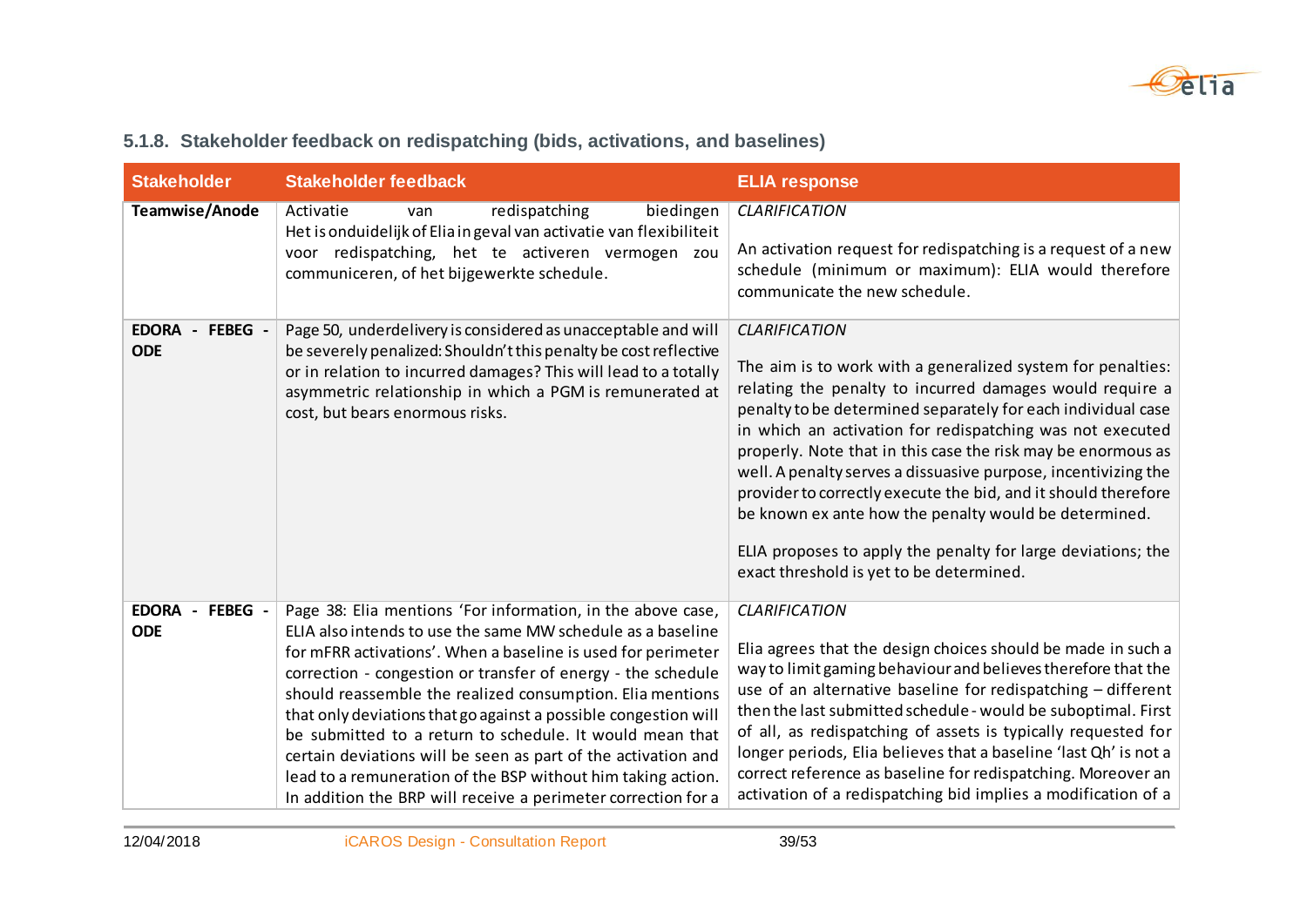### 5.1.8. Stakeholder feedback on redispatching (bids, activations, and baselines)

| Stakeholder | Stakeholder feedback | ELIA response |
|---|---|---|
| **Teamwise/Anode** | Activatie van redispatching biedingen Het is onduidelijk of Elia in geval van activatie van flexibiliteit voor redispatching, het te activeren vermogen zou communiceren, of het bijgewerkte schedule. | *CLARIFICATION*<br><br>An activation request for redispatching is a request of a new schedule (minimum or maximum): ELIA would therefore communicate the new schedule. |
| **EDORA - FEBEG - ODE** | Page 50, underdelivery is considered as unacceptable and will be severely penalized: Shouldn't this penalty be cost reflective or in relation to incurred damages? This will lead to a totally asymmetric relationship in which a PGM is remunerated at cost, but bears enormous risks. | *CLARIFICATION*<br><br>The aim is to work with a generalized system for penalties: relating the penalty to incurred damages would require a penalty to be determined separately for each individual case in which an activation for redispatching was not executed properly. Note that in this case the risk may be enormous as well. A penalty serves a dissuasive purpose, incentivizing the provider to correctly execute the bid, and it should therefore be known ex ante how the penalty would be determined.<br><br>ELIA proposes to apply the penalty for large deviations; the exact threshold is yet to be determined. |
| **EDORA - FEBEG - ODE** | Page 38: Elia mentions 'For information, in the above case, ELIA also intends to use the same MW schedule as a baseline for mFRR activations'. When a baseline is used for perimeter correction - congestion or transfer of energy - the schedule should reassemble the realized consumption. Elia mentions that only deviations that go against a possible congestion will be submitted to a return to schedule. It would mean that certain deviations will be seen as part of the activation and lead to a remuneration of the BSP without him taking action. In addition the BRP will receive a perimeter correction for a | *CLARIFICATION*<br><br>Elia agrees that the design choices should be made in such a way to limit gaming behaviour and believes therefore that the use of an alternative baseline for redispatching – different then the last submitted schedule - would be suboptimal. First of all, as redispatching of assets is typically requested for longer periods, Elia believes that a baseline 'last Qh' is not a correct reference as baseline for redispatching. Moreover an activation of a redispatching bid implies a modification of a |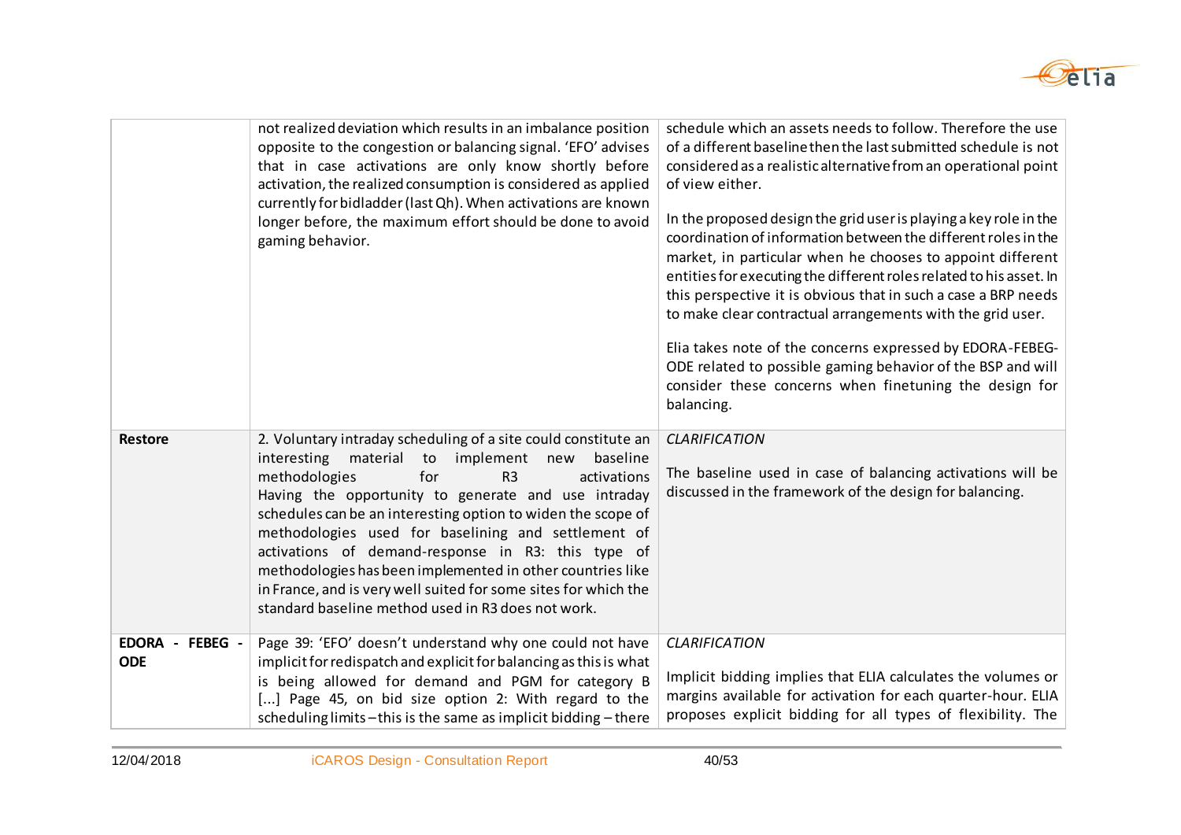| | | |
|---|---|---|
| | not realized deviation which results in an imbalance position opposite to the congestion or balancing signal. 'EFO' advises that in case activations are only know shortly before activation, the realized consumption is considered as applied currently for bidladder (last Qh). When activations are known longer before, the maximum effort should be done to avoid gaming behavior. | schedule which an assets needs to follow. Therefore the use of a different baseline then the last submitted schedule is not considered as a realistic alternative from an operational point of view either.<br><br>In the proposed design the grid user is playing a key role in the coordination of information between the different roles in the market, in particular when he chooses to appoint different entities for executing the different roles related to his asset. In this perspective it is obvious that in such a case a BRP needs to make clear contractual arrangements with the grid user.<br><br>Elia takes note of the concerns expressed by EDORA-FEBEG-ODE related to possible gaming behavior of the BSP and will consider these concerns when finetuning the design for balancing. |
| **Restore** | 2. Voluntary intraday scheduling of a site could constitute an interesting material to implement new baseline methodologies for R3 activations Having the opportunity to generate and use intraday schedules can be an interesting option to widen the scope of methodologies used for baselining and settlement of activations of demand-response in R3: this type of methodologies has been implemented in other countries like in France, and is very well suited for some sites for which the standard baseline method used in R3 does not work. | *CLARIFICATION*<br><br>The baseline used in case of balancing activations will be discussed in the framework of the design for balancing. |
| **EDORA - FEBEG - ODE** | Page 39: 'EFO' doesn't understand why one could not have implicit for redispatch and explicit for balancing as this is what is being allowed for demand and PGM for category B [...] Page 45, on bid size option 2: With regard to the scheduling limits – this is the same as implicit bidding – there | *CLARIFICATION*<br><br>Implicit bidding implies that ELIA calculates the volumes or margins available for activation for each quarter-hour. ELIA proposes explicit bidding for all types of flexibility. The |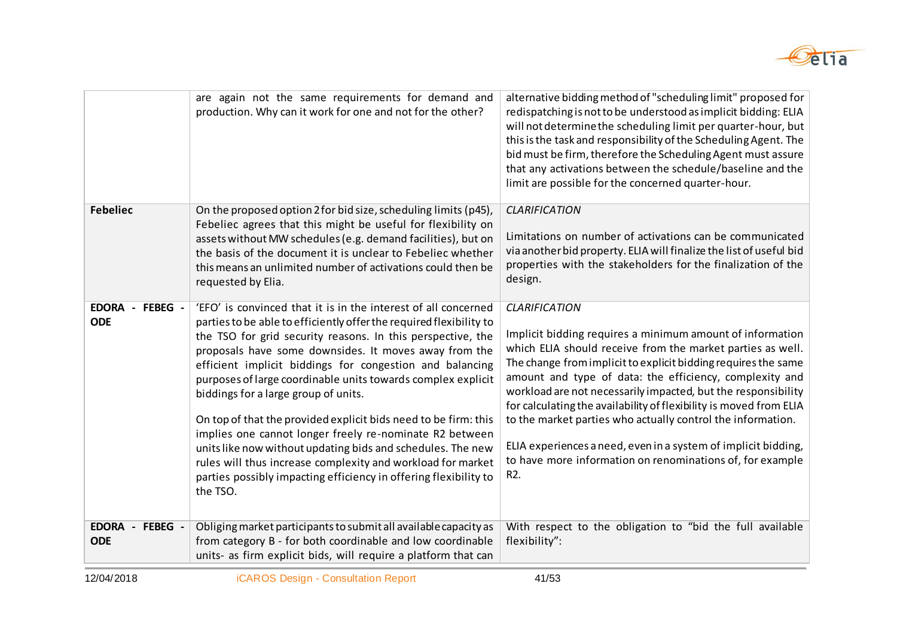| | | |
|---|---|---|
| | are again not the same requirements for demand and production. Why can it work for one and not for the other? | alternative bidding method of "scheduling limit" proposed for redispatching is not to be understood as implicit bidding: ELIA will not determine the scheduling limit per quarter-hour, but this is the task and responsibility of the Scheduling Agent. The bid must be firm, therefore the Scheduling Agent must assure that any activations between the schedule/baseline and the limit are possible for the concerned quarter-hour. |
| **Febeliec** | On the proposed option 2 for bid size, scheduling limits (p45), Febeliec agrees that this might be useful for flexibility on assets without MW schedules (e.g. demand facilities), but on the basis of the document it is unclear to Febeliec whether this means an unlimited number of activations could then be requested by Elia. | *CLARIFICATION*<br><br>Limitations on number of activations can be communicated via another bid property. ELIA will finalize the list of useful bid properties with the stakeholders for the finalization of the design. |
| **EDORA - FEBEG - ODE** | 'EFO' is convinced that it is in the interest of all concerned parties to be able to efficiently offer the required flexibility to the TSO for grid security reasons. In this perspective, the proposals have some downsides. It moves away from the efficient implicit biddings for congestion and balancing purposes of large coordinable units towards complex explicit biddings for a large group of units.<br><br>On top of that the provided explicit bids need to be firm: this implies one cannot longer freely re-nominate R2 between units like now without updating bids and schedules. The new rules will thus increase complexity and workload for market parties possibly impacting efficiency in offering flexibility to the TSO. | *CLARIFICATION*<br><br>Implicit bidding requires a minimum amount of information which ELIA should receive from the market parties as well. The change from implicit to explicit bidding requires the same amount and type of data: the efficiency, complexity and workload are not necessarily impacted, but the responsibility for calculating the availability of flexibility is moved from ELIA to the market parties who actually control the information.<br><br>ELIA experiences a need, even in a system of implicit bidding, to have more information on renominations of, for example R2. |
| **EDORA - FEBEG - ODE** | Obliging market participants to submit all available capacity as from category B - for both coordinable and low coordinable units- as firm explicit bids, will require a platform that can | With respect to the obligation to "bid the full available flexibility": |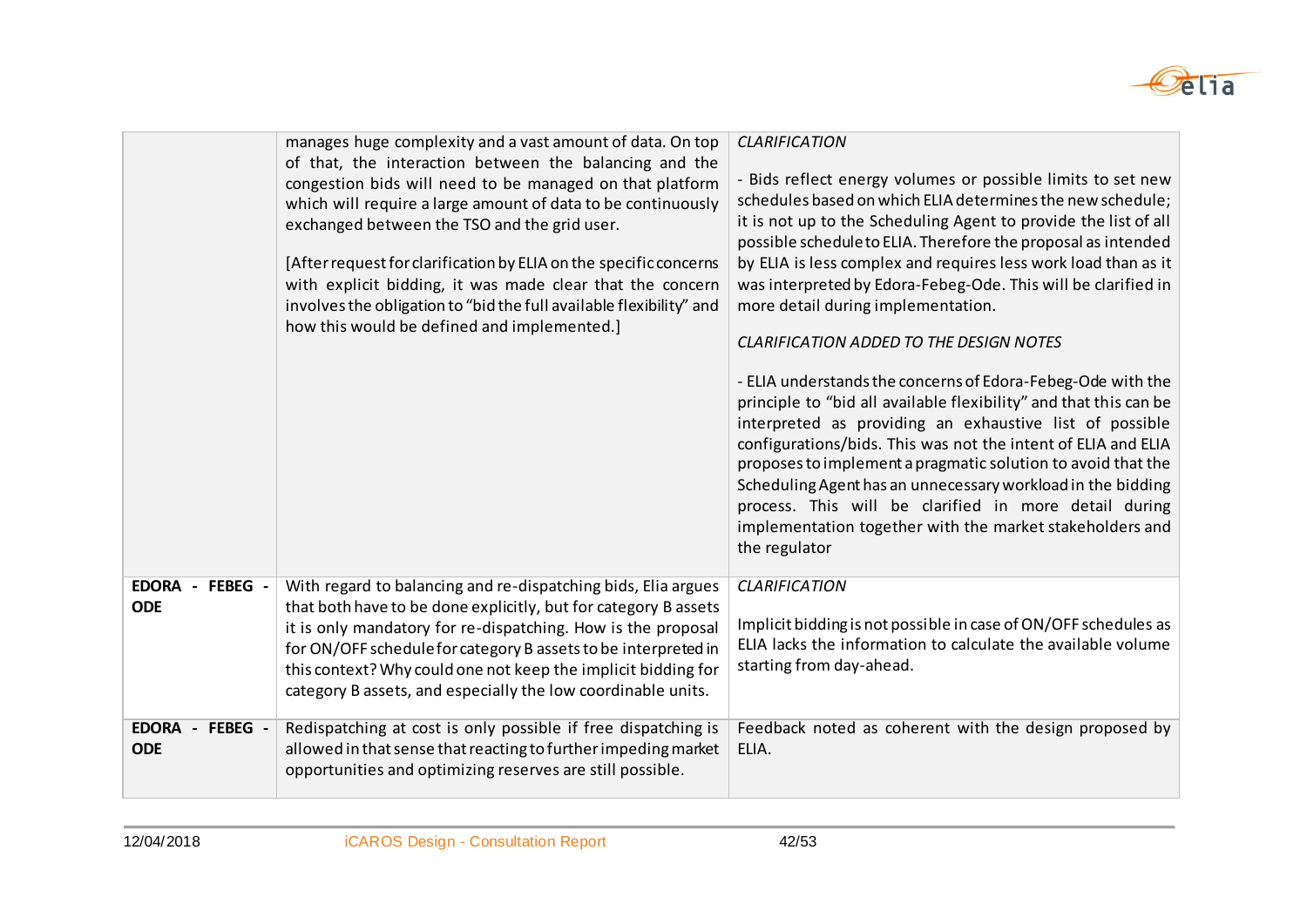| | | |
|---|---|---|
| | manages huge complexity and a vast amount of data. On top of that, the interaction between the balancing and the congestion bids will need to be managed on that platform which will require a large amount of data to be continuously exchanged between the TSO and the grid user.<br><br>[After request for clarification by ELIA on the specific concerns with explicit bidding, it was made clear that the concern involves the obligation to "bid the full available flexibility" and how this would be defined and implemented.] | *CLARIFICATION*<br><br>- Bids reflect energy volumes or possible limits to set new schedules based on which ELIA determines the new schedule; it is not up to the Scheduling Agent to provide the list of all possible schedule to ELIA. Therefore the proposal as intended by ELIA is less complex and requires less work load than as it was interpreted by Edora-Febeg-Ode. This will be clarified in more detail during implementation.<br><br>*CLARIFICATION ADDED TO THE DESIGN NOTES*<br><br>- ELIA understands the concerns of Edora-Febeg-Ode with the principle to "bid all available flexibility" and that this can be interpreted as providing an exhaustive list of possible configurations/bids. This was not the intent of ELIA and ELIA proposes to implement a pragmatic solution to avoid that the Scheduling Agent has an unnecessary workload in the bidding process. This will be clarified in more detail during implementation together with the market stakeholders and the regulator |
| **EDORA - FEBEG - ODE** | With regard to balancing and re-dispatching bids, Elia argues that both have to be done explicitly, but for category B assets it is only mandatory for re-dispatching. How is the proposal for ON/OFF schedule for category B assets to be interpreted in this context? Why could one not keep the implicit bidding for category B assets, and especially the low coordinable units. | *CLARIFICATION*<br><br>Implicit bidding is not possible in case of ON/OFF schedules as ELIA lacks the information to calculate the available volume starting from day-ahead. |
| **EDORA - FEBEG - ODE** | Redispatching at cost is only possible if free dispatching is allowed in that sense that reacting to further impeding market opportunities and optimizing reserves are still possible. | Feedback noted as coherent with the design proposed by ELIA. |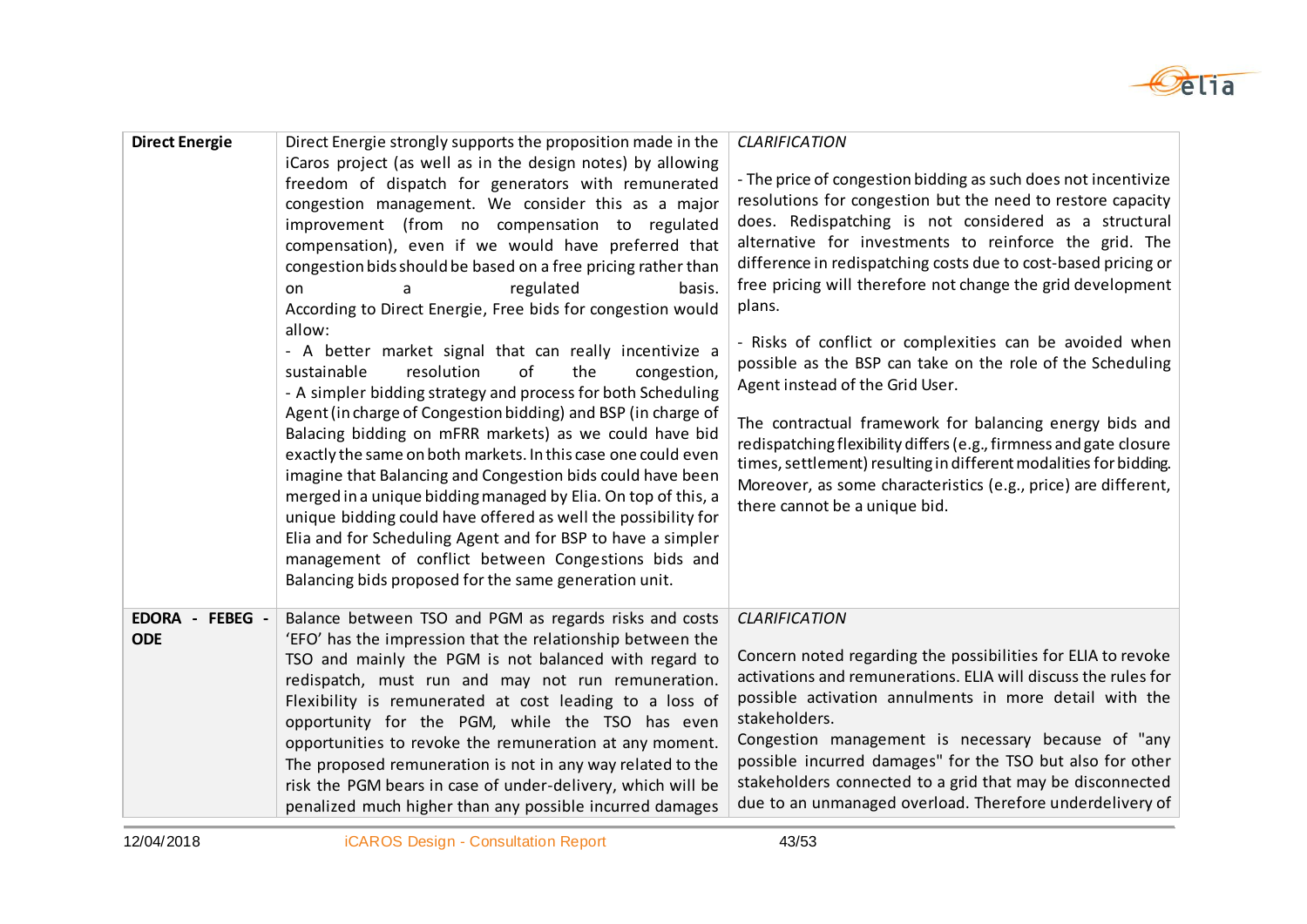| | | |
|---|---|---|
| **Direct Energie** | Direct Energie strongly supports the proposition made in the iCaros project (as well as in the design notes) by allowing freedom of dispatch for generators with remunerated congestion management. We consider this as a major improvement (from no compensation to regulated compensation), even if we would have preferred that congestion bids should be based on a free pricing rather than on a regulated basis.<br>According to Direct Energie, Free bids for congestion would allow:<br>- A better market signal that can really incentivize a sustainable resolution of the congestion,<br>- A simpler bidding strategy and process for both Scheduling Agent (in charge of Congestion bidding) and BSP (in charge of Balacing bidding on mFRR markets) as we could have bid exactly the same on both markets. In this case one could even imagine that Balancing and Congestion bids could have been merged in a unique bidding managed by Elia. On top of this, a unique bidding could have offered as well the possibility for Elia and for Scheduling Agent and for BSP to have a simpler management of conflict between Congestions bids and Balancing bids proposed for the same generation unit. | *CLARIFICATION*<br><br>- The price of congestion bidding as such does not incentivize resolutions for congestion but the need to restore capacity does. Redispatching is not considered as a structural alternative for investments to reinforce the grid. The difference in redispatching costs due to cost-based pricing or free pricing will therefore not change the grid development plans.<br><br>- Risks of conflict or complexities can be avoided when possible as the BSP can take on the role of the Scheduling Agent instead of the Grid User.<br><br>The contractual framework for balancing energy bids and redispatching flexibility differs (e.g., firmness and gate closure times, settlement) resulting in different modalities for bidding. Moreover, as some characteristics (e.g., price) are different, there cannot be a unique bid. |
| **EDORA - FEBEG - ODE** | Balance between TSO and PGM as regards risks and costs<br>'EFO' has the impression that the relationship between the TSO and mainly the PGM is not balanced with regard to redispatch, must run and may not run remuneration. Flexibility is remunerated at cost leading to a loss of opportunity for the PGM, while the TSO has even opportunities to revoke the remuneration at any moment. The proposed remuneration is not in any way related to the risk the PGM bears in case of under-delivery, which will be penalized much higher than any possible incurred damages | *CLARIFICATION*<br><br>Concern noted regarding the possibilities for ELIA to revoke activations and remunerations. ELIA will discuss the rules for possible activation annulments in more detail with the stakeholders.<br>Congestion management is necessary because of "any possible incurred damages" for the TSO but also for other stakeholders connected to a grid that may be disconnected due to an unmanaged overload. Therefore underdelivery of |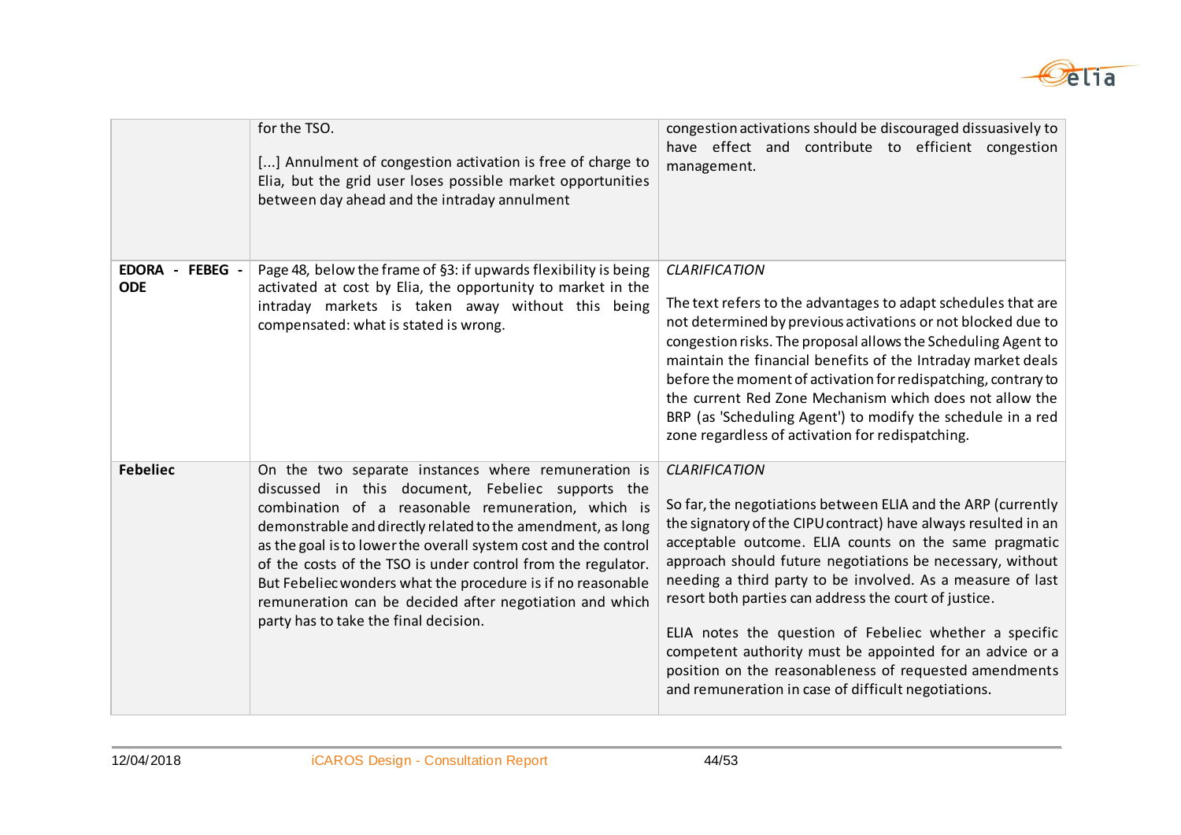| | | |
|---|---|---|
| | for the TSO.<br><br>[...] Annulment of congestion activation is free of charge to Elia, but the grid user loses possible market opportunities between day ahead and the intraday annulment | congestion activations should be discouraged dissuasively to have effect and contribute to efficient congestion management. |
| **EDORA - FEBEG - ODE** | Page 48, below the frame of §3: if upwards flexibility is being activated at cost by Elia, the opportunity to market in the intraday markets is taken away without this being compensated: what is stated is wrong. | *CLARIFICATION*<br><br>The text refers to the advantages to adapt schedules that are not determined by previous activations or not blocked due to congestion risks. The proposal allows the Scheduling Agent to maintain the financial benefits of the Intraday market deals before the moment of activation for redispatching, contrary to the current Red Zone Mechanism which does not allow the BRP (as 'Scheduling Agent') to modify the schedule in a red zone regardless of activation for redispatching. |
| **Febeliec** | On the two separate instances where remuneration is discussed in this document, Febeliec supports the combination of a reasonable remuneration, which is demonstrable and directly related to the amendment, as long as the goal is to lower the overall system cost and the control of the costs of the TSO is under control from the regulator. But Febeliec wonders what the procedure is if no reasonable remuneration can be decided after negotiation and which party has to take the final decision. | *CLARIFICATION*<br><br>So far, the negotiations between ELIA and the ARP (currently the signatory of the CIPU contract) have always resulted in an acceptable outcome. ELIA counts on the same pragmatic approach should future negotiations be necessary, without needing a third party to be involved. As a measure of last resort both parties can address the court of justice.<br><br>ELIA notes the question of Febeliec whether a specific competent authority must be appointed for an advice or a position on the reasonableness of requested amendments and remuneration in case of difficult negotiations. |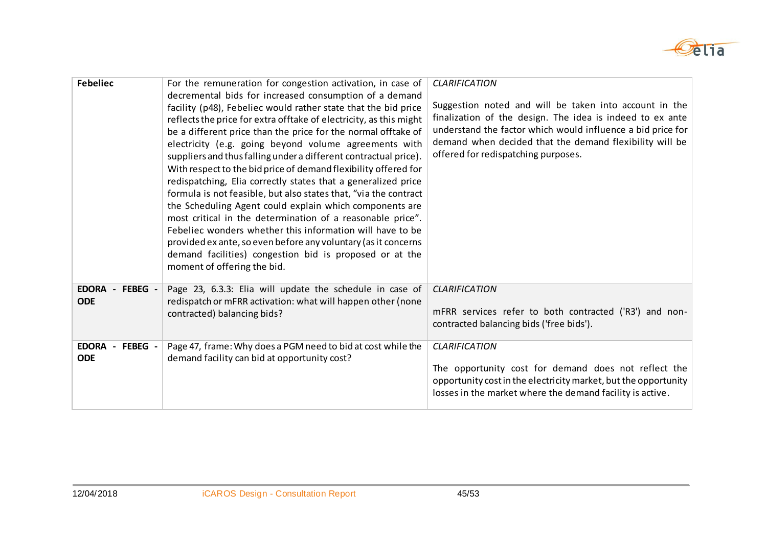| | | |
|---|---|---|
| **Febeliec** | For the remuneration for congestion activation, in case of decremental bids for increased consumption of a demand facility (p48), Febeliec would rather state that the bid price reflects the price for extra offtake of electricity, as this might be a different price than the price for the normal offtake of electricity (e.g. going beyond volume agreements with suppliers and thus falling under a different contractual price). With respect to the bid price of demand flexibility offered for redispatching, Elia correctly states that a generalized price formula is not feasible, but also states that, "via the contract the Scheduling Agent could explain which components are most critical in the determination of a reasonable price". Febeliec wonders whether this information will have to be provided ex ante, so even before any voluntary (as it concerns demand facilities) congestion bid is proposed or at the moment of offering the bid. | *CLARIFICATION*<br><br>Suggestion noted and will be taken into account in the finalization of the design. The idea is indeed to ex ante understand the factor which would influence a bid price for demand when decided that the demand flexibility will be offered for redispatching purposes. |
| **EDORA - FEBEG - ODE** | Page 23, 6.3.3: Elia will update the schedule in case of redispatch or mFRR activation: what will happen other (none contracted) balancing bids? | *CLARIFICATION*<br><br>mFRR services refer to both contracted ('R3') and non-contracted balancing bids ('free bids'). |
| **EDORA - FEBEG - ODE** | Page 47, frame: Why does a PGM need to bid at cost while the demand facility can bid at opportunity cost? | *CLARIFICATION*<br><br>The opportunity cost for demand does not reflect the opportunity cost in the electricity market, but the opportunity losses in the market where the demand facility is active. |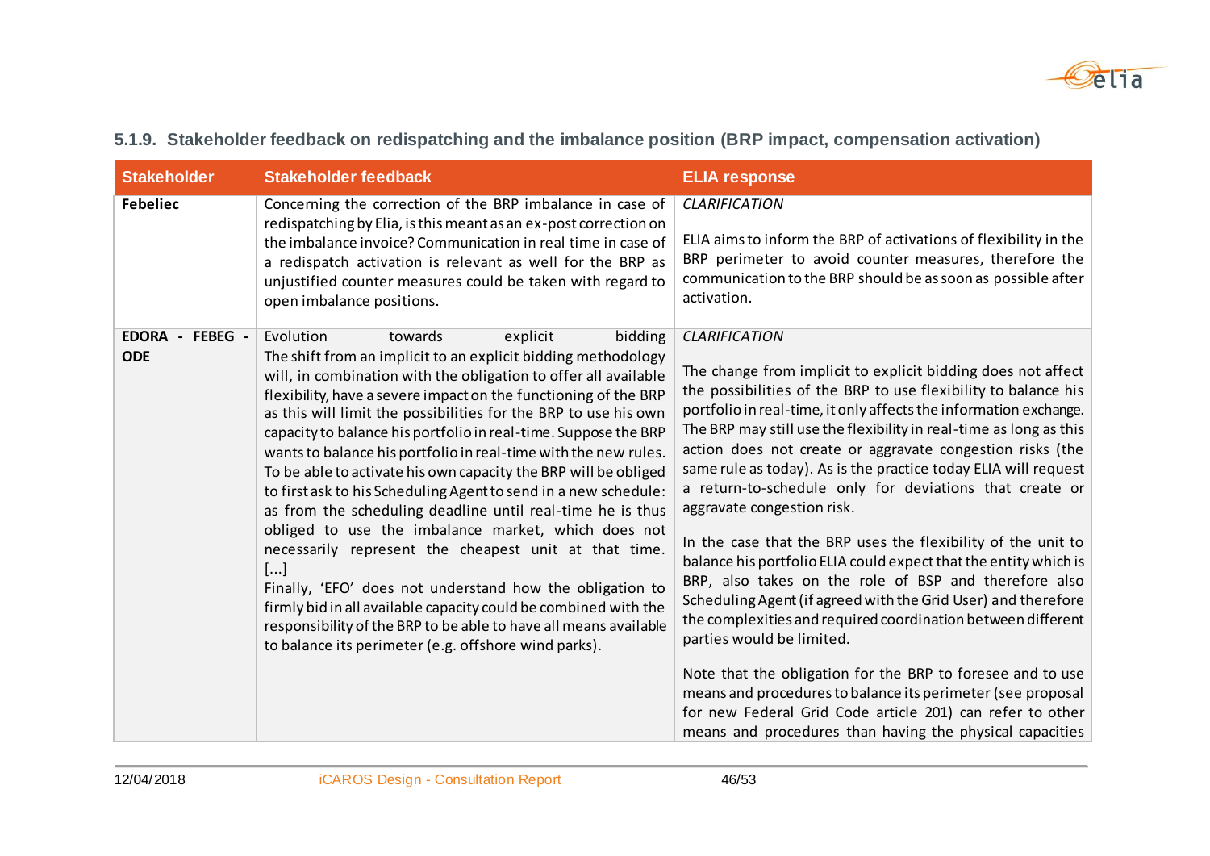### 5.1.9. Stakeholder feedback on redispatching and the imbalance position (BRP impact, compensation activation)

| Stakeholder | Stakeholder feedback | ELIA response |
|---|---|---|
| **Febeliec** | Concerning the correction of the BRP imbalance in case of redispatching by Elia, is this meant as an ex-post correction on the imbalance invoice? Communication in real time in case of a redispatch activation is relevant as well for the BRP as unjustified counter measures could be taken with regard to open imbalance positions. | *CLARIFICATION*<br><br>ELIA aims to inform the BRP of activations of flexibility in the BRP perimeter to avoid counter measures, therefore the communication to the BRP should be as soon as possible after activation. |
| **EDORA - FEBEG - ODE** | Evolution towards explicit bidding<br>The shift from an implicit to an explicit bidding methodology will, in combination with the obligation to offer all available flexibility, have a severe impact on the functioning of the BRP as this will limit the possibilities for the BRP to use his own capacity to balance his portfolio in real-time. Suppose the BRP wants to balance his portfolio in real-time with the new rules. To be able to activate his own capacity the BRP will be obliged to first ask to his Scheduling Agent to send in a new schedule: as from the scheduling deadline until real-time he is thus obliged to use the imbalance market, which does not necessarily represent the cheapest unit at that time. [...]<br>Finally, 'EFO' does not understand how the obligation to firmly bid in all available capacity could be combined with the responsibility of the BRP to be able to have all means available to balance its perimeter (e.g. offshore wind parks). | *CLARIFICATION*<br><br>The change from implicit to explicit bidding does not affect the possibilities of the BRP to use flexibility to balance his portfolio in real-time, it only affects the information exchange. The BRP may still use the flexibility in real-time as long as this action does not create or aggravate congestion risks (the same rule as today). As is the practice today ELIA will request a return-to-schedule only for deviations that create or aggravate congestion risk.<br><br>In the case that the BRP uses the flexibility of the unit to balance his portfolio ELIA could expect that the entity which is BRP, also takes on the role of BSP and therefore also Scheduling Agent (if agreed with the Grid User) and therefore the complexities and required coordination between different parties would be limited.<br><br>Note that the obligation for the BRP to foresee and to use means and procedures to balance its perimeter (see proposal for new Federal Grid Code article 201) can refer to other means and procedures than having the physical capacities |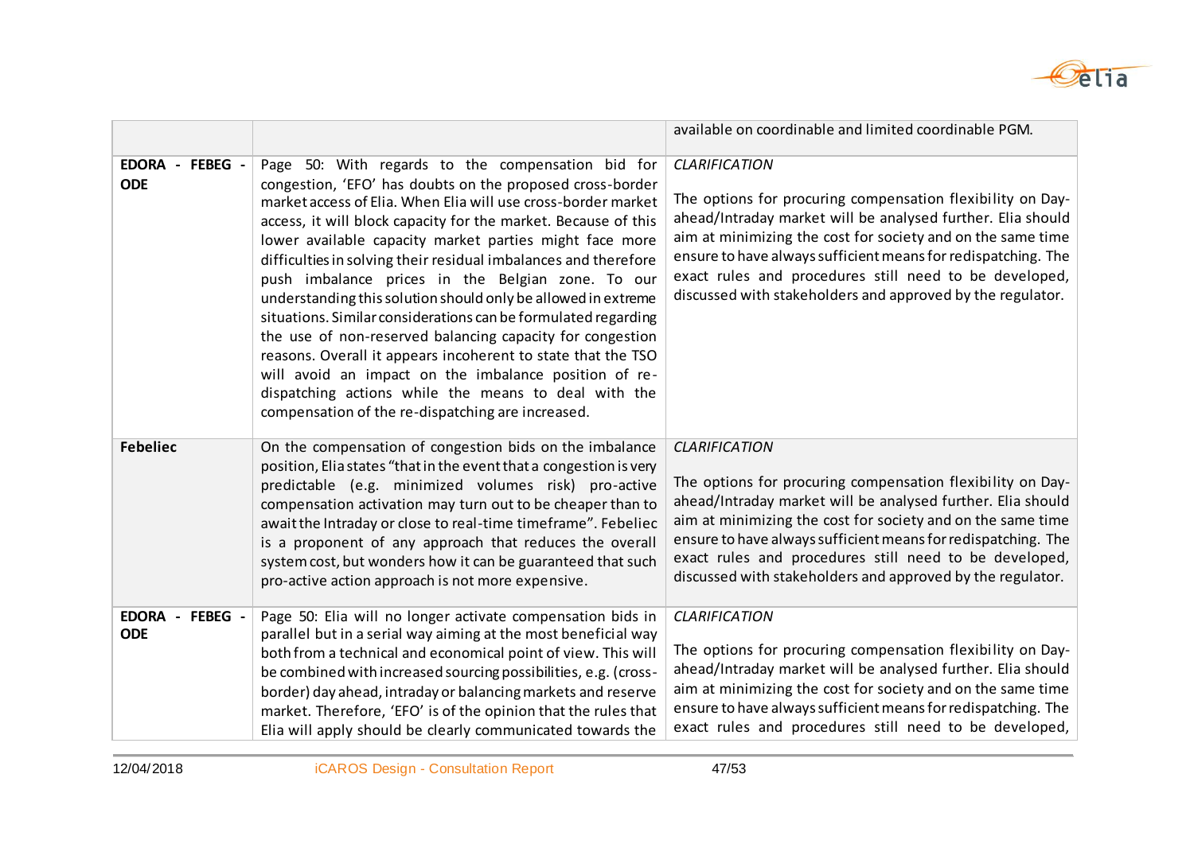| | | available on coordinable and limited coordinable PGM. |
|---|---|---|
| **EDORA - FEBEG - ODE** | Page 50: With regards to the compensation bid for congestion, 'EFO' has doubts on the proposed cross-border market access of Elia. When Elia will use cross-border market access, it will block capacity for the market. Because of this lower available capacity market parties might face more difficulties in solving their residual imbalances and therefore push imbalance prices in the Belgian zone. To our understanding this solution should only be allowed in extreme situations. Similar considerations can be formulated regarding the use of non-reserved balancing capacity for congestion reasons. Overall it appears incoherent to state that the TSO will avoid an impact on the imbalance position of re-dispatching actions while the means to deal with the compensation of the re-dispatching are increased. | *CLARIFICATION*<br><br>The options for procuring compensation flexibility on Day-ahead/Intraday market will be analysed further. Elia should aim at minimizing the cost for society and on the same time ensure to have always sufficient means for redispatching. The exact rules and procedures still need to be developed, discussed with stakeholders and approved by the regulator. |
| **Febeliec** | On the compensation of congestion bids on the imbalance position, Elia states "that in the event that a congestion is very predictable (e.g. minimized volumes risk) pro-active compensation activation may turn out to be cheaper than to await the Intraday or close to real-time timeframe". Febeliec is a proponent of any approach that reduces the overall system cost, but wonders how it can be guaranteed that such pro-active action approach is not more expensive. | *CLARIFICATION*<br><br>The options for procuring compensation flexibility on Day-ahead/Intraday market will be analysed further. Elia should aim at minimizing the cost for society and on the same time ensure to have always sufficient means for redispatching. The exact rules and procedures still need to be developed, discussed with stakeholders and approved by the regulator. |
| **EDORA - FEBEG - ODE** | Page 50: Elia will no longer activate compensation bids in parallel but in a serial way aiming at the most beneficial way both from a technical and economical point of view. This will be combined with increased sourcing possibilities, e.g. (cross-border) day ahead, intraday or balancing markets and reserve market. Therefore, 'EFO' is of the opinion that the rules that Elia will apply should be clearly communicated towards the | *CLARIFICATION*<br><br>The options for procuring compensation flexibility on Day-ahead/Intraday market will be analysed further. Elia should aim at minimizing the cost for society and on the same time ensure to have always sufficient means for redispatching. The exact rules and procedures still need to be developed, |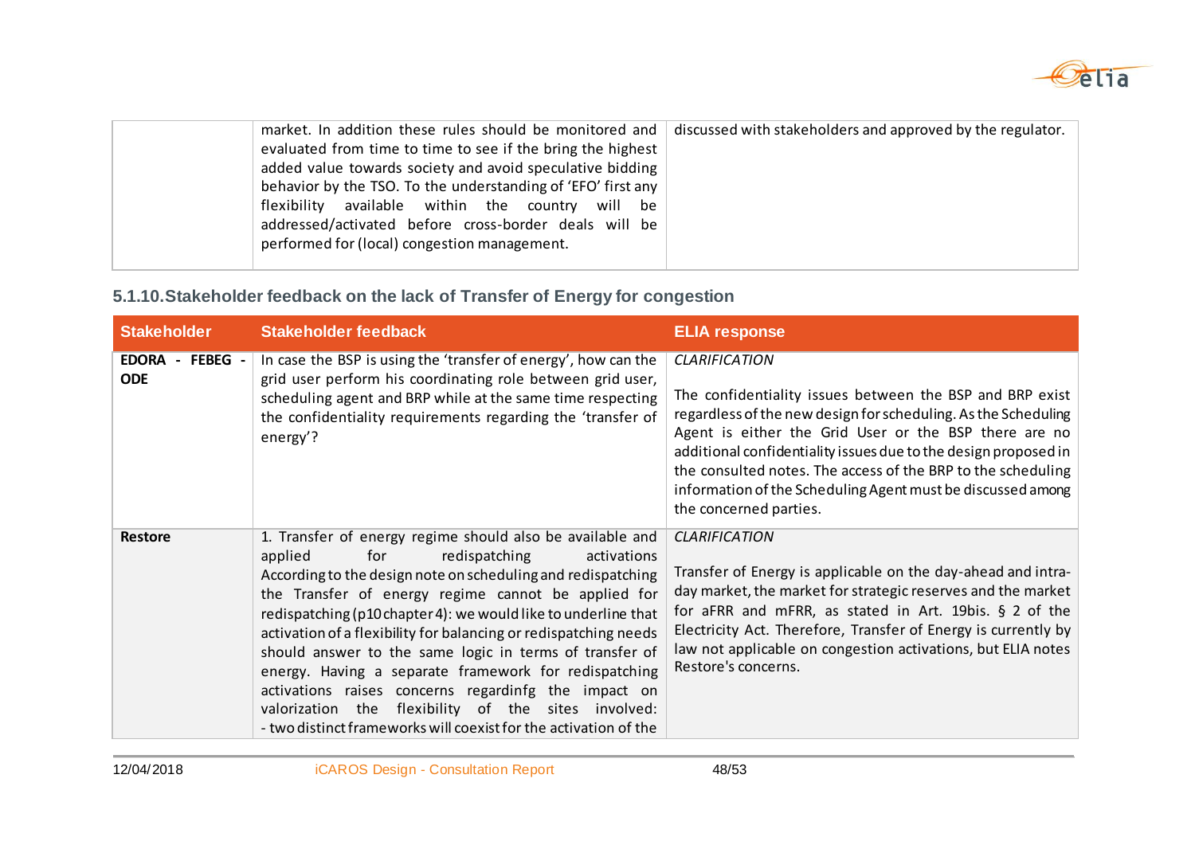|  | market. In addition these rules should be monitored and evaluated from time to time to see if the bring the highest added value towards society and avoid speculative bidding behavior by the TSO. To the understanding of 'EFO' first any flexibility available within the country will be addressed/activated before cross-border deals will be performed for (local) congestion management. | discussed with stakeholders and approved by the regulator. |
|---|---|---|

### 5.1.10. Stakeholder feedback on the lack of Transfer of Energy for congestion

| Stakeholder | Stakeholder feedback | ELIA response |
|---|---|---|
| **EDORA - FEBEG - ODE** | In case the BSP is using the 'transfer of energy', how can the grid user perform his coordinating role between grid user, scheduling agent and BRP while at the same time respecting the confidentiality requirements regarding the 'transfer of energy'? | *CLARIFICATION*<br><br>The confidentiality issues between the BSP and BRP exist regardless of the new design for scheduling. As the Scheduling Agent is either the Grid User or the BSP there are no additional confidentiality issues due to the design proposed in the consulted notes. The access of the BRP to the scheduling information of the Scheduling Agent must be discussed among the concerned parties. |
| **Restore** | 1. Transfer of energy regime should also be available and applied for redispatching activations<br>According to the design note on scheduling and redispatching the Transfer of energy regime cannot be applied for redispatching (p10 chapter 4): we would like to underline that activation of a flexibility for balancing or redispatching needs should answer to the same logic in terms of transfer of energy. Having a separate framework for redispatching activations raises concerns regardinfg the impact on valorization the flexibility of the sites involved:<br>- two distinct frameworks will coexist for the activation of the | *CLARIFICATION*<br><br>Transfer of Energy is applicable on the day-ahead and intra-day market, the market for strategic reserves and the market for aFRR and mFRR, as stated in Art. 19bis. § 2 of the Electricity Act. Therefore, Transfer of Energy is currently by law not applicable on congestion activations, but ELIA notes Restore's concerns. |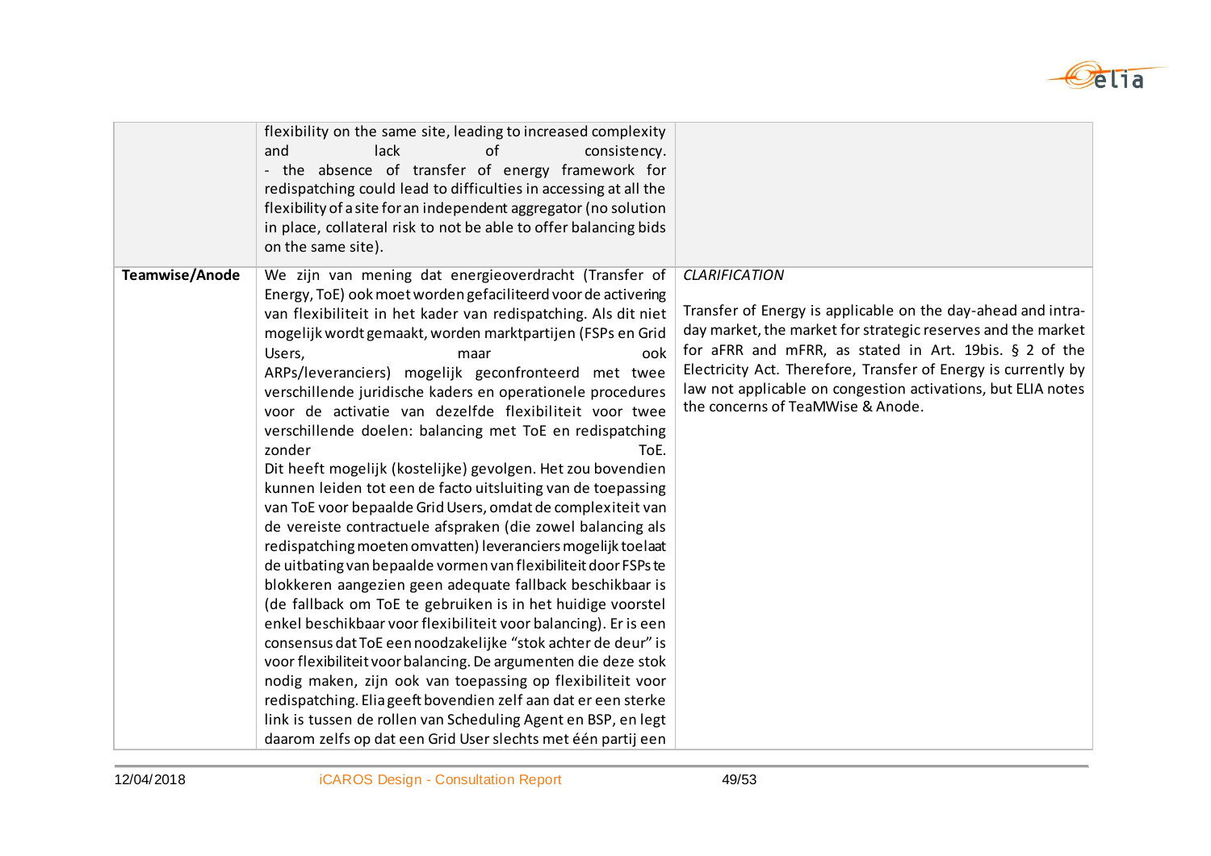|  |  |  |
|---|---|---|
|  | flexibility on the same site, leading to increased complexity and lack of consistency.<br>- the absence of transfer of energy framework for redispatching could lead to difficulties in accessing at all the flexibility of a site for an independent aggregator (no solution in place, collateral risk to not be able to offer balancing bids on the same site). |  |
| **Teamwise/Anode** | We zijn van mening dat energieoverdracht (Transfer of Energy, ToE) ook moet worden gefaciliteerd voor de activering van flexibiliteit in het kader van redispatching. Als dit niet mogelijk wordt gemaakt, worden marktpartijen (FSPs en Grid Users, maar ook ARPs/leveranciers) mogelijk geconfronteerd met twee verschillende juridische kaders en operationele procedures voor de activatie van dezelfde flexibiliteit voor twee verschillende doelen: balancing met ToE en redispatching zonder ToE.<br>Dit heeft mogelijk (kostelijke) gevolgen. Het zou bovendien kunnen leiden tot een de facto uitsluiting van de toepassing van ToE voor bepaalde Grid Users, omdat de complexiteit van de vereiste contractuele afspraken (die zowel balancing als redispatching moeten omvatten) leveranciers mogelijk toelaat de uitbating van bepaalde vormen van flexibiliteit door FSPs te blokkeren aangezien geen adequate fallback beschikbaar is (de fallback om ToE te gebruiken is in het huidige voorstel enkel beschikbaar voor flexibiliteit voor balancing). Er is een consensus dat ToE een noodzakelijke "stok achter de deur" is voor flexibiliteit voor balancing. De argumenten die deze stok nodig maken, zijn ook van toepassing op flexibiliteit voor redispatching. Elia geeft bovendien zelf aan dat er een sterke link is tussen de rollen van Scheduling Agent en BSP, en legt daarom zelfs op dat een Grid User slechts met één partij een | *CLARIFICATION*<br><br>Transfer of Energy is applicable on the day-ahead and intra-day market, the market for strategic reserves and the market for aFRR and mFRR, as stated in Art. 19bis. § 2 of the Electricity Act. Therefore, Transfer of Energy is currently by law not applicable on congestion activations, but ELIA notes the concerns of TeaMWise & Anode. |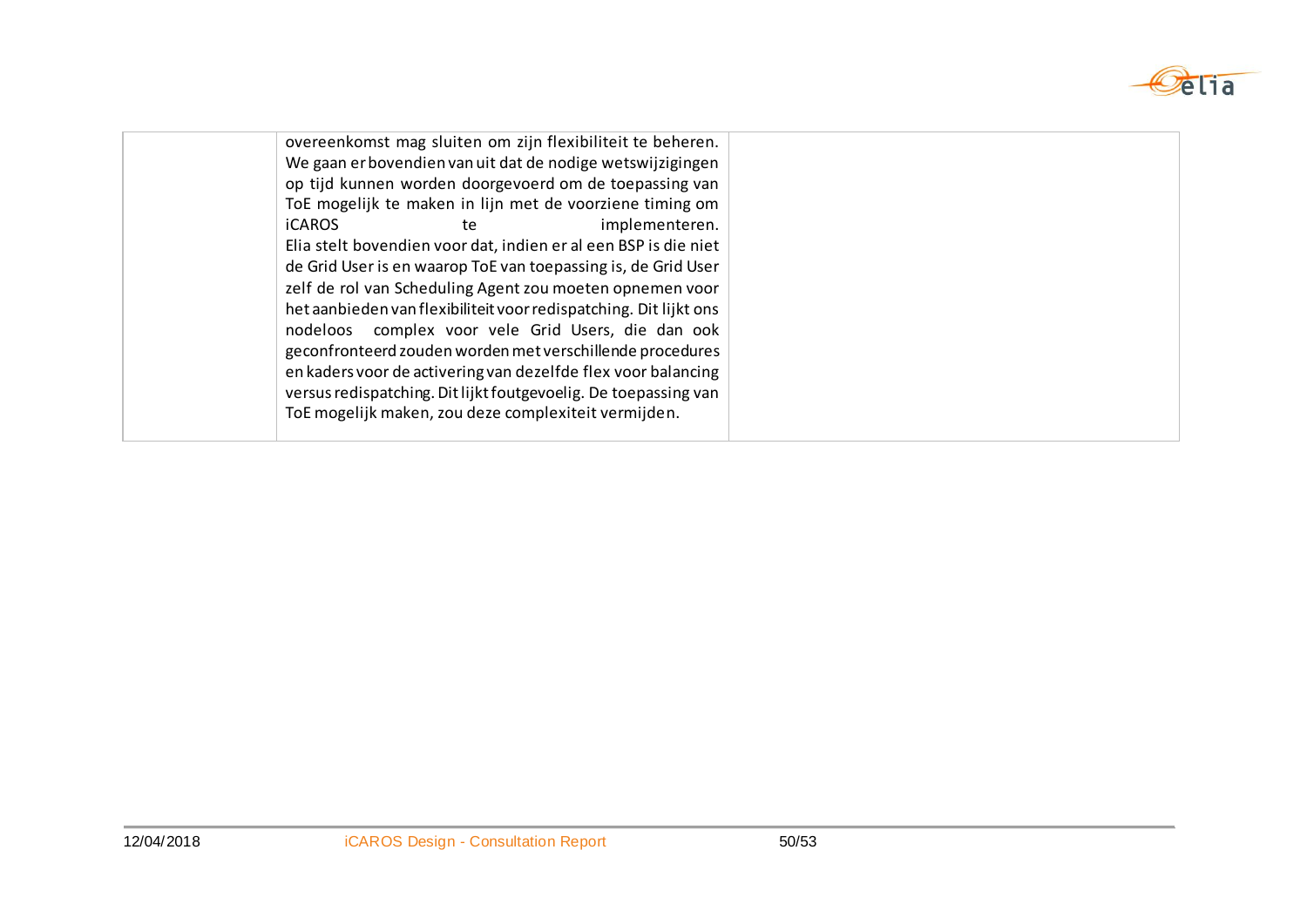| | | |
|---|---|---|
| | overeenkomst mag sluiten om zijn flexibiliteit te beheren. We gaan er bovendien van uit dat de nodige wetswijzigingen op tijd kunnen worden doorgevoerd om de toepassing van ToE mogelijk te maken in lijn met de voorziene timing om iCAROS te implementeren. Elia stelt bovendien voor dat, indien er al een BSP is die niet de Grid User is en waarop ToE van toepassing is, de Grid User zelf de rol van Scheduling Agent zou moeten opnemen voor het aanbieden van flexibiliteit voor redispatching. Dit lijkt ons nodeloos complex voor vele Grid Users, die dan ook geconfronteerd zouden worden met verschillende procedures en kaders voor de activering van dezelfde flex voor balancing versus redispatching. Dit lijkt foutgevoelig. De toepassing van ToE mogelijk maken, zou deze complexiteit vermijden. | |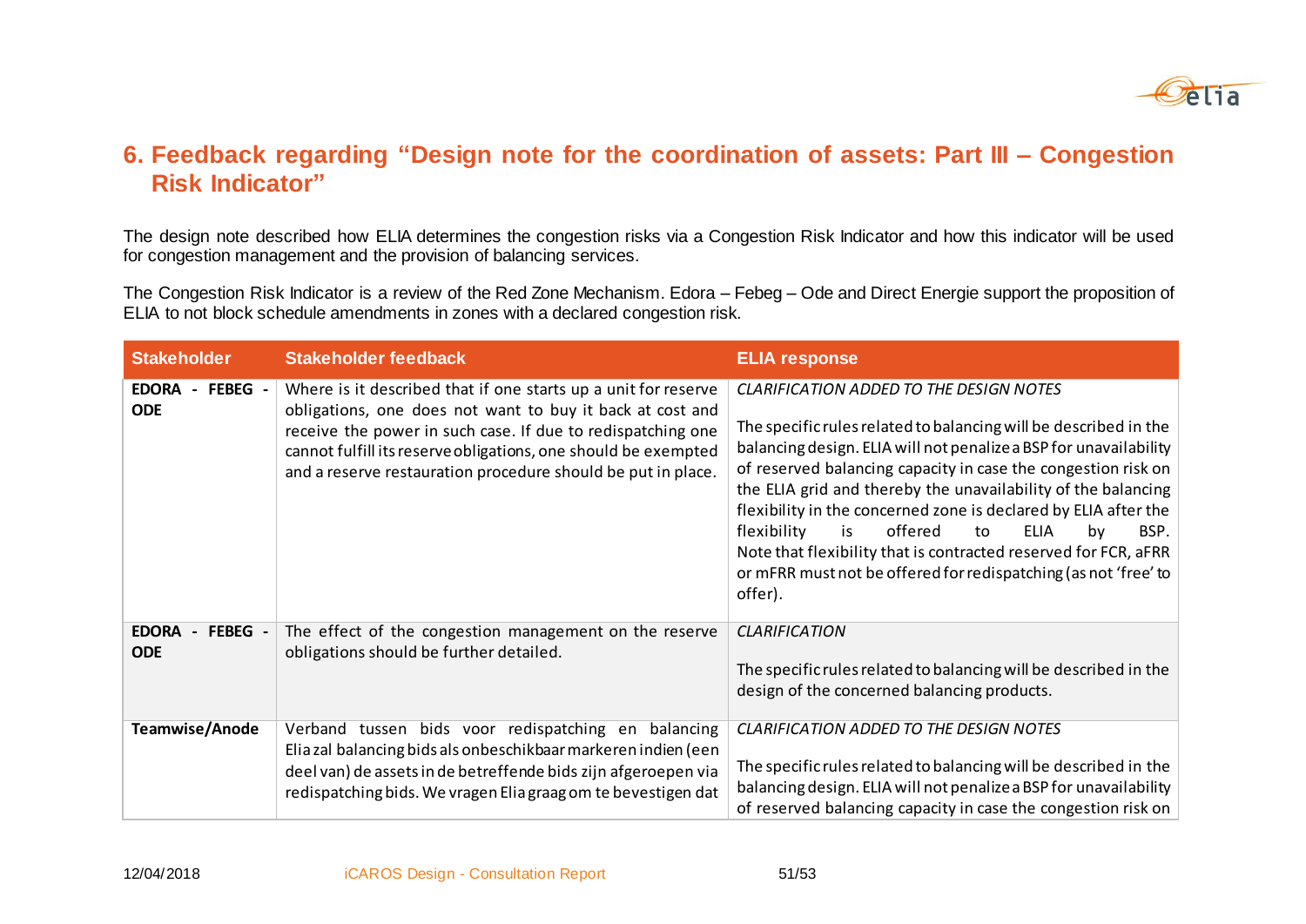## 6. Feedback regarding "Design note for the coordination of assets: Part III – Congestion Risk Indicator"

The design note described how ELIA determines the congestion risks via a Congestion Risk Indicator and how this indicator will be used for congestion management and the provision of balancing services.

The Congestion Risk Indicator is a review of the Red Zone Mechanism. Edora – Febeg – Ode and Direct Energie support the proposition of ELIA to not block schedule amendments in zones with a declared congestion risk.

| Stakeholder | Stakeholder feedback | ELIA response |
|---|---|---|
| **EDORA - FEBEG - ODE** | Where is it described that if one starts up a unit for reserve obligations, one does not want to buy it back at cost and receive the power in such case. If due to redispatching one cannot fulfill its reserve obligations, one should be exempted and a reserve restauration procedure should be put in place. | *CLARIFICATION ADDED TO THE DESIGN NOTES*<br><br>The specific rules related to balancing will be described in the balancing design. ELIA will not penalize a BSP for unavailability of reserved balancing capacity in case the congestion risk on the ELIA grid and thereby the unavailability of the balancing flexibility in the concerned zone is declared by ELIA after the flexibility is offered to ELIA by BSP. Note that flexibility that is contracted reserved for FCR, aFRR or mFRR must not be offered for redispatching (as not 'free' to offer). |
| **EDORA - FEBEG - ODE** | The effect of the congestion management on the reserve obligations should be further detailed. | *CLARIFICATION*<br><br>The specific rules related to balancing will be described in the design of the concerned balancing products. |
| **Teamwise/Anode** | Verband tussen bids voor redispatching en balancing<br>Elia zal balancing bids als onbeschikbaar markeren indien (een deel van) de assets in de betreffende bids zijn afgeroepen via redispatching bids. We vragen Elia graag om te bevestigen dat | *CLARIFICATION ADDED TO THE DESIGN NOTES*<br><br>The specific rules related to balancing will be described in the balancing design. ELIA will not penalize a BSP for unavailability of reserved balancing capacity in case the congestion risk on |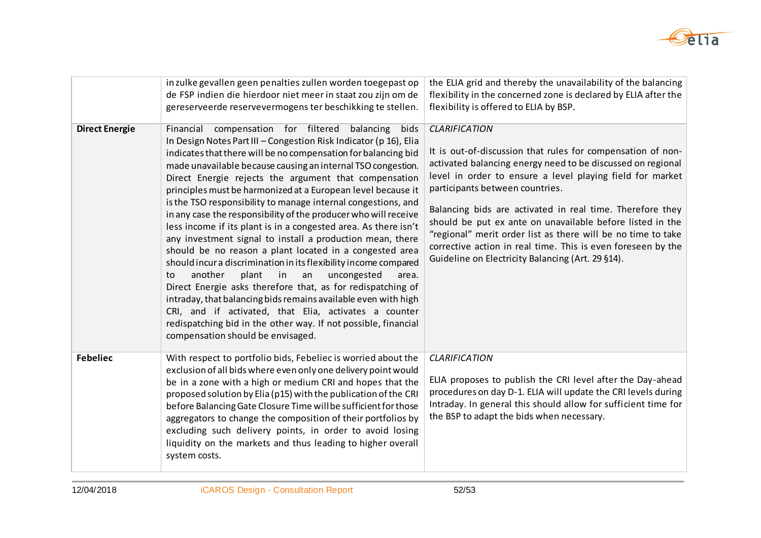| | | |
|---|---|---|
| | in zulke gevallen geen penalties zullen worden toegepast op de FSP indien die hierdoor niet meer in staat zou zijn om de gereserveerde reservevermogens ter beschikking te stellen. | the ELIA grid and thereby the unavailability of the balancing flexibility in the concerned zone is declared by ELIA after the flexibility is offered to ELIA by BSP. |
| **Direct Energie** | Financial compensation for filtered balancing bids<br>In Design Notes Part III – Congestion Risk Indicator (p 16), Elia indicates that there will be no compensation for balancing bid made unavailable because causing an internal TSO congestion. Direct Energie rejects the argument that compensation principles must be harmonized at a European level because it is the TSO responsibility to manage internal congestions, and in any case the responsibility of the producer who will receive less income if its plant is in a congested area. As there isn't any investment signal to install a production mean, there should be no reason a plant located in a congested area should incur a discrimination in its flexibility income compared to another plant in an uncongested area. Direct Energie asks therefore that, as for redispatching of intraday, that balancing bids remains available even with high CRI, and if activated, that Elia, activates a counter redispatching bid in the other way. If not possible, financial compensation should be envisaged. | *CLARIFICATION*<br><br>It is out-of-discussion that rules for compensation of non-activated balancing energy need to be discussed on regional level in order to ensure a level playing field for market participants between countries.<br><br>Balancing bids are activated in real time. Therefore they should be put ex ante on unavailable before listed in the "regional" merit order list as there will be no time to take corrective action in real time. This is even foreseen by the Guideline on Electricity Balancing (Art. 29 §14). |
| **Febeliec** | With respect to portfolio bids, Febeliec is worried about the exclusion of all bids where even only one delivery point would be in a zone with a high or medium CRI and hopes that the proposed solution by Elia (p15) with the publication of the CRI before Balancing Gate Closure Time will be sufficient for those aggregators to change the composition of their portfolios by excluding such delivery points, in order to avoid losing liquidity on the markets and thus leading to higher overall system costs. | *CLARIFICATION*<br><br>ELIA proposes to publish the CRI level after the Day-ahead procedures on day D-1. ELIA will update the CRI levels during Intraday. In general this should allow for sufficient time for the BSP to adapt the bids when necessary. |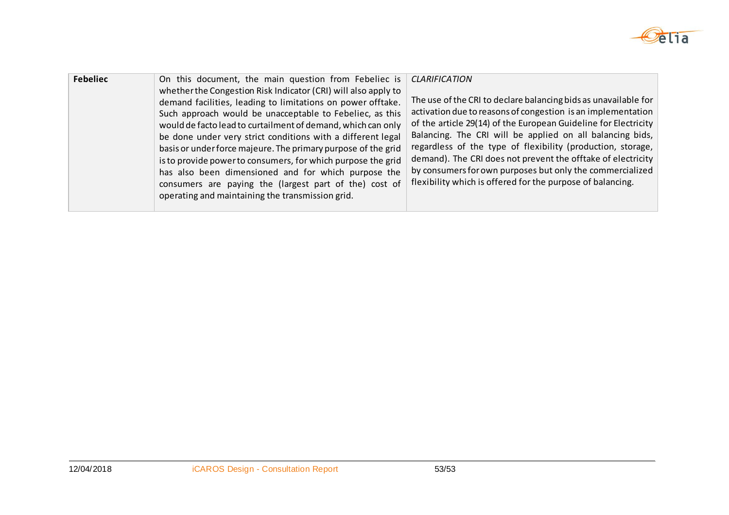| | | |
|---|---|---|
| **Febeliec** | On this document, the main question from Febeliec is whether the Congestion Risk Indicator (CRI) will also apply to demand facilities, leading to limitations on power offtake. Such approach would be unacceptable to Febeliec, as this would de facto lead to curtailment of demand, which can only be done under very strict conditions with a different legal basis or under force majeure. The primary purpose of the grid is to provide power to consumers, for which purpose the grid has also been dimensioned and for which purpose the consumers are paying the (largest part of the) cost of operating and maintaining the transmission grid. | *CLARIFICATION*<br><br>The use of the CRI to declare balancing bids as unavailable for activation due to reasons of congestion is an implementation of the article 29(14) of the European Guideline for Electricity Balancing. The CRI will be applied on all balancing bids, regardless of the type of flexibility (production, storage, demand). The CRI does not prevent the offtake of electricity by consumers for own purposes but only the commercialized flexibility which is offered for the purpose of balancing. |